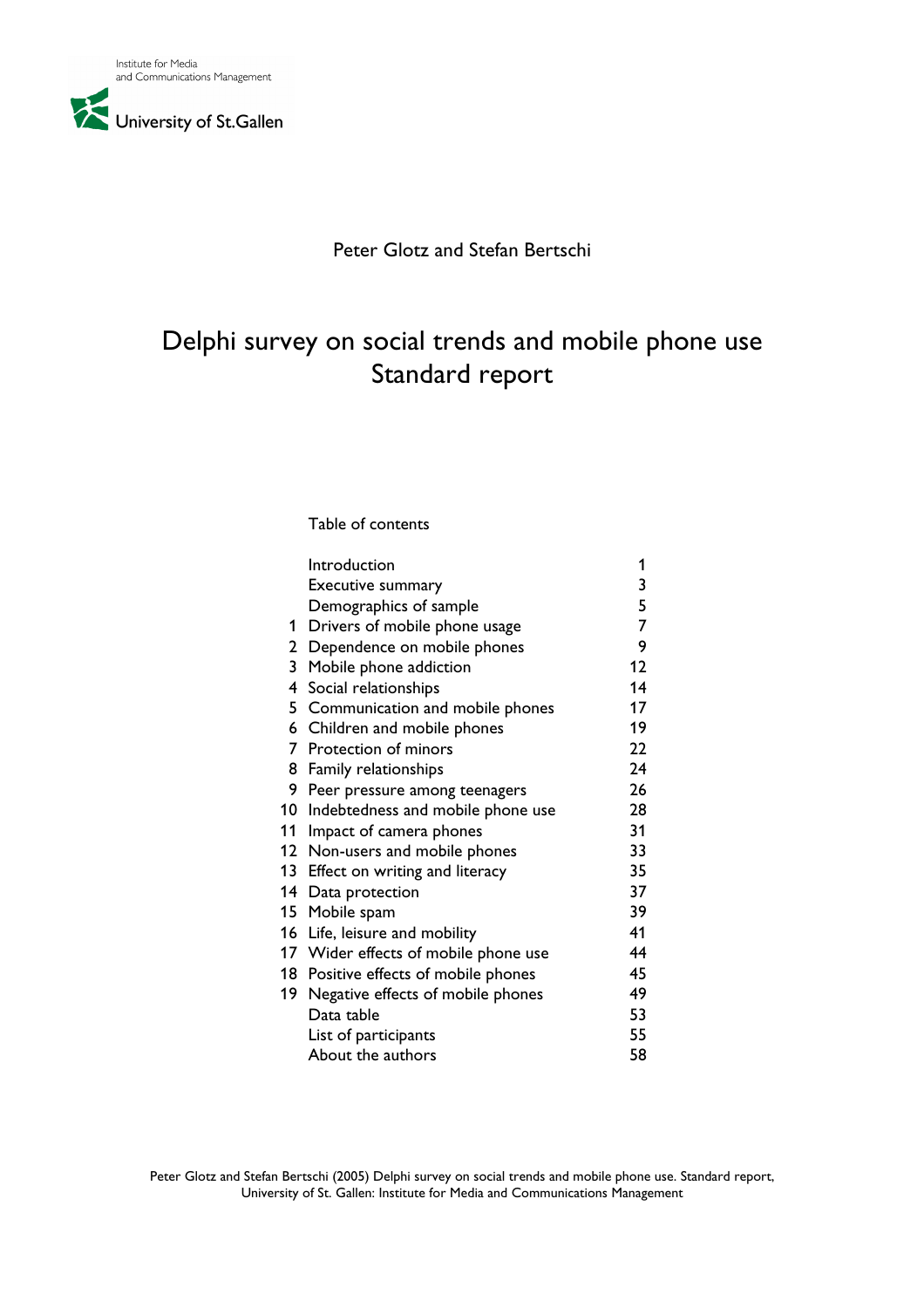Institute for Media
and Communications Management

University of St.Gallen

Peter Glotz and Stefan Bertschi

# Delphi survey on social trends and mobile phone use
## Standard report

Table of contents

| | | |
|---|---|---|
| | Introduction | 1 |
| | Executive summary | 3 |
| | Demographics of sample | 5 |
| 1 | Drivers of mobile phone usage | 7 |
| 2 | Dependence on mobile phones | 9 |
| 3 | Mobile phone addiction | 12 |
| 4 | Social relationships | 14 |
| 5 | Communication and mobile phones | 17 |
| 6 | Children and mobile phones | 19 |
| 7 | Protection of minors | 22 |
| 8 | Family relationships | 24 |
| 9 | Peer pressure among teenagers | 26 |
| 10 | Indebtedness and mobile phone use | 28 |
| 11 | Impact of camera phones | 31 |
| 12 | Non-users and mobile phones | 33 |
| 13 | Effect on writing and literacy | 35 |
| 14 | Data protection | 37 |
| 15 | Mobile spam | 39 |
| 16 | Life, leisure and mobility | 41 |
| 17 | Wider effects of mobile phone use | 44 |
| 18 | Positive effects of mobile phones | 45 |
| 19 | Negative effects of mobile phones | 49 |
| | Data table | 53 |
| | List of participants | 55 |
| | About the authors | 58 |

Peter Glotz and Stefan Bertschi (2005) Delphi survey on social trends and mobile phone use. Standard report, University of St. Gallen: Institute for Media and Communications Management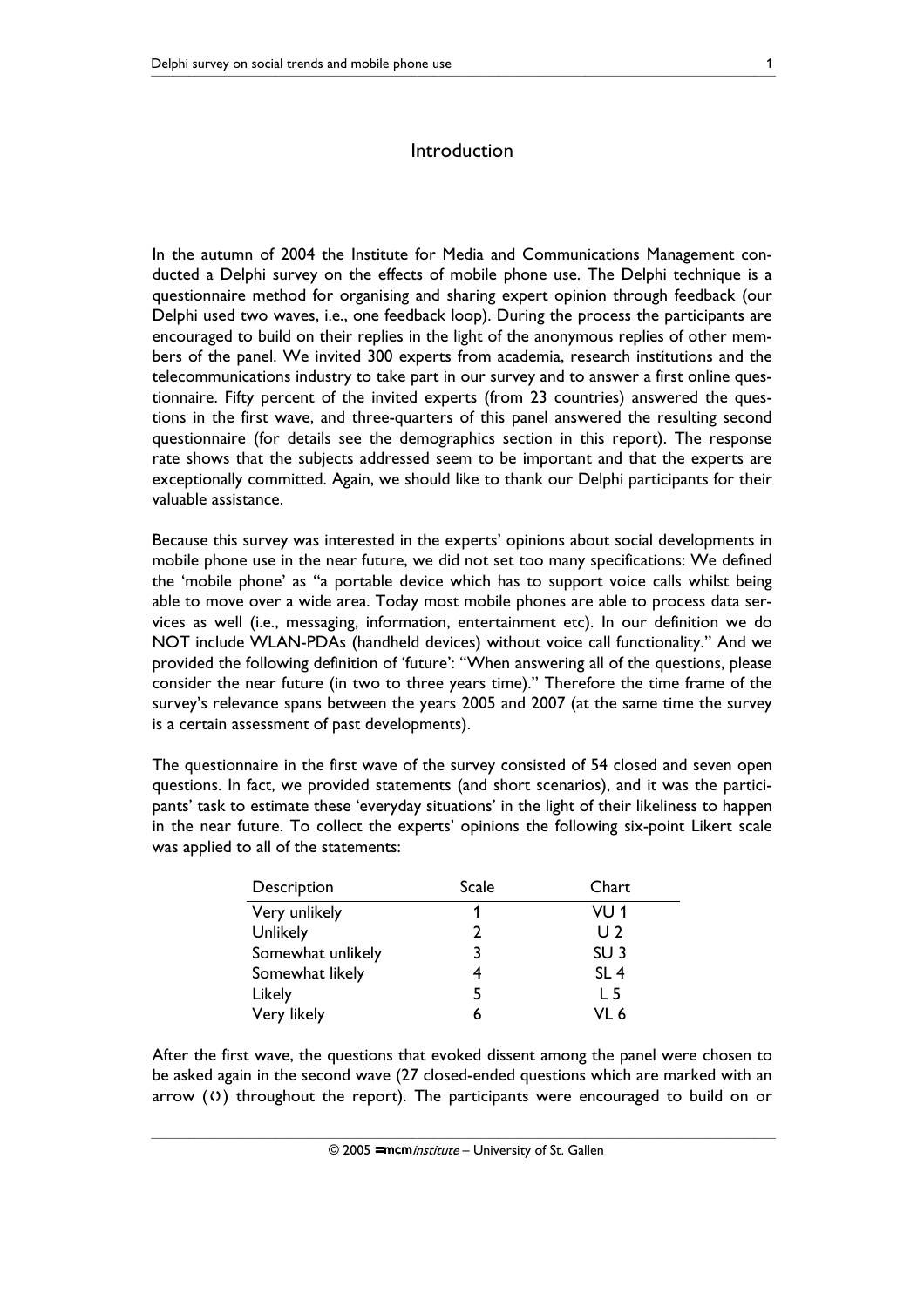# Introduction

In the autumn of 2004 the Institute for Media and Communications Management conducted a Delphi survey on the effects of mobile phone use. The Delphi technique is a questionnaire method for organising and sharing expert opinion through feedback (our Delphi used two waves, i.e., one feedback loop). During the process the participants are encouraged to build on their replies in the light of the anonymous replies of other members of the panel. We invited 300 experts from academia, research institutions and the telecommunications industry to take part in our survey and to answer a first online questionnaire. Fifty percent of the invited experts (from 23 countries) answered the questions in the first wave, and three-quarters of this panel answered the resulting second questionnaire (for details see the demographics section in this report). The response rate shows that the subjects addressed seem to be important and that the experts are exceptionally committed. Again, we should like to thank our Delphi participants for their valuable assistance.

Because this survey was interested in the experts' opinions about social developments in mobile phone use in the near future, we did not set too many specifications: We defined the 'mobile phone' as "a portable device which has to support voice calls whilst being able to move over a wide area. Today most mobile phones are able to process data services as well (i.e., messaging, information, entertainment etc). In our definition we do NOT include WLAN-PDAs (handheld devices) without voice call functionality." And we provided the following definition of 'future': "When answering all of the questions, please consider the near future (in two to three years time)." Therefore the time frame of the survey's relevance spans between the years 2005 and 2007 (at the same time the survey is a certain assessment of past developments).

The questionnaire in the first wave of the survey consisted of 54 closed and seven open questions. In fact, we provided statements (and short scenarios), and it was the participants' task to estimate these 'everyday situations' in the light of their likeliness to happen in the near future. To collect the experts' opinions the following six-point Likert scale was applied to all of the statements:

| Description | Scale | Chart |
|---|---|---|
| Very unlikely | 1 | VU 1 |
| Unlikely | 2 | U 2 |
| Somewhat unlikely | 3 | SU 3 |
| Somewhat likely | 4 | SL 4 |
| Likely | 5 | L 5 |
| Very likely | 6 | VL 6 |

After the first wave, the questions that evoked dissent among the panel were chosen to be asked again in the second wave (27 closed-ended questions which are marked with an arrow (↕) throughout the report). The participants were encouraged to build on or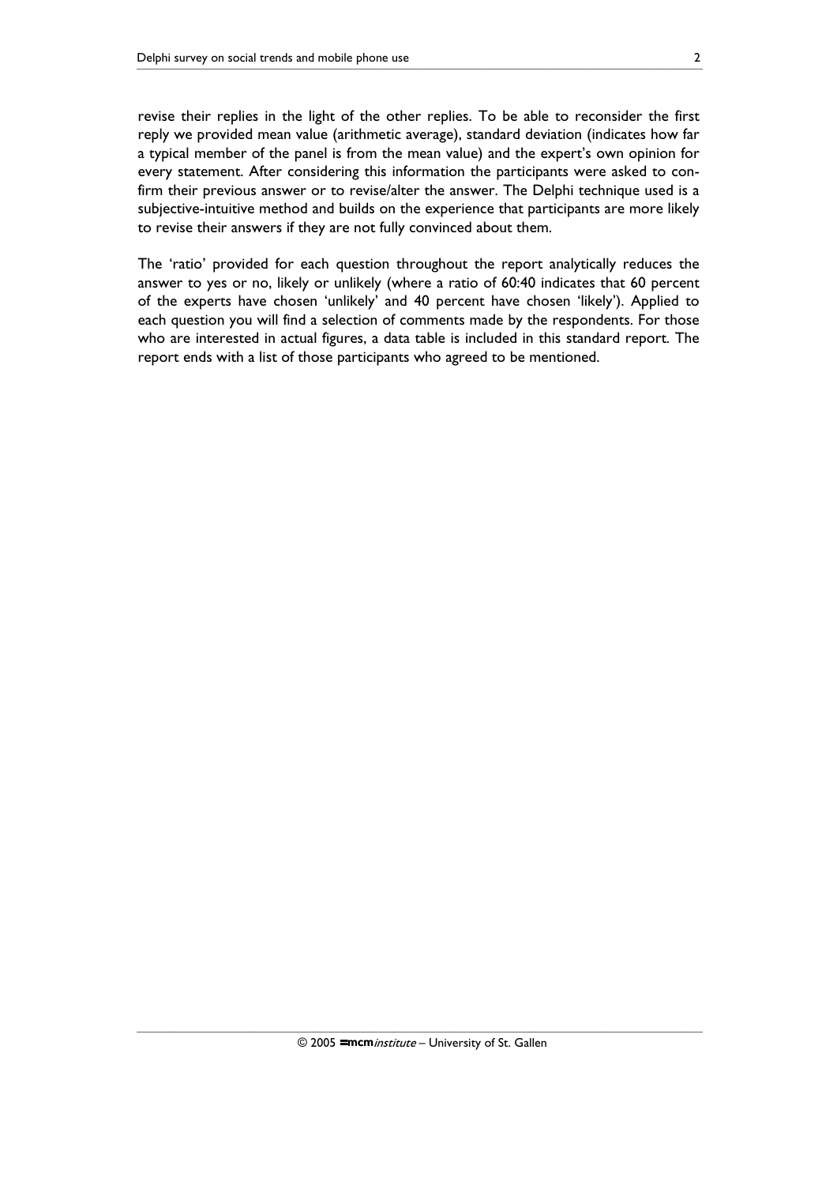revise their replies in the light of the other replies. To be able to reconsider the first reply we provided mean value (arithmetic average), standard deviation (indicates how far a typical member of the panel is from the mean value) and the expert's own opinion for every statement. After considering this information the participants were asked to confirm their previous answer or to revise/alter the answer. The Delphi technique used is a subjective-intuitive method and builds on the experience that participants are more likely to revise their answers if they are not fully convinced about them.

The 'ratio' provided for each question throughout the report analytically reduces the answer to yes or no, likely or unlikely (where a ratio of 60:40 indicates that 60 percent of the experts have chosen 'unlikely' and 40 percent have chosen 'likely'). Applied to each question you will find a selection of comments made by the respondents. For those who are interested in actual figures, a data table is included in this standard report. The report ends with a list of those participants who agreed to be mentioned.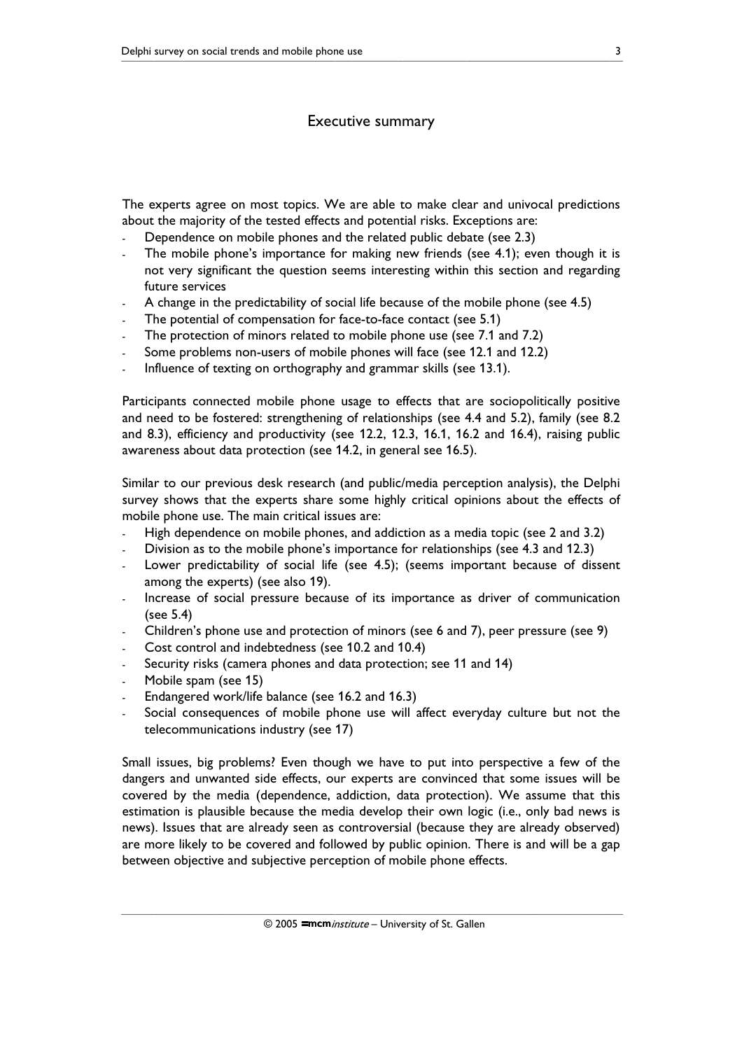## Executive summary

The experts agree on most topics. We are able to make clear and univocal predictions about the majority of the tested effects and potential risks. Exceptions are:

- Dependence on mobile phones and the related public debate (see 2.3)
- The mobile phone's importance for making new friends (see 4.1); even though it is not very significant the question seems interesting within this section and regarding future services
- A change in the predictability of social life because of the mobile phone (see 4.5)
- The potential of compensation for face-to-face contact (see 5.1)
- The protection of minors related to mobile phone use (see 7.1 and 7.2)
- Some problems non-users of mobile phones will face (see 12.1 and 12.2)
- Influence of texting on orthography and grammar skills (see 13.1).

Participants connected mobile phone usage to effects that are sociopolitically positive and need to be fostered: strengthening of relationships (see 4.4 and 5.2), family (see 8.2 and 8.3), efficiency and productivity (see 12.2, 12.3, 16.1, 16.2 and 16.4), raising public awareness about data protection (see 14.2, in general see 16.5).

Similar to our previous desk research (and public/media perception analysis), the Delphi survey shows that the experts share some highly critical opinions about the effects of mobile phone use. The main critical issues are:

- High dependence on mobile phones, and addiction as a media topic (see 2 and 3.2)
- Division as to the mobile phone's importance for relationships (see 4.3 and 12.3)
- Lower predictability of social life (see 4.5); (seems important because of dissent among the experts) (see also 19).
- Increase of social pressure because of its importance as driver of communication (see 5.4)
- Children's phone use and protection of minors (see 6 and 7), peer pressure (see 9)
- Cost control and indebtedness (see 10.2 and 10.4)
- Security risks (camera phones and data protection; see 11 and 14)
- Mobile spam (see 15)
- Endangered work/life balance (see 16.2 and 16.3)
- Social consequences of mobile phone use will affect everyday culture but not the telecommunications industry (see 17)

Small issues, big problems? Even though we have to put into perspective a few of the dangers and unwanted side effects, our experts are convinced that some issues will be covered by the media (dependence, addiction, data protection). We assume that this estimation is plausible because the media develop their own logic (i.e., only bad news is news). Issues that are already seen as controversial (because they are already observed) are more likely to be covered and followed by public opinion. There is and will be a gap between objective and subjective perception of mobile phone effects.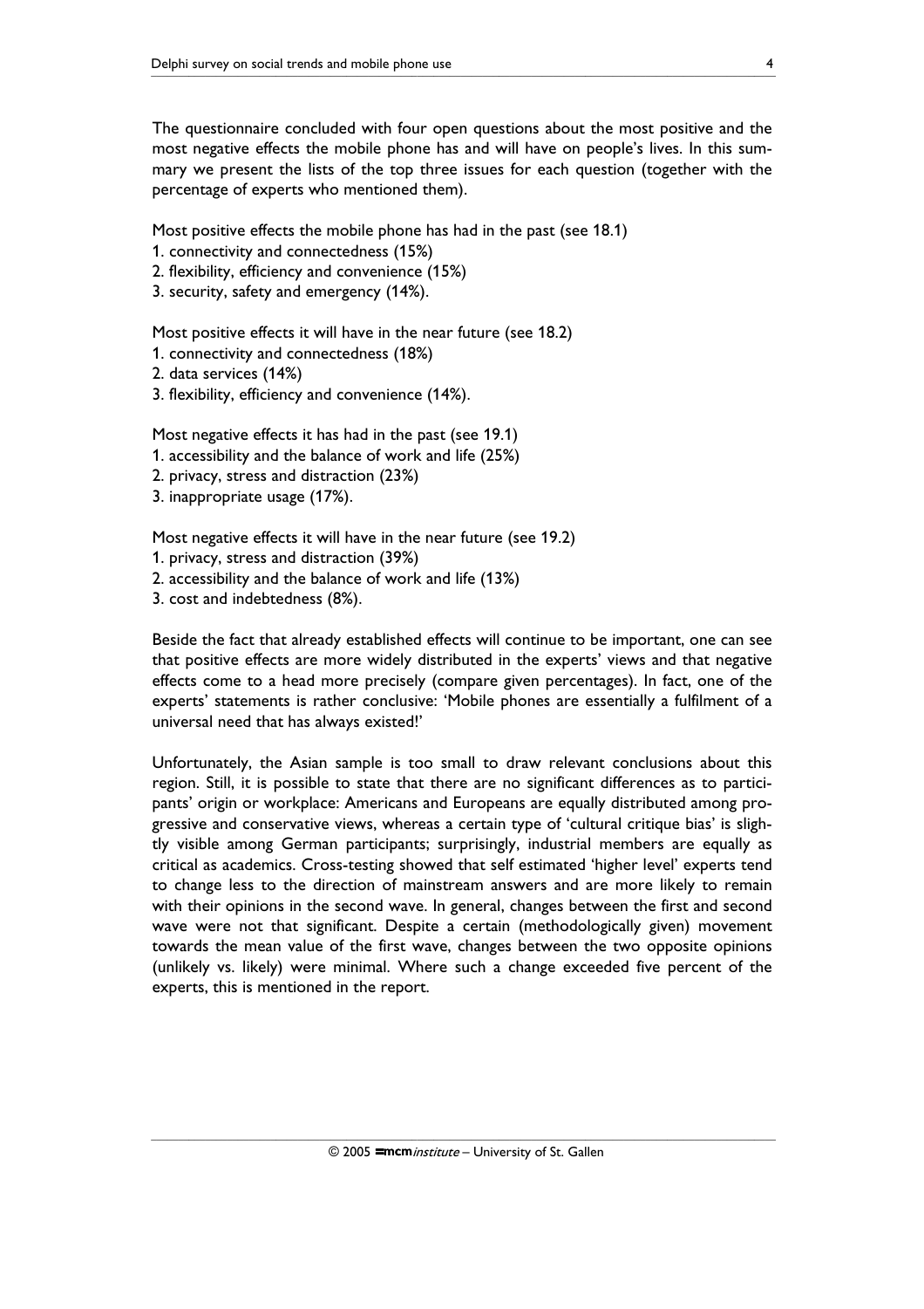The questionnaire concluded with four open questions about the most positive and the most negative effects the mobile phone has and will have on people's lives. In this summary we present the lists of the top three issues for each question (together with the percentage of experts who mentioned them).

Most positive effects the mobile phone has had in the past (see 18.1)
1. connectivity and connectedness (15%)
2. flexibility, efficiency and convenience (15%)
3. security, safety and emergency (14%).

Most positive effects it will have in the near future (see 18.2)
1. connectivity and connectedness (18%)
2. data services (14%)
3. flexibility, efficiency and convenience (14%).

Most negative effects it has had in the past (see 19.1)
1. accessibility and the balance of work and life (25%)
2. privacy, stress and distraction (23%)
3. inappropriate usage (17%).

Most negative effects it will have in the near future (see 19.2)
1. privacy, stress and distraction (39%)
2. accessibility and the balance of work and life (13%)
3. cost and indebtedness (8%).

Beside the fact that already established effects will continue to be important, one can see that positive effects are more widely distributed in the experts' views and that negative effects come to a head more precisely (compare given percentages). In fact, one of the experts' statements is rather conclusive: 'Mobile phones are essentially a fulfilment of a universal need that has always existed!'

Unfortunately, the Asian sample is too small to draw relevant conclusions about this region. Still, it is possible to state that there are no significant differences as to participants' origin or workplace: Americans and Europeans are equally distributed among progressive and conservative views, whereas a certain type of 'cultural critique bias' is slightly visible among German participants; surprisingly, industrial members are equally as critical as academics. Cross-testing showed that self estimated 'higher level' experts tend to change less to the direction of mainstream answers and are more likely to remain with their opinions in the second wave. In general, changes between the first and second wave were not that significant. Despite a certain (methodologically given) movement towards the mean value of the first wave, changes between the two opposite opinions (unlikely vs. likely) were minimal. Where such a change exceeded five percent of the experts, this is mentioned in the report.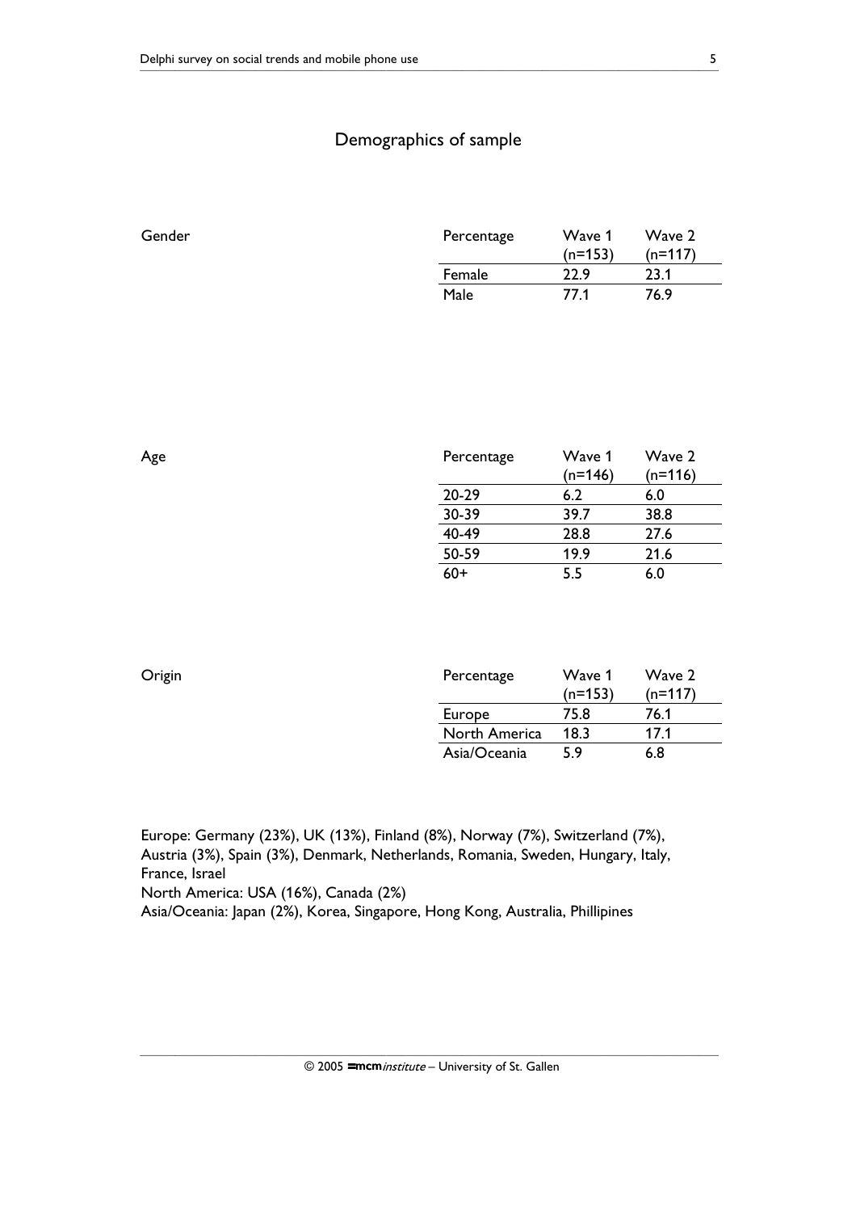## Demographics of sample

Gender

| Percentage | Wave 1 (n=153) | Wave 2 (n=117) |
|---|---|---|
| Female | 22.9 | 23.1 |
| Male | 77.1 | 76.9 |

Age

| Percentage | Wave 1 (n=146) | Wave 2 (n=116) |
|---|---|---|
| 20-29 | 6.2 | 6.0 |
| 30-39 | 39.7 | 38.8 |
| 40-49 | 28.8 | 27.6 |
| 50-59 | 19.9 | 21.6 |
| 60+ | 5.5 | 6.0 |

Origin

| Percentage | Wave 1 (n=153) | Wave 2 (n=117) |
|---|---|---|
| Europe | 75.8 | 76.1 |
| North America | 18.3 | 17.1 |
| Asia/Oceania | 5.9 | 6.8 |

Europe: Germany (23%), UK (13%), Finland (8%), Norway (7%), Switzerland (7%), Austria (3%), Spain (3%), Denmark, Netherlands, Romania, Sweden, Hungary, Italy, France, Israel
North America: USA (16%), Canada (2%)
Asia/Oceania: Japan (2%), Korea, Singapore, Hong Kong, Australia, Phillipines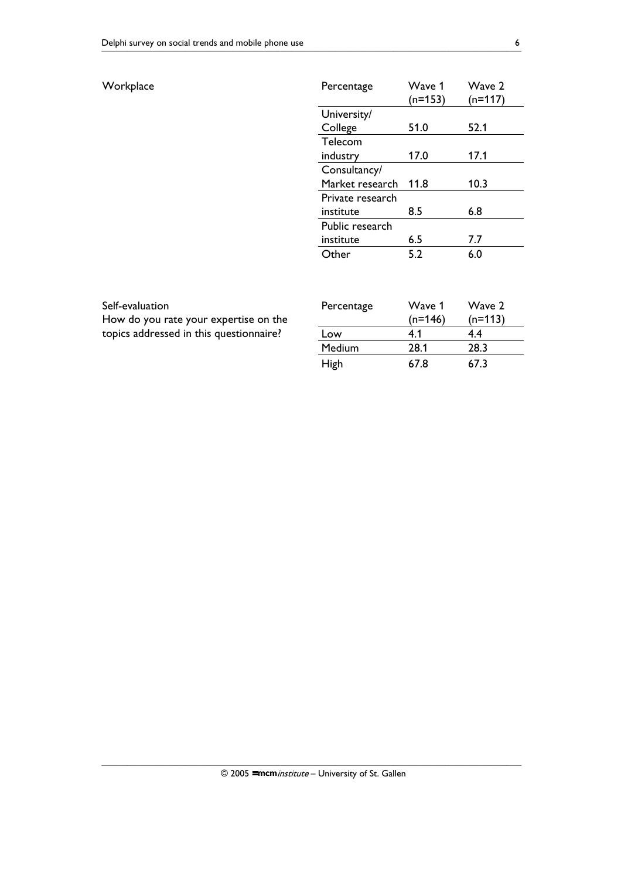Workplace

| Percentage | Wave 1 (n=153) | Wave 2 (n=117) |
|---|---|---|
| University/ College | 51.0 | 52.1 |
| Telecom industry | 17.0 | 17.1 |
| Consultancy/ Market research | 11.8 | 10.3 |
| Private research institute | 8.5 | 6.8 |
| Public research institute | 6.5 | 7.7 |
| Other | 5.2 | 6.0 |

Self-evaluation
How do you rate your expertise on the topics addressed in this questionnaire?

| Percentage | Wave 1 (n=146) | Wave 2 (n=113) |
|---|---|---|
| Low | 4.1 | 4.4 |
| Medium | 28.1 | 28.3 |
| High | 67.8 | 67.3 |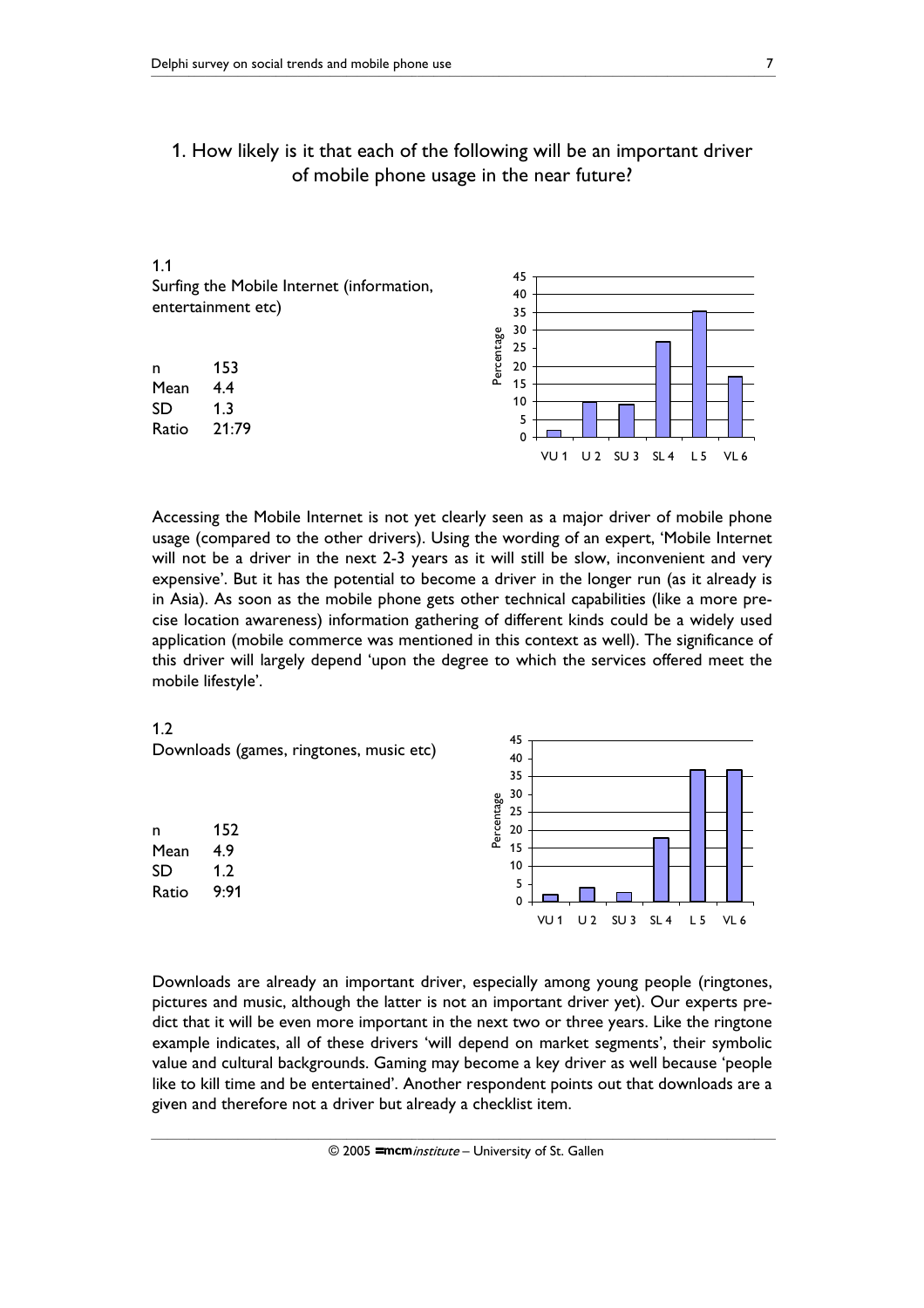## 1. How likely is it that each of the following will be an important driver of mobile phone usage in the near future?

### 1.1
Surfing the Mobile Internet (information, entertainment etc)

| | |
|---|---|
| n | 153 |
| Mean | 4.4 |
| SD | 1.3 |
| Ratio | 21:79 |

Accessing the Mobile Internet is not yet clearly seen as a major driver of mobile phone usage (compared to the other drivers). Using the wording of an expert, 'Mobile Internet will not be a driver in the next 2-3 years as it will still be slow, inconvenient and very expensive'. But it has the potential to become a driver in the longer run (as it already is in Asia). As soon as the mobile phone gets other technical capabilities (like a more precise location awareness) information gathering of different kinds could be a widely used application (mobile commerce was mentioned in this context as well). The significance of this driver will largely depend 'upon the degree to which the services offered meet the mobile lifestyle'.

### 1.2
Downloads (games, ringtones, music etc)

| | |
|---|---|
| n | 152 |
| Mean | 4.9 |
| SD | 1.2 |
| Ratio | 9:91 |

Downloads are already an important driver, especially among young people (ringtones, pictures and music, although the latter is not an important driver yet). Our experts predict that it will be even more important in the next two or three years. Like the ringtone example indicates, all of these drivers 'will depend on market segments', their symbolic value and cultural backgrounds. Gaming may become a key driver as well because 'people like to kill time and be entertained'. Another respondent points out that downloads are a given and therefore not a driver but already a checklist item.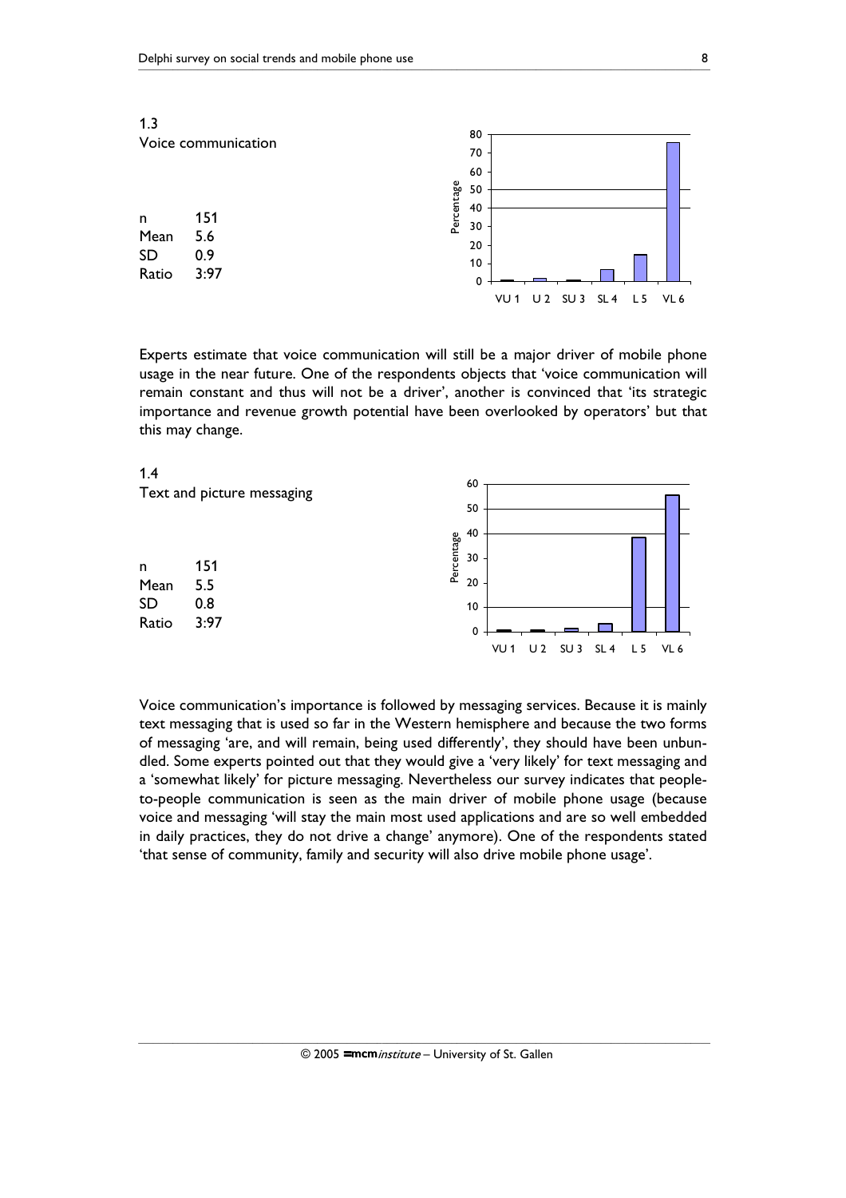1.3
Voice communication

| | |
|---|---|
| n | 151 |
| Mean | 5.6 |
| SD | 0.9 |
| Ratio | 3:97 |

Experts estimate that voice communication will still be a major driver of mobile phone usage in the near future. One of the respondents objects that 'voice communication will remain constant and thus will not be a driver', another is convinced that 'its strategic importance and revenue growth potential have been overlooked by operators' but that this may change.

1.4
Text and picture messaging

| | |
|---|---|
| n | 151 |
| Mean | 5.5 |
| SD | 0.8 |
| Ratio | 3:97 |

Voice communication's importance is followed by messaging services. Because it is mainly text messaging that is used so far in the Western hemisphere and because the two forms of messaging 'are, and will remain, being used differently', they should have been unbundled. Some experts pointed out that they would give a 'very likely' for text messaging and a 'somewhat likely' for picture messaging. Nevertheless our survey indicates that people-to-people communication is seen as the main driver of mobile phone usage (because voice and messaging 'will stay the main most used applications and are so well embedded in daily practices, they do not drive a change' anymore). One of the respondents stated 'that sense of community, family and security will also drive mobile phone usage'.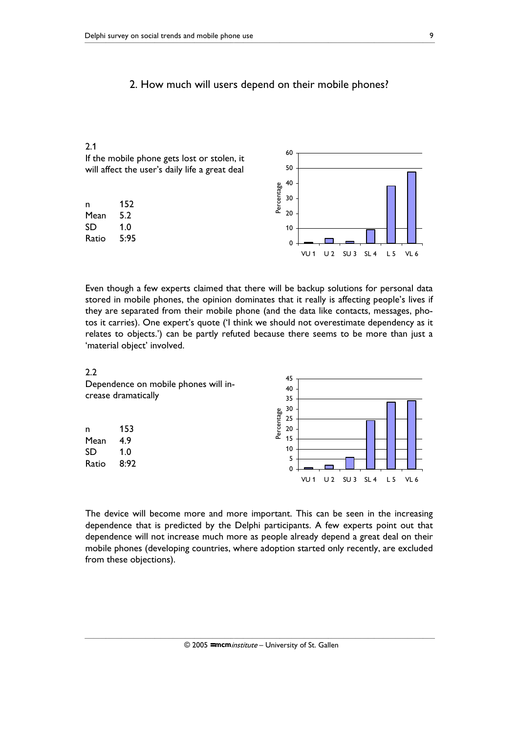## 2. How much will users depend on their mobile phones?

### 2.1

If the mobile phone gets lost or stolen, it will affect the user's daily life a great deal

| | |
|---|---|
| n | 152 |
| Mean | 5.2 |
| SD | 1.0 |
| Ratio | 5:95 |

Even though a few experts claimed that there will be backup solutions for personal data stored in mobile phones, the opinion dominates that it really is affecting people's lives if they are separated from their mobile phone (and the data like contacts, messages, photos it carries). One expert's quote ('I think we should not overestimate dependency as it relates to objects.') can be partly refuted because there seems to be more than just a 'material object' involved.

### 2.2

Dependence on mobile phones will increase dramatically

| | |
|---|---|
| n | 153 |
| Mean | 4.9 |
| SD | 1.0 |
| Ratio | 8:92 |

The device will become more and more important. This can be seen in the increasing dependence that is predicted by the Delphi participants. A few experts point out that dependence will not increase much more as people already depend a great deal on their mobile phones (developing countries, where adoption started only recently, are excluded from these objections).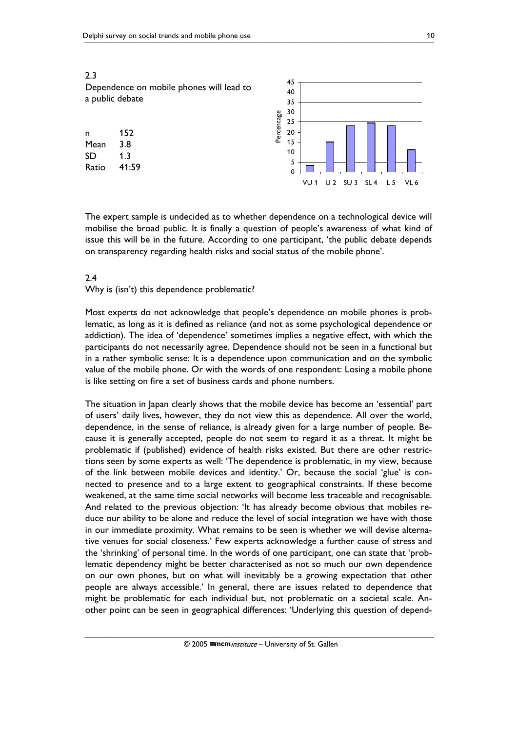2.3

Dependence on mobile phones will lead to a public debate

| | |
|---|---|
| n | 152 |
| Mean | 3.8 |
| SD | 1.3 |
| Ratio | 41:59 |

The expert sample is undecided as to whether dependence on a technological device will mobilise the broad public. It is finally a question of people's awareness of what kind of issue this will be in the future. According to one participant, 'the public debate depends on transparency regarding health risks and social status of the mobile phone'.

2.4

Why is (isn't) this dependence problematic?

Most experts do not acknowledge that people's dependence on mobile phones is problematic, as long as it is defined as reliance (and not as some psychological dependence or addiction). The idea of 'dependence' sometimes implies a negative effect, with which the participants do not necessarily agree. Dependence should not be seen in a functional but in a rather symbolic sense: It is a dependence upon communication and on the symbolic value of the mobile phone. Or with the words of one respondent: Losing a mobile phone is like setting on fire a set of business cards and phone numbers.

The situation in Japan clearly shows that the mobile device has become an 'essential' part of users' daily lives, however, they do not view this as dependence. All over the world, dependence, in the sense of reliance, is already given for a large number of people. Because it is generally accepted, people do not seem to regard it as a threat. It might be problematic if (published) evidence of health risks existed. But there are other restrictions seen by some experts as well: 'The dependence is problematic, in my view, because of the link between mobile devices and identity.' Or, because the social 'glue' is connected to presence and to a large extent to geographical constraints. If these become weakened, at the same time social networks will become less traceable and recognisable. And related to the previous objection: 'It has already become obvious that mobiles reduce our ability to be alone and reduce the level of social integration we have with those in our immediate proximity. What remains to be seen is whether we will devise alternative venues for social closeness.' Few experts acknowledge a further cause of stress and the 'shrinking' of personal time. In the words of one participant, one can state that 'problematic dependency might be better characterised as not so much our own dependence on our own phones, but on what will inevitably be a growing expectation that other people are always accessible.' In general, there are issues related to dependence that might be problematic for each individual but, not problematic on a societal scale. Another point can be seen in geographical differences: 'Underlying this question of depend-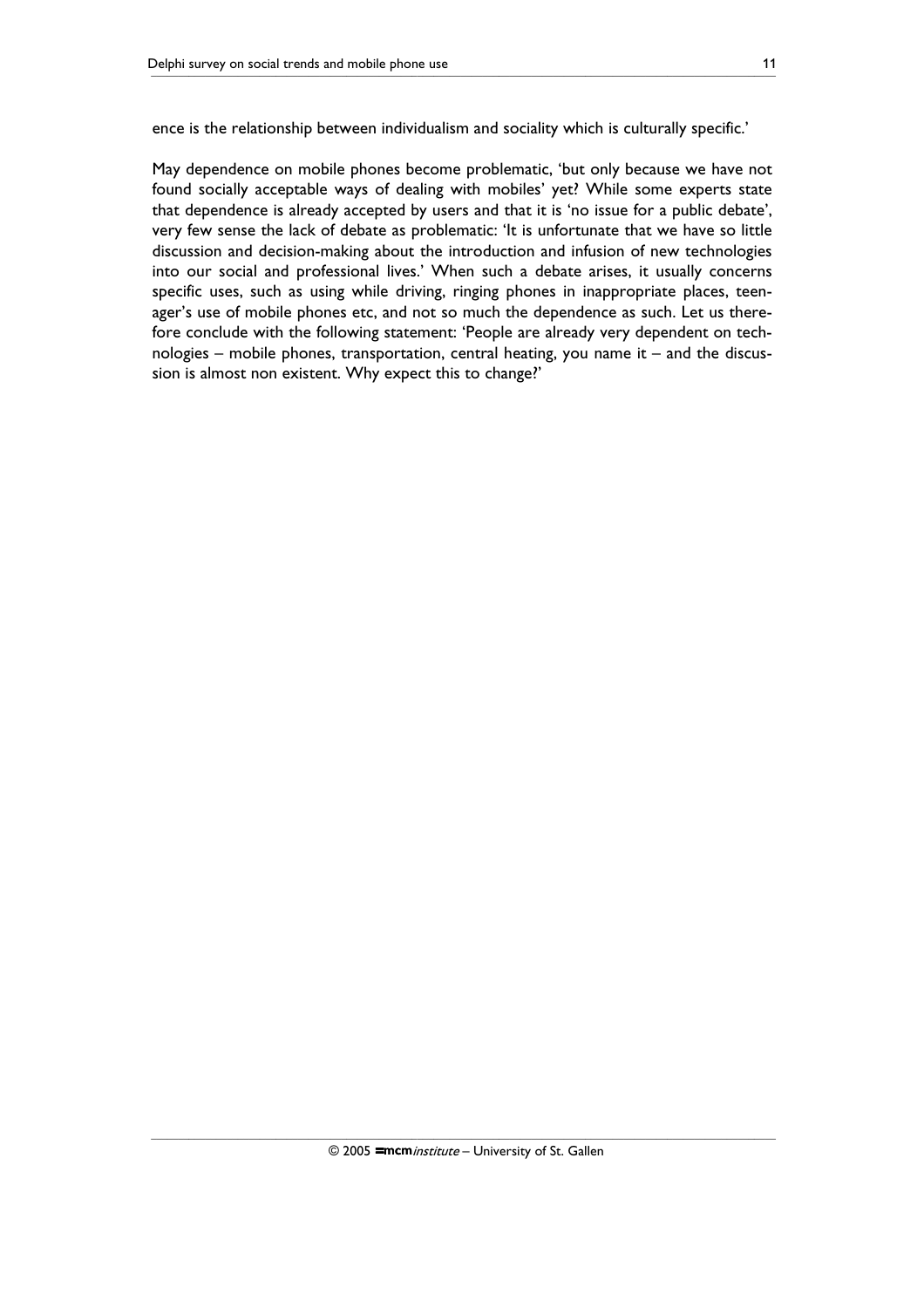ence is the relationship between individualism and sociality which is culturally specific.'

May dependence on mobile phones become problematic, 'but only because we have not found socially acceptable ways of dealing with mobiles' yet? While some experts state that dependence is already accepted by users and that it is 'no issue for a public debate', very few sense the lack of debate as problematic: 'It is unfortunate that we have so little discussion and decision-making about the introduction and infusion of new technologies into our social and professional lives.' When such a debate arises, it usually concerns specific uses, such as using while driving, ringing phones in inappropriate places, teenager's use of mobile phones etc, and not so much the dependence as such. Let us therefore conclude with the following statement: 'People are already very dependent on technologies – mobile phones, transportation, central heating, you name it – and the discussion is almost non existent. Why expect this to change?'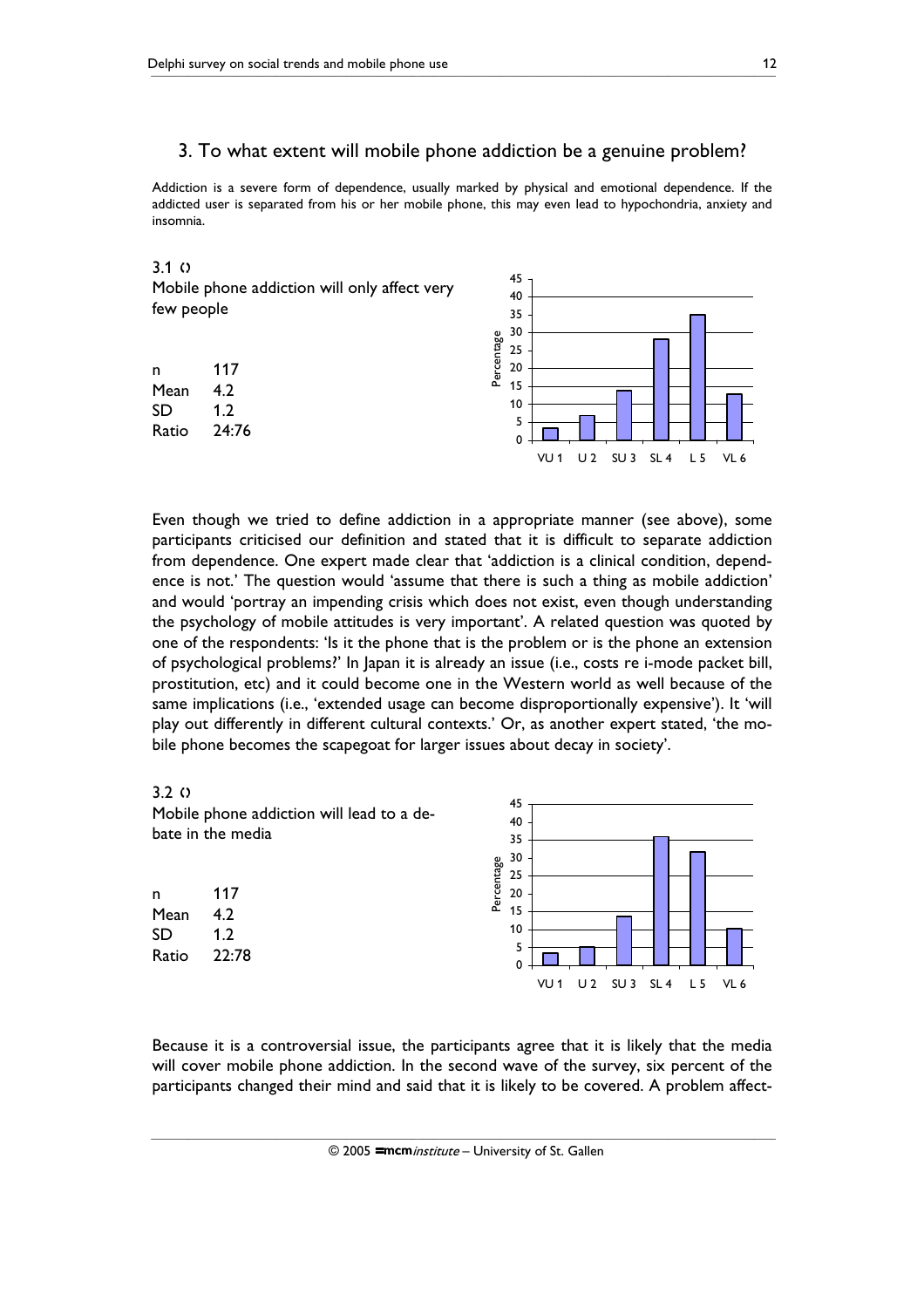## 3. To what extent will mobile phone addiction be a genuine problem?

Addiction is a severe form of dependence, usually marked by physical and emotional dependence. If the addicted user is separated from his or her mobile phone, this may even lead to hypochondria, anxiety and insomnia.

3.1 ‹›

Mobile phone addiction will only affect very few people

| | |
|---|---|
| n | 117 |
| Mean | 4.2 |
| SD | 1.2 |
| Ratio | 24:76 |

Even though we tried to define addiction in a appropriate manner (see above), some participants criticised our definition and stated that it is difficult to separate addiction from dependence. One expert made clear that 'addiction is a clinical condition, dependence is not.' The question would 'assume that there is such a thing as mobile addiction' and would 'portray an impending crisis which does not exist, even though understanding the psychology of mobile attitudes is very important'. A related question was quoted by one of the respondents: 'Is it the phone that is the problem or is the phone an extension of psychological problems?' In Japan it is already an issue (i.e., costs re i-mode packet bill, prostitution, etc) and it could become one in the Western world as well because of the same implications (i.e., 'extended usage can become disproportionally expensive'). It 'will play out differently in different cultural contexts.' Or, as another expert stated, 'the mobile phone becomes the scapegoat for larger issues about decay in society'.

3.2 ‹›

Mobile phone addiction will lead to a debate in the media

| | |
|---|---|
| n | 117 |
| Mean | 4.2 |
| SD | 1.2 |
| Ratio | 22:78 |

Because it is a controversial issue, the participants agree that it is likely that the media will cover mobile phone addiction. In the second wave of the survey, six percent of the participants changed their mind and said that it is likely to be covered. A problem affect-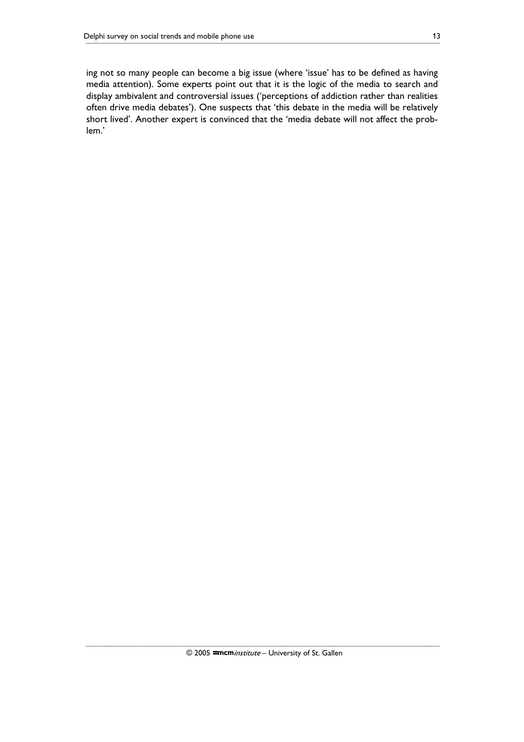ing not so many people can become a big issue (where 'issue' has to be defined as having media attention). Some experts point out that it is the logic of the media to search and display ambivalent and controversial issues ('perceptions of addiction rather than realities often drive media debates'). One suspects that 'this debate in the media will be relatively short lived'. Another expert is convinced that the 'media debate will not affect the problem.'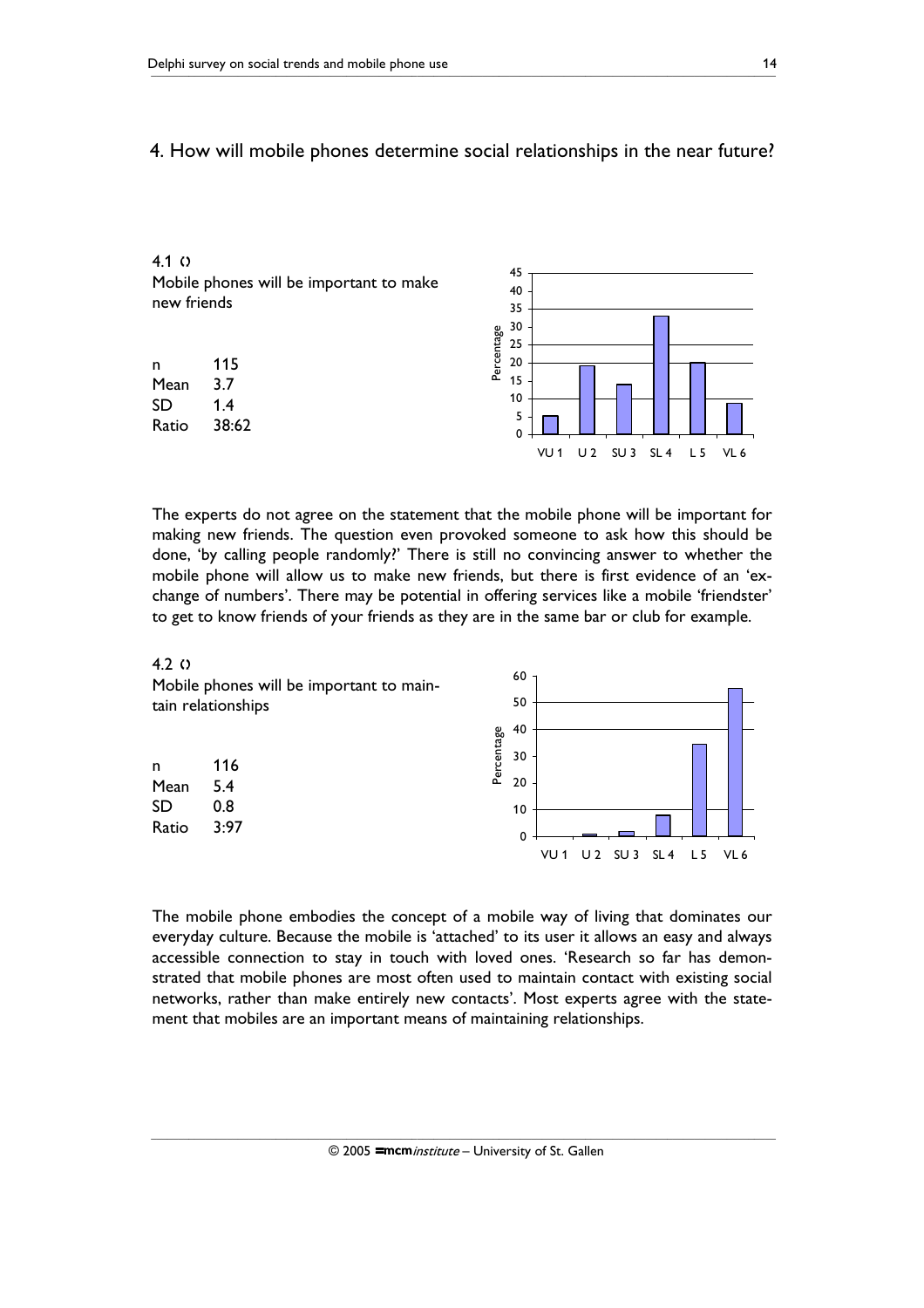## 4. How will mobile phones determine social relationships in the near future?

### 4.1

Mobile phones will be important to make new friends

| | |
|---|---|
| n | 115 |
| Mean | 3.7 |
| SD | 1.4 |
| Ratio | 38:62 |

The experts do not agree on the statement that the mobile phone will be important for making new friends. The question even provoked someone to ask how this should be done, 'by calling people randomly?' There is still no convincing answer to whether the mobile phone will allow us to make new friends, but there is first evidence of an 'exchange of numbers'. There may be potential in offering services like a mobile 'friendster' to get to know friends of your friends as they are in the same bar or club for example.

### 4.2

Mobile phones will be important to maintain relationships

| | |
|---|---|
| n | 116 |
| Mean | 5.4 |
| SD | 0.8 |
| Ratio | 3:97 |

The mobile phone embodies the concept of a mobile way of living that dominates our everyday culture. Because the mobile is 'attached' to its user it allows an easy and always accessible connection to stay in touch with loved ones. 'Research so far has demonstrated that mobile phones are most often used to maintain contact with existing social networks, rather than make entirely new contacts'. Most experts agree with the statement that mobiles are an important means of maintaining relationships.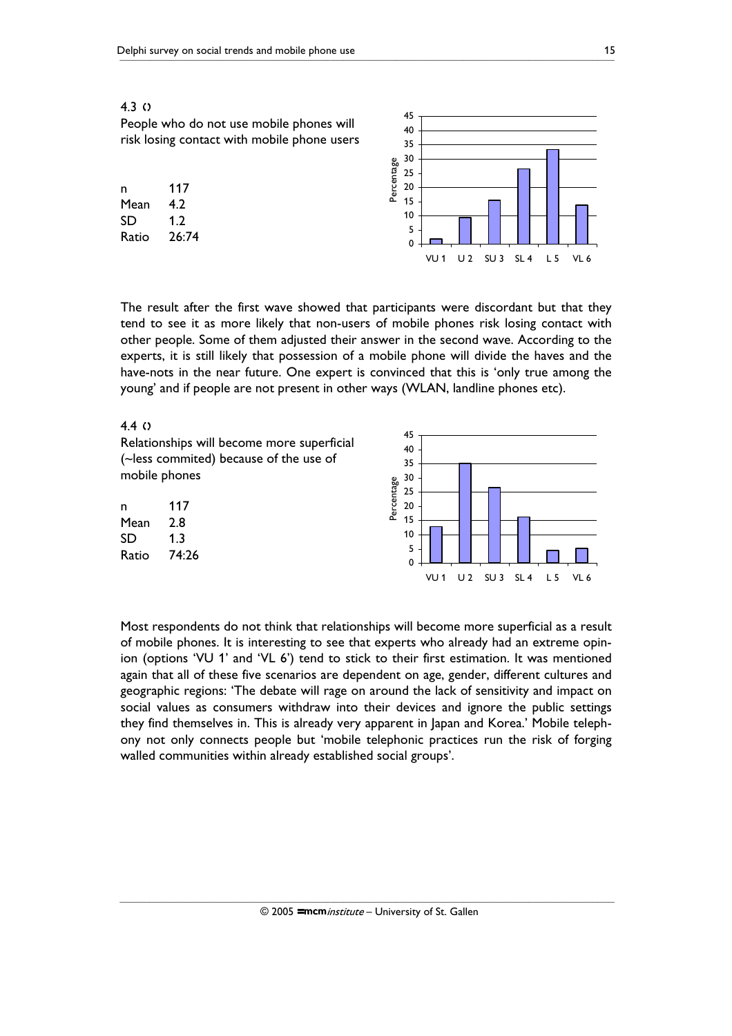4.3 ◊

People who do not use mobile phones will risk losing contact with mobile phone users

| | |
|---|---|
| n | 117 |
| Mean | 4.2 |
| SD | 1.2 |
| Ratio | 26:74 |

The result after the first wave showed that participants were discordant but that they tend to see it as more likely that non-users of mobile phones risk losing contact with other people. Some of them adjusted their answer in the second wave. According to the experts, it is still likely that possession of a mobile phone will divide the haves and the have-nots in the near future. One expert is convinced that this is 'only true among the young' and if people are not present in other ways (WLAN, landline phones etc).

4.4 ◊

Relationships will become more superficial (~less commited) because of the use of mobile phones

| | |
|---|---|
| n | 117 |
| Mean | 2.8 |
| SD | 1.3 |
| Ratio | 74:26 |

Most respondents do not think that relationships will become more superficial as a result of mobile phones. It is interesting to see that experts who already had an extreme opinion (options 'VU 1' and 'VL 6') tend to stick to their first estimation. It was mentioned again that all of these five scenarios are dependent on age, gender, different cultures and geographic regions: 'The debate will rage on around the lack of sensitivity and impact on social values as consumers withdraw into their devices and ignore the public settings they find themselves in. This is already very apparent in Japan and Korea.' Mobile telephony not only connects people but 'mobile telephonic practices run the risk of forging walled communities within already established social groups'.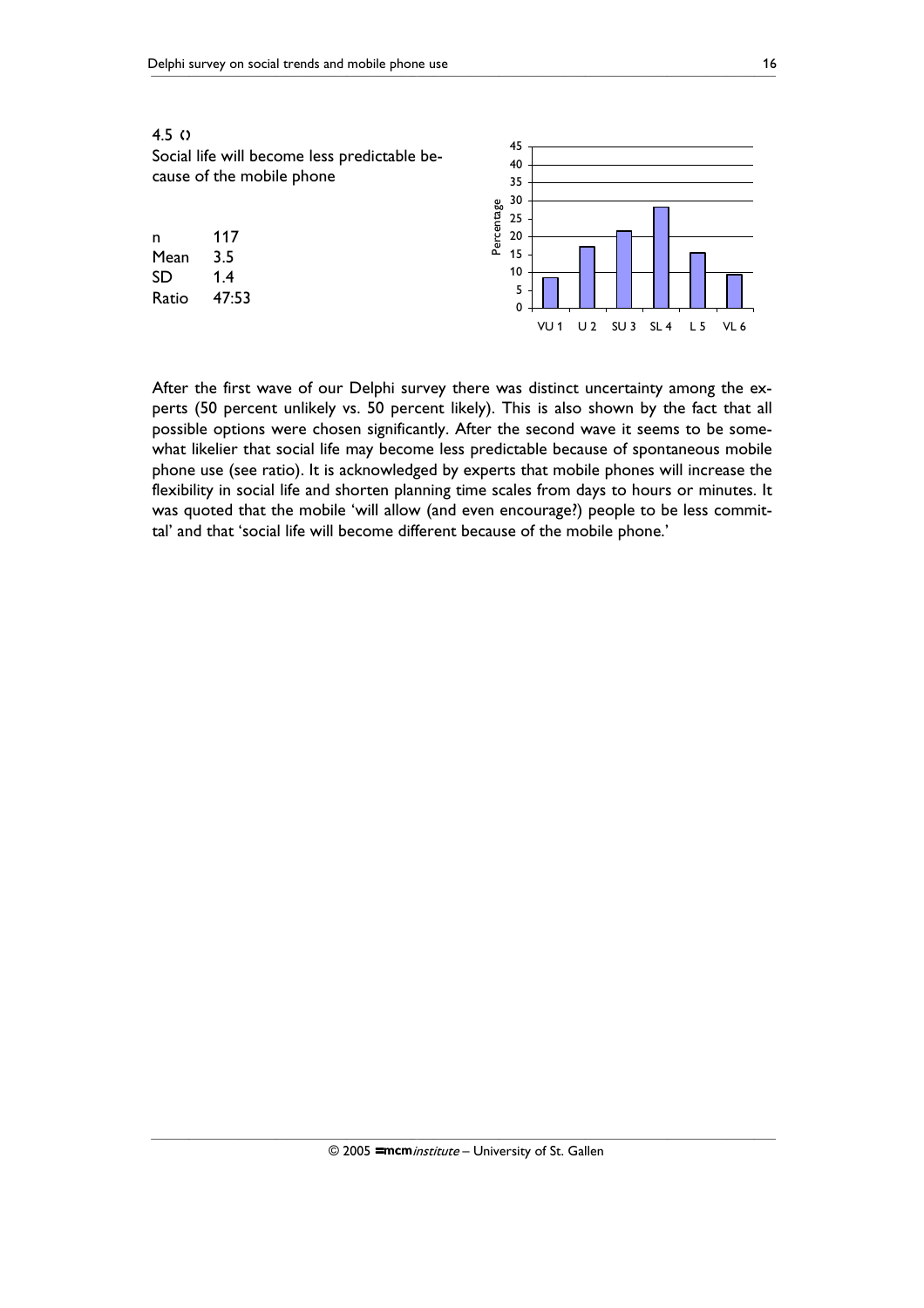4.5 ()

Social life will become less predictable because of the mobile phone

| | |
|---|---|
| n | 117 |
| Mean | 3.5 |
| SD | 1.4 |
| Ratio | 47:53 |

After the first wave of our Delphi survey there was distinct uncertainty among the experts (50 percent unlikely vs. 50 percent likely). This is also shown by the fact that all possible options were chosen significantly. After the second wave it seems to be somewhat likelier that social life may become less predictable because of spontaneous mobile phone use (see ratio). It is acknowledged by experts that mobile phones will increase the flexibility in social life and shorten planning time scales from days to hours or minutes. It was quoted that the mobile 'will allow (and even encourage?) people to be less committal' and that 'social life will become different because of the mobile phone.'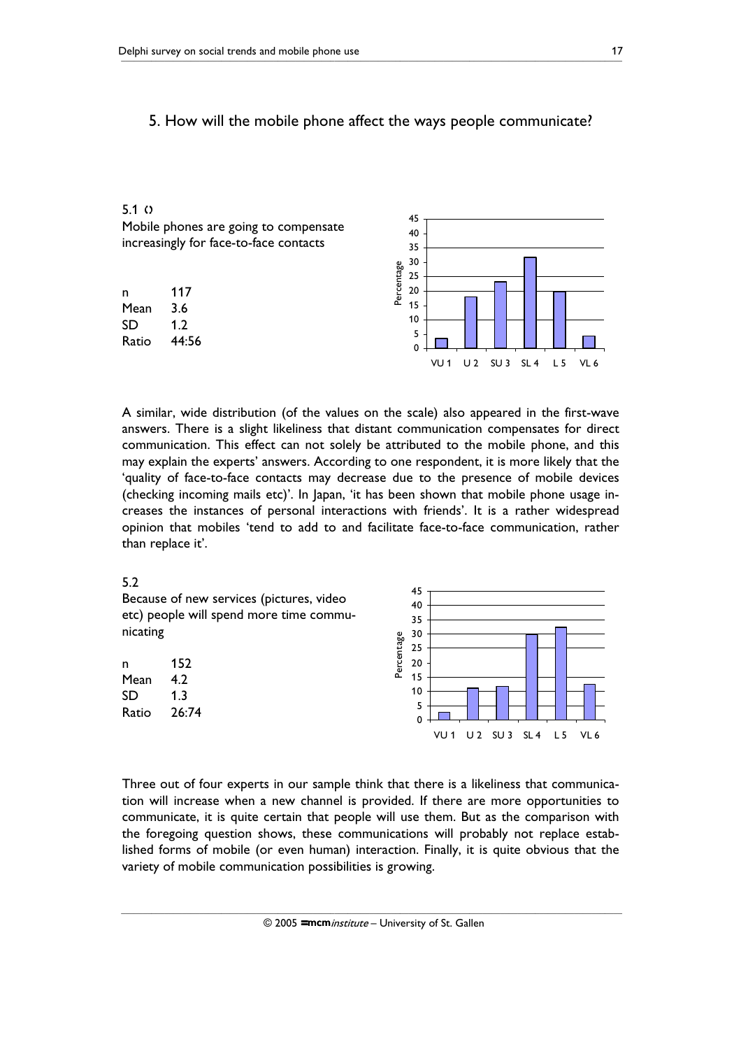## 5. How will the mobile phone affect the ways people communicate?

5.1 ◊
Mobile phones are going to compensate increasingly for face-to-face contacts

| | |
|---|---|
| n | 117 |
| Mean | 3.6 |
| SD | 1.2 |
| Ratio | 44:56 |

A similar, wide distribution (of the values on the scale) also appeared in the first-wave answers. There is a slight likeliness that distant communication compensates for direct communication. This effect can not solely be attributed to the mobile phone, and this may explain the experts' answers. According to one respondent, it is more likely that the 'quality of face-to-face contacts may decrease due to the presence of mobile devices (checking incoming mails etc)'. In Japan, 'it has been shown that mobile phone usage increases the instances of personal interactions with friends'. It is a rather widespread opinion that mobiles 'tend to add to and facilitate face-to-face communication, rather than replace it'.

5.2
Because of new services (pictures, video etc) people will spend more time communicating

| | |
|---|---|
| n | 152 |
| Mean | 4.2 |
| SD | 1.3 |
| Ratio | 26:74 |

Three out of four experts in our sample think that there is a likeliness that communication will increase when a new channel is provided. If there are more opportunities to communicate, it is quite certain that people will use them. But as the comparison with the foregoing question shows, these communications will probably not replace established forms of mobile (or even human) interaction. Finally, it is quite obvious that the variety of mobile communication possibilities is growing.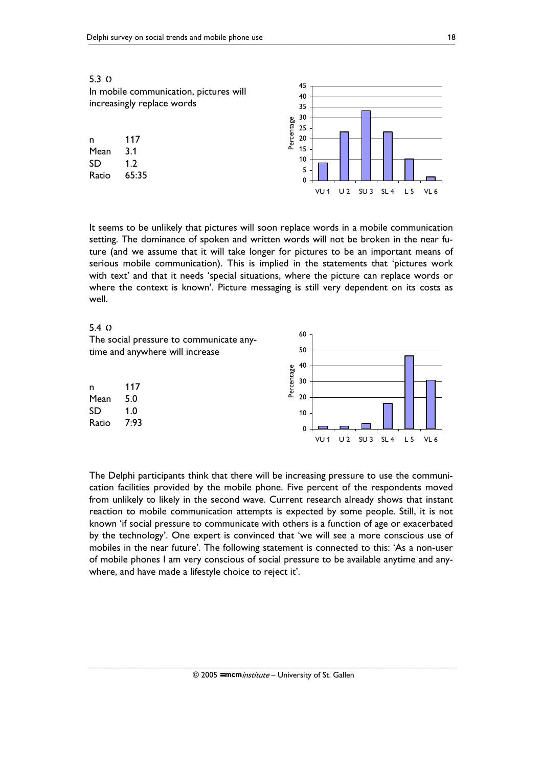5.3 ◊

In mobile communication, pictures will increasingly replace words

| | |
|---|---|
| n | 117 |
| Mean | 3.1 |
| SD | 1.2 |
| Ratio | 65:35 |

It seems to be unlikely that pictures will soon replace words in a mobile communication setting. The dominance of spoken and written words will not be broken in the near future (and we assume that it will take longer for pictures to be an important means of serious mobile communication). This is implied in the statements that 'pictures work with text' and that it needs 'special situations, where the picture can replace words or where the context is known'. Picture messaging is still very dependent on its costs as well.

5.4 ◊

The social pressure to communicate anytime and anywhere will increase

| | |
|---|---|
| n | 117 |
| Mean | 5.0 |
| SD | 1.0 |
| Ratio | 7:93 |

The Delphi participants think that there will be increasing pressure to use the communication facilities provided by the mobile phone. Five percent of the respondents moved from unlikely to likely in the second wave. Current research already shows that instant reaction to mobile communication attempts is expected by some people. Still, it is not known 'if social pressure to communicate with others is a function of age or exacerbated by the technology'. One expert is convinced that 'we will see a more conscious use of mobiles in the near future'. The following statement is connected to this: 'As a non-user of mobile phones I am very conscious of social pressure to be available anytime and anywhere, and have made a lifestyle choice to reject it'.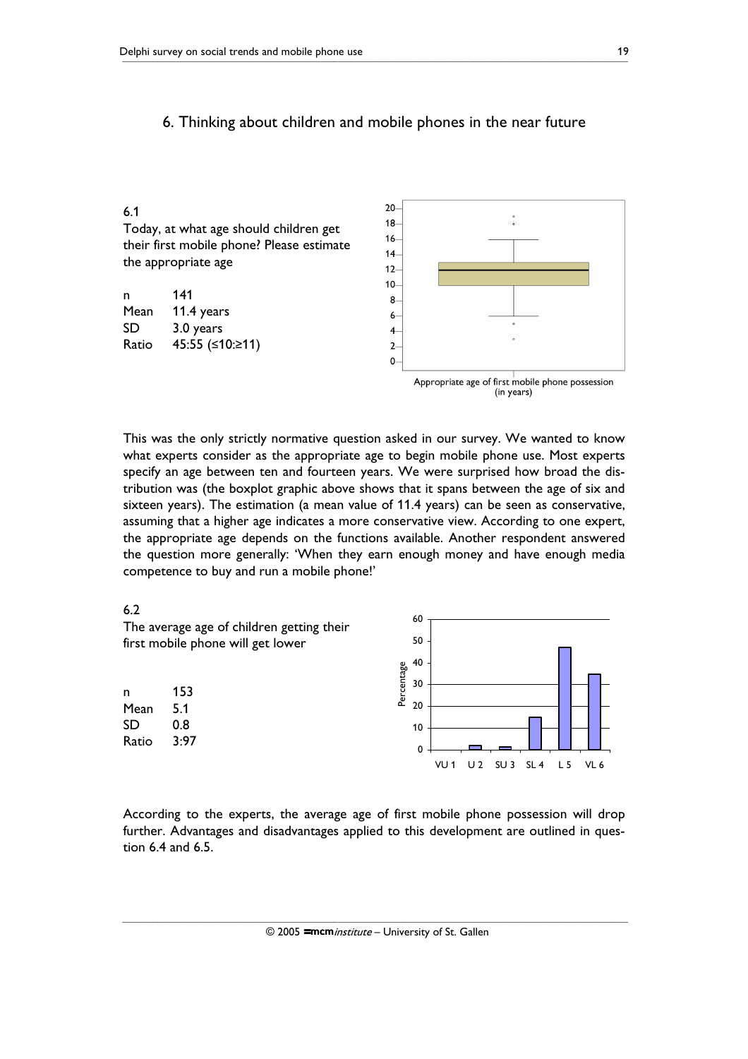## 6. Thinking about children and mobile phones in the near future

6.1
Today, at what age should children get their first mobile phone? Please estimate the appropriate age

| n | 141 |
|---|---|
| Mean | 11.4 years |
| SD | 3.0 years |
| Ratio | 45:55 (≤10:≥11) |

Appropriate age of first mobile phone possession (in years)

This was the only strictly normative question asked in our survey. We wanted to know what experts consider as the appropriate age to begin mobile phone use. Most experts specify an age between ten and fourteen years. We were surprised how broad the distribution was (the boxplot graphic above shows that it spans between the age of six and sixteen years). The estimation (a mean value of 11.4 years) can be seen as conservative, assuming that a higher age indicates a more conservative view. According to one expert, the appropriate age depends on the functions available. Another respondent answered the question more generally: 'When they earn enough money and have enough media competence to buy and run a mobile phone!'

6.2
The average age of children getting their first mobile phone will get lower

| n | 153 |
|---|---|
| Mean | 5.1 |
| SD | 0.8 |
| Ratio | 3:97 |

According to the experts, the average age of first mobile phone possession will drop further. Advantages and disadvantages applied to this development are outlined in question 6.4 and 6.5.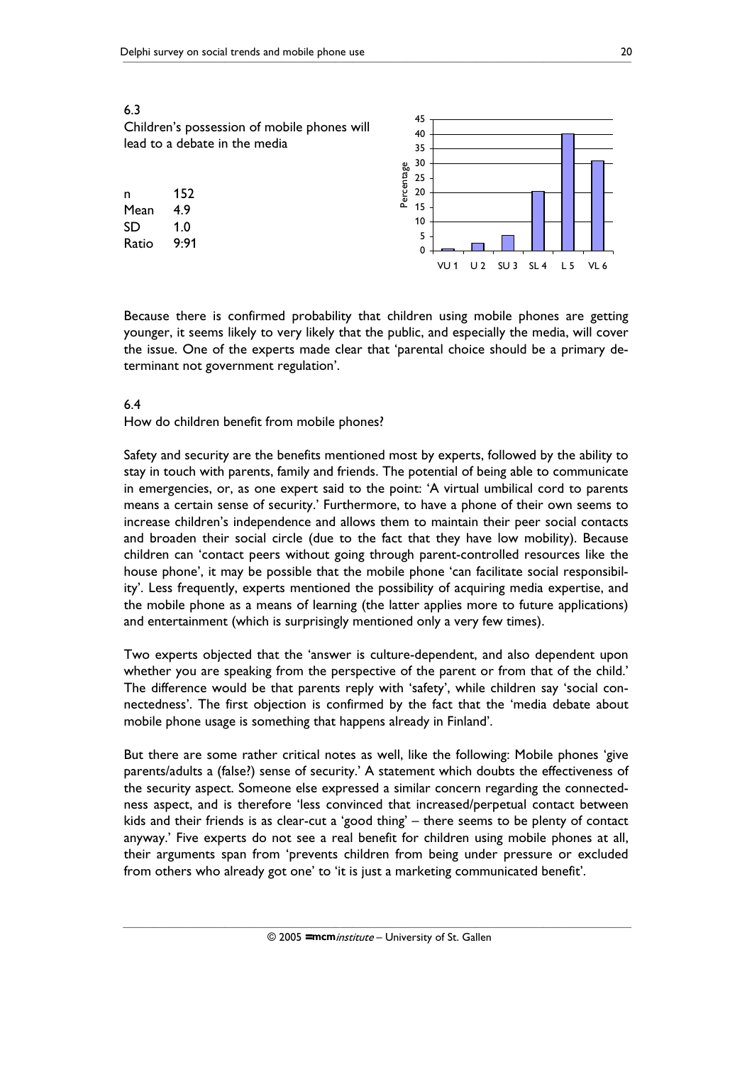6.3

Children's possession of mobile phones will lead to a debate in the media

| | |
|---|---|
| n | 152 |
| Mean | 4.9 |
| SD | 1.0 |
| Ratio | 9:91 |

Because there is confirmed probability that children using mobile phones are getting younger, it seems likely to very likely that the public, and especially the media, will cover the issue. One of the experts made clear that 'parental choice should be a primary determinant not government regulation'.

6.4

How do children benefit from mobile phones?

Safety and security are the benefits mentioned most by experts, followed by the ability to stay in touch with parents, family and friends. The potential of being able to communicate in emergencies, or, as one expert said to the point: 'A virtual umbilical cord to parents means a certain sense of security.' Furthermore, to have a phone of their own seems to increase children's independence and allows them to maintain their peer social contacts and broaden their social circle (due to the fact that they have low mobility). Because children can 'contact peers without going through parent-controlled resources like the house phone', it may be possible that the mobile phone 'can facilitate social responsibility'. Less frequently, experts mentioned the possibility of acquiring media expertise, and the mobile phone as a means of learning (the latter applies more to future applications) and entertainment (which is surprisingly mentioned only a very few times).

Two experts objected that the 'answer is culture-dependent, and also dependent upon whether you are speaking from the perspective of the parent or from that of the child.' The difference would be that parents reply with 'safety', while children say 'social connectedness'. The first objection is confirmed by the fact that the 'media debate about mobile phone usage is something that happens already in Finland'.

But there are some rather critical notes as well, like the following: Mobile phones 'give parents/adults a (false?) sense of security.' A statement which doubts the effectiveness of the security aspect. Someone else expressed a similar concern regarding the connectedness aspect, and is therefore 'less convinced that increased/perpetual contact between kids and their friends is as clear-cut a 'good thing' – there seems to be plenty of contact anyway.' Five experts do not see a real benefit for children using mobile phones at all, their arguments span from 'prevents children from being under pressure or excluded from others who already got one' to 'it is just a marketing communicated benefit'.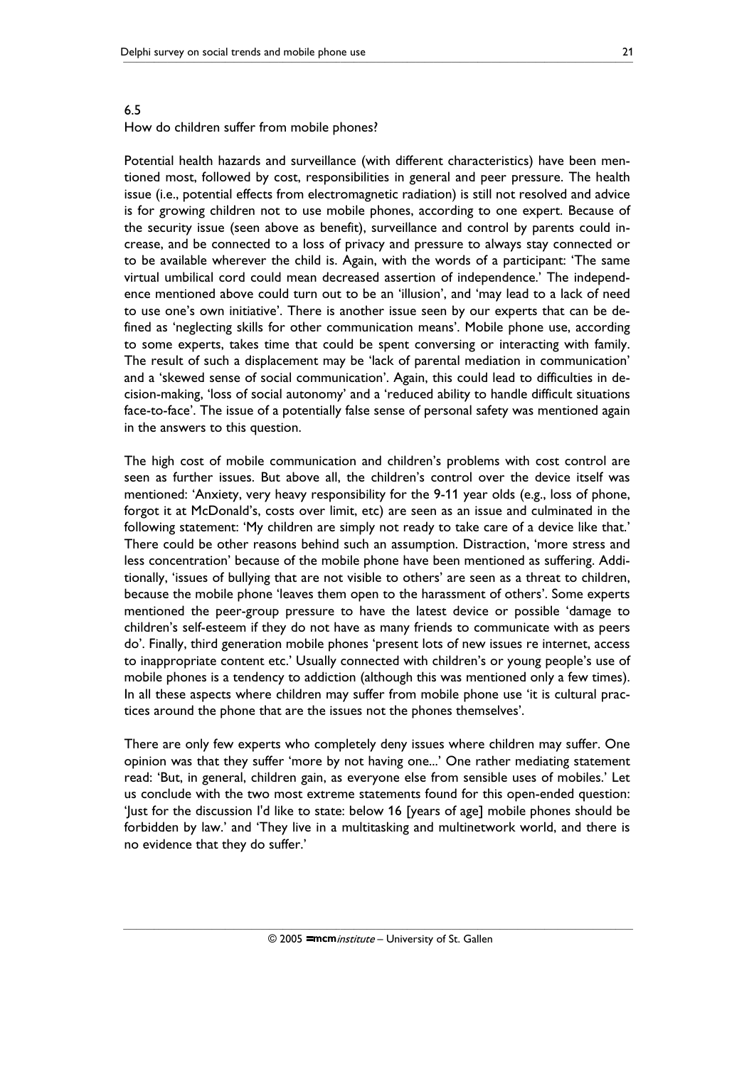### 6.5

How do children suffer from mobile phones?

Potential health hazards and surveillance (with different characteristics) have been mentioned most, followed by cost, responsibilities in general and peer pressure. The health issue (i.e., potential effects from electromagnetic radiation) is still not resolved and advice is for growing children not to use mobile phones, according to one expert. Because of the security issue (seen above as benefit), surveillance and control by parents could increase, and be connected to a loss of privacy and pressure to always stay connected or to be available wherever the child is. Again, with the words of a participant: 'The same virtual umbilical cord could mean decreased assertion of independence.' The independence mentioned above could turn out to be an 'illusion', and 'may lead to a lack of need to use one's own initiative'. There is another issue seen by our experts that can be defined as 'neglecting skills for other communication means'. Mobile phone use, according to some experts, takes time that could be spent conversing or interacting with family. The result of such a displacement may be 'lack of parental mediation in communication' and a 'skewed sense of social communication'. Again, this could lead to difficulties in decision-making, 'loss of social autonomy' and a 'reduced ability to handle difficult situations face-to-face'. The issue of a potentially false sense of personal safety was mentioned again in the answers to this question.

The high cost of mobile communication and children's problems with cost control are seen as further issues. But above all, the children's control over the device itself was mentioned: 'Anxiety, very heavy responsibility for the 9-11 year olds (e.g., loss of phone, forgot it at McDonald's, costs over limit, etc) are seen as an issue and culminated in the following statement: 'My children are simply not ready to take care of a device like that.' There could be other reasons behind such an assumption. Distraction, 'more stress and less concentration' because of the mobile phone have been mentioned as suffering. Additionally, 'issues of bullying that are not visible to others' are seen as a threat to children, because the mobile phone 'leaves them open to the harassment of others'. Some experts mentioned the peer-group pressure to have the latest device or possible 'damage to children's self-esteem if they do not have as many friends to communicate with as peers do'. Finally, third generation mobile phones 'present lots of new issues re internet, access to inappropriate content etc.' Usually connected with children's or young people's use of mobile phones is a tendency to addiction (although this was mentioned only a few times). In all these aspects where children may suffer from mobile phone use 'it is cultural practices around the phone that are the issues not the phones themselves'.

There are only few experts who completely deny issues where children may suffer. One opinion was that they suffer 'more by not having one...' One rather mediating statement read: 'But, in general, children gain, as everyone else from sensible uses of mobiles.' Let us conclude with the two most extreme statements found for this open-ended question: 'Just for the discussion I'd like to state: below 16 [years of age] mobile phones should be forbidden by law.' and 'They live in a multitasking and multinetwork world, and there is no evidence that they do suffer.'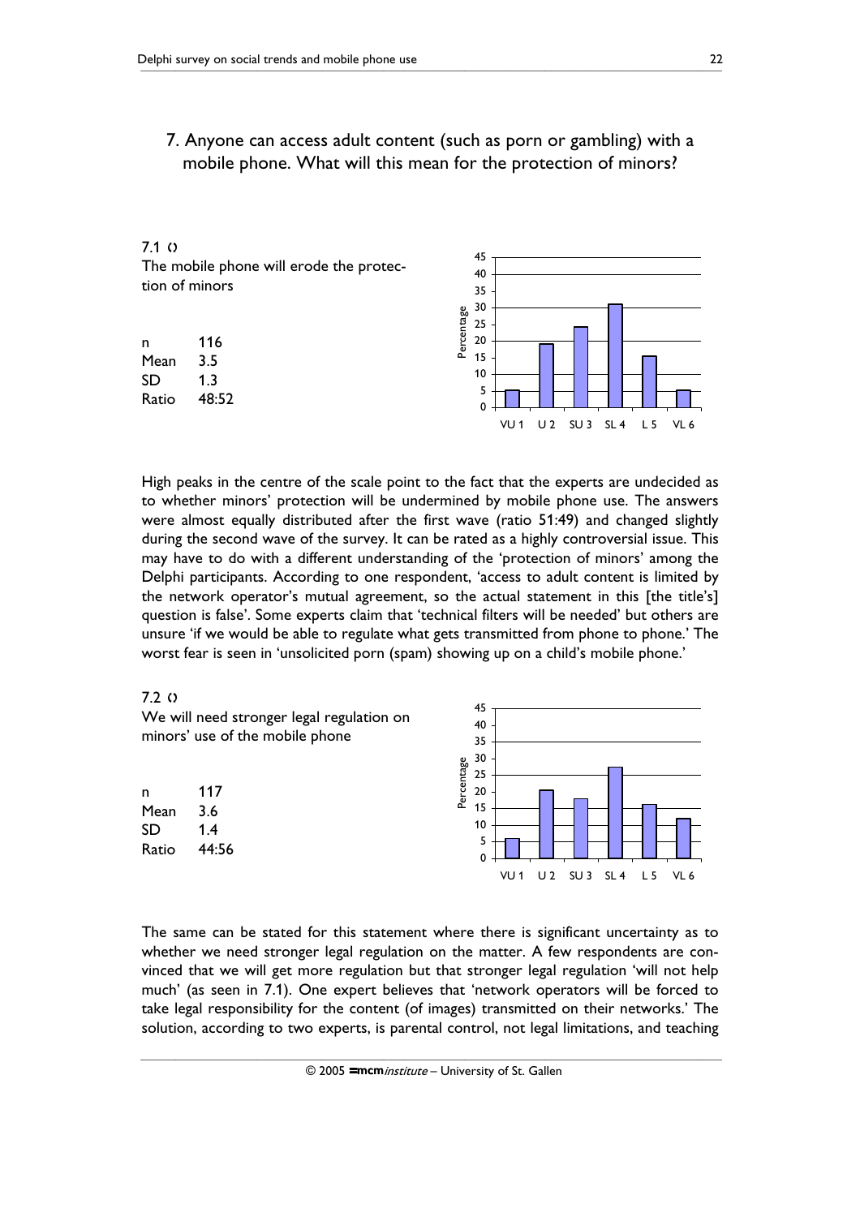## 7. Anyone can access adult content (such as porn or gambling) with a mobile phone. What will this mean for the protection of minors?

7.1 ()

The mobile phone will erode the protection of minors

| | |
|---|---|
| n | 116 |
| Mean | 3.5 |
| SD | 1.3 |
| Ratio | 48:52 |

High peaks in the centre of the scale point to the fact that the experts are undecided as to whether minors' protection will be undermined by mobile phone use. The answers were almost equally distributed after the first wave (ratio 51:49) and changed slightly during the second wave of the survey. It can be rated as a highly controversial issue. This may have to do with a different understanding of the 'protection of minors' among the Delphi participants. According to one respondent, 'access to adult content is limited by the network operator's mutual agreement, so the actual statement in this [the title's] question is false'. Some experts claim that 'technical filters will be needed' but others are unsure 'if we would be able to regulate what gets transmitted from phone to phone.' The worst fear is seen in 'unsolicited porn (spam) showing up on a child's mobile phone.'

7.2 ()

We will need stronger legal regulation on minors' use of the mobile phone

| | |
|---|---|
| n | 117 |
| Mean | 3.6 |
| SD | 1.4 |
| Ratio | 44:56 |

The same can be stated for this statement where there is significant uncertainty as to whether we need stronger legal regulation on the matter. A few respondents are convinced that we will get more regulation but that stronger legal regulation 'will not help much' (as seen in 7.1). One expert believes that 'network operators will be forced to take legal responsibility for the content (of images) transmitted on their networks.' The solution, according to two experts, is parental control, not legal limitations, and teaching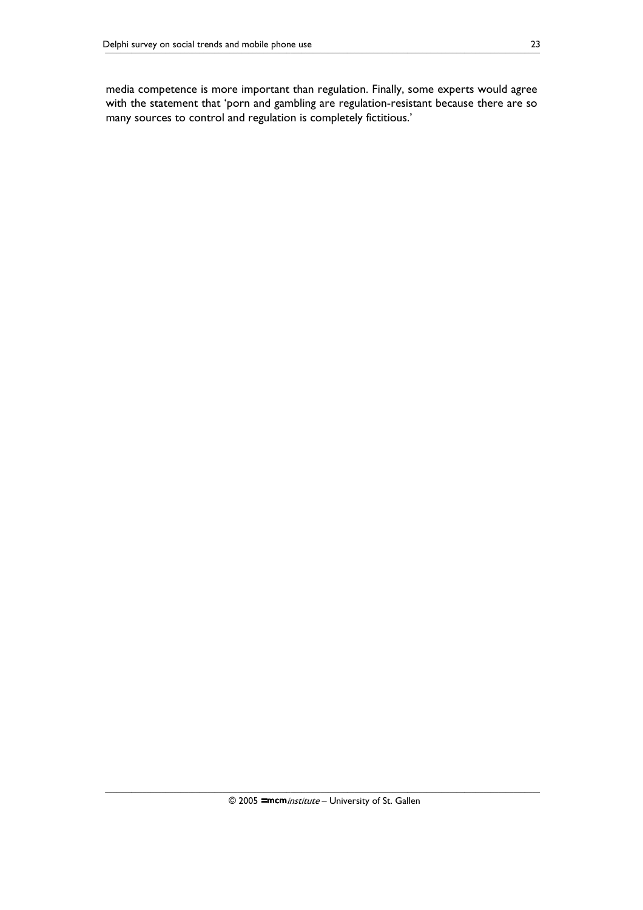media competence is more important than regulation. Finally, some experts would agree with the statement that 'porn and gambling are regulation-resistant because there are so many sources to control and regulation is completely fictitious.'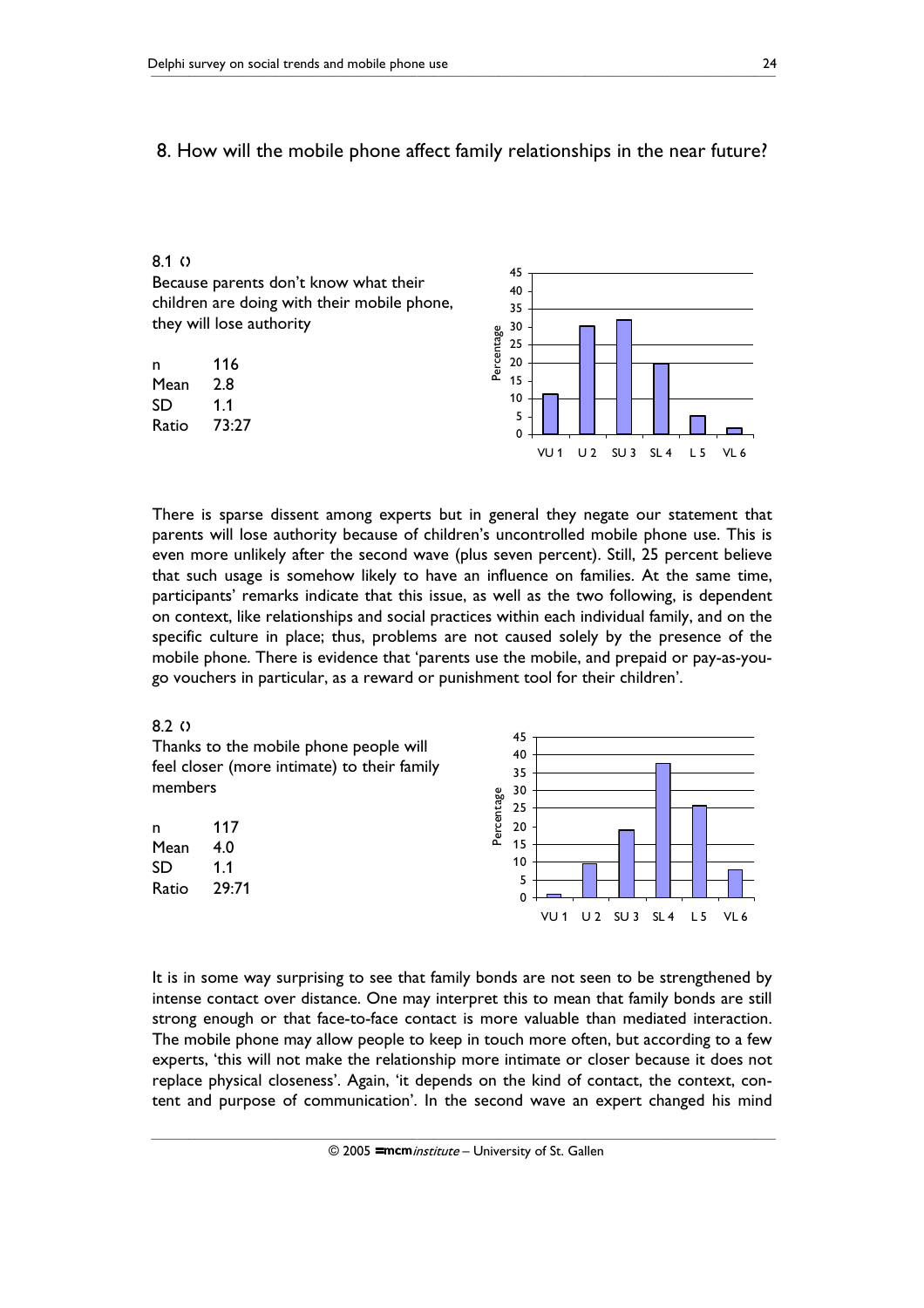## 8. How will the mobile phone affect family relationships in the near future?

8.1 ‹›

Because parents don't know what their children are doing with their mobile phone, they will lose authority

| | |
|---|---|
| n | 116 |
| Mean | 2.8 |
| SD | 1.1 |
| Ratio | 73:27 |

There is sparse dissent among experts but in general they negate our statement that parents will lose authority because of children's uncontrolled mobile phone use. This is even more unlikely after the second wave (plus seven percent). Still, 25 percent believe that such usage is somehow likely to have an influence on families. At the same time, participants' remarks indicate that this issue, as well as the two following, is dependent on context, like relationships and social practices within each individual family, and on the specific culture in place; thus, problems are not caused solely by the presence of the mobile phone. There is evidence that 'parents use the mobile, and prepaid or pay-as-you-go vouchers in particular, as a reward or punishment tool for their children'.

8.2 ‹›

Thanks to the mobile phone people will feel closer (more intimate) to their family members

| | |
|---|---|
| n | 117 |
| Mean | 4.0 |
| SD | 1.1 |
| Ratio | 29:71 |

It is in some way surprising to see that family bonds are not seen to be strengthened by intense contact over distance. One may interpret this to mean that family bonds are still strong enough or that face-to-face contact is more valuable than mediated interaction. The mobile phone may allow people to keep in touch more often, but according to a few experts, 'this will not make the relationship more intimate or closer because it does not replace physical closeness'. Again, 'it depends on the kind of contact, the context, content and purpose of communication'. In the second wave an expert changed his mind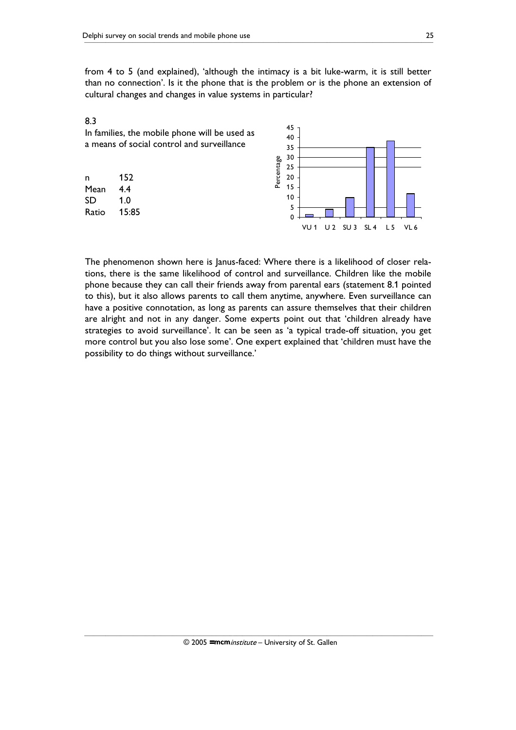from 4 to 5 (and explained), 'although the intimacy is a bit luke-warm, it is still better than no connection'. Is it the phone that is the problem or is the phone an extension of cultural changes and changes in value systems in particular?

8.3

In families, the mobile phone will be used as a means of social control and surveillance

| | |
|---|---|
| n | 152 |
| Mean | 4.4 |
| SD | 1.0 |
| Ratio | 15:85 |

The phenomenon shown here is Janus-faced: Where there is a likelihood of closer relations, there is the same likelihood of control and surveillance. Children like the mobile phone because they can call their friends away from parental ears (statement 8.1 pointed to this), but it also allows parents to call them anytime, anywhere. Even surveillance can have a positive connotation, as long as parents can assure themselves that their children are alright and not in any danger. Some experts point out that 'children already have strategies to avoid surveillance'. It can be seen as 'a typical trade-off situation, you get more control but you also lose some'. One expert explained that 'children must have the possibility to do things without surveillance.'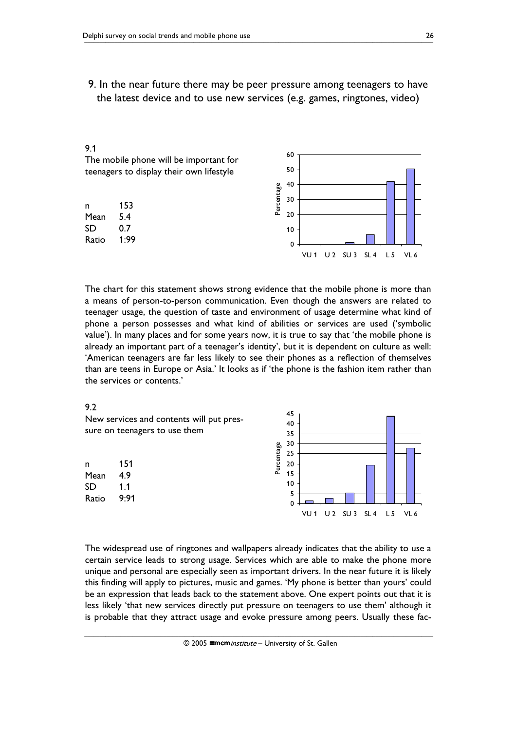## 9. In the near future there may be peer pressure among teenagers to have the latest device and to use new services (e.g. games, ringtones, video)

### 9.1

The mobile phone will be important for teenagers to display their own lifestyle

| | |
|---|---|
| n | 153 |
| Mean | 5.4 |
| SD | 0.7 |
| Ratio | 1:99 |

The chart for this statement shows strong evidence that the mobile phone is more than a means of person-to-person communication. Even though the answers are related to teenager usage, the question of taste and environment of usage determine what kind of phone a person possesses and what kind of abilities or services are used ('symbolic value'). In many places and for some years now, it is true to say that 'the mobile phone is already an important part of a teenager's identity', but it is dependent on culture as well: 'American teenagers are far less likely to see their phones as a reflection of themselves than are teens in Europe or Asia.' It looks as if 'the phone is the fashion item rather than the services or contents.'

### 9.2

New services and contents will put pressure on teenagers to use them

| | |
|---|---|
| n | 151 |
| Mean | 4.9 |
| SD | 1.1 |
| Ratio | 9:91 |

The widespread use of ringtones and wallpapers already indicates that the ability to use a certain service leads to strong usage. Services which are able to make the phone more unique and personal are especially seen as important drivers. In the near future it is likely this finding will apply to pictures, music and games. 'My phone is better than yours' could be an expression that leads back to the statement above. One expert points out that it is less likely 'that new services directly put pressure on teenagers to use them' although it is probable that they attract usage and evoke pressure among peers. Usually these fac-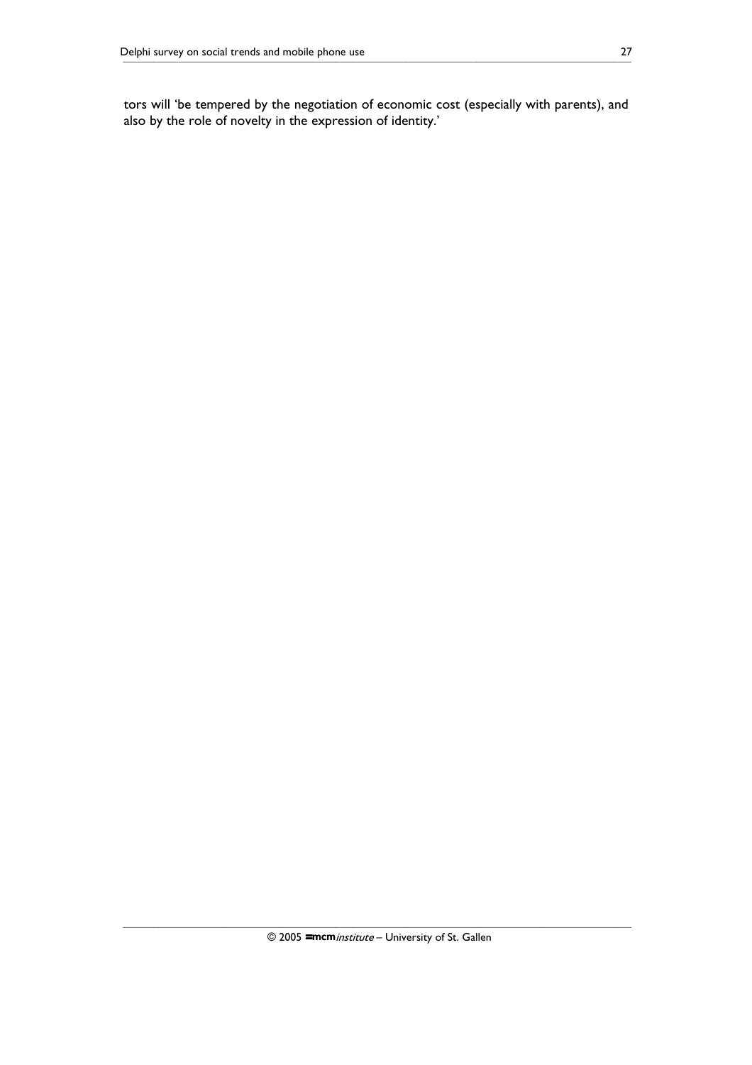tors will 'be tempered by the negotiation of economic cost (especially with parents), and also by the role of novelty in the expression of identity.'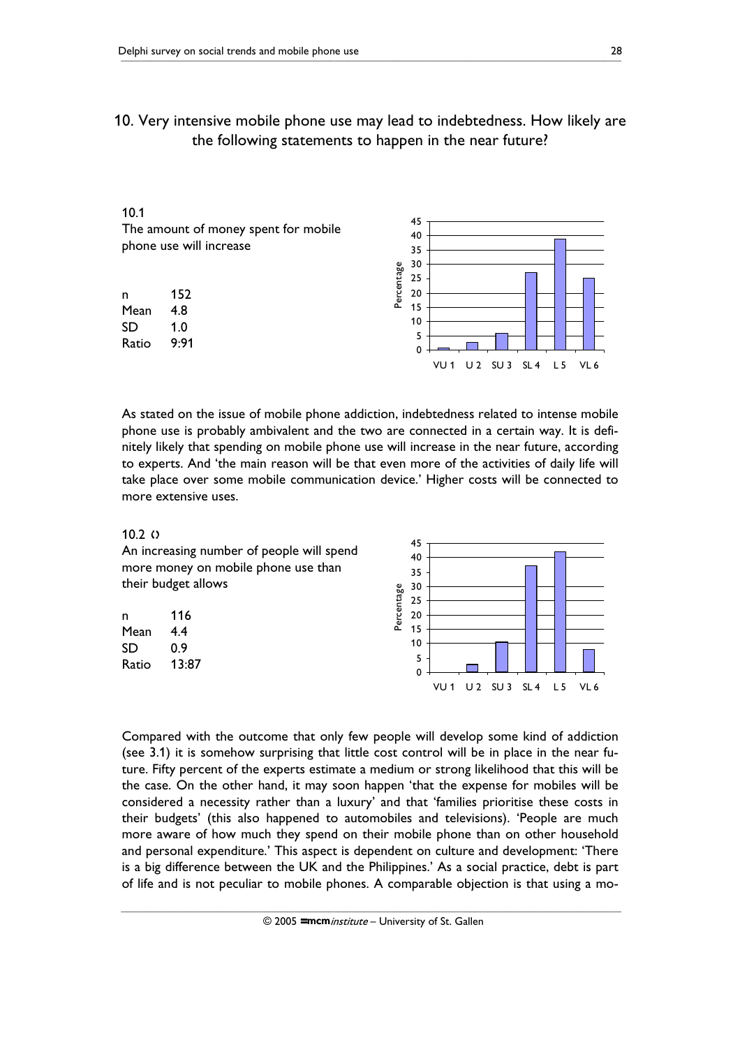## 10. Very intensive mobile phone use may lead to indebtedness. How likely are the following statements to happen in the near future?

10.1
The amount of money spent for mobile phone use will increase

| | |
|---|---|
| n | 152 |
| Mean | 4.8 |
| SD | 1.0 |
| Ratio | 9:91 |

As stated on the issue of mobile phone addiction, indebtedness related to intense mobile phone use is probably ambivalent and the two are connected in a certain way. It is definitely likely that spending on mobile phone use will increase in the near future, according to experts. And 'the main reason will be that even more of the activities of daily life will take place over some mobile communication device.' Higher costs will be connected to more extensive uses.

10.2 ‹›
An increasing number of people will spend more money on mobile phone use than their budget allows

| | |
|---|---|
| n | 116 |
| Mean | 4.4 |
| SD | 0.9 |
| Ratio | 13:87 |

Compared with the outcome that only few people will develop some kind of addiction (see 3.1) it is somehow surprising that little cost control will be in place in the near future. Fifty percent of the experts estimate a medium or strong likelihood that this will be the case. On the other hand, it may soon happen 'that the expense for mobiles will be considered a necessity rather than a luxury' and that 'families prioritise these costs in their budgets' (this also happened to automobiles and televisions). 'People are much more aware of how much they spend on their mobile phone than on other household and personal expenditure.' This aspect is dependent on culture and development: 'There is a big difference between the UK and the Philippines.' As a social practice, debt is part of life and is not peculiar to mobile phones. A comparable objection is that using a mo-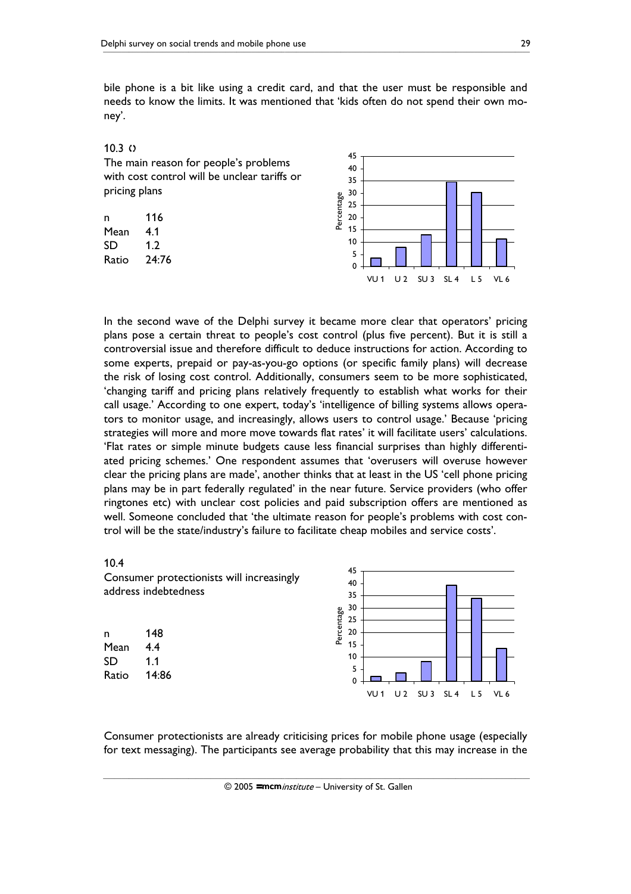bile phone is a bit like using a credit card, and that the user must be responsible and needs to know the limits. It was mentioned that 'kids often do not spend their own money'.

10.3 ‹›

The main reason for people's problems with cost control will be unclear tariffs or pricing plans

| | |
|---|---|
| n | 116 |
| Mean | 4.1 |
| SD | 1.2 |
| Ratio | 24:76 |

In the second wave of the Delphi survey it became more clear that operators' pricing plans pose a certain threat to people's cost control (plus five percent). But it is still a controversial issue and therefore difficult to deduce instructions for action. According to some experts, prepaid or pay-as-you-go options (or specific family plans) will decrease the risk of losing cost control. Additionally, consumers seem to be more sophisticated, 'changing tariff and pricing plans relatively frequently to establish what works for their call usage.' According to one expert, today's 'intelligence of billing systems allows operators to monitor usage, and increasingly, allows users to control usage.' Because 'pricing strategies will more and more move towards flat rates' it will facilitate users' calculations. 'Flat rates or simple minute budgets cause less financial surprises than highly differentiated pricing schemes.' One respondent assumes that 'overusers will overuse however clear the pricing plans are made', another thinks that at least in the US 'cell phone pricing plans may be in part federally regulated' in the near future. Service providers (who offer ringtones etc) with unclear cost policies and paid subscription offers are mentioned as well. Someone concluded that 'the ultimate reason for people's problems with cost control will be the state/industry's failure to facilitate cheap mobiles and service costs'.

10.4

Consumer protectionists will increasingly address indebtedness

| | |
|---|---|
| n | 148 |
| Mean | 4.4 |
| SD | 1.1 |
| Ratio | 14:86 |

Consumer protectionists are already criticising prices for mobile phone usage (especially for text messaging). The participants see average probability that this may increase in the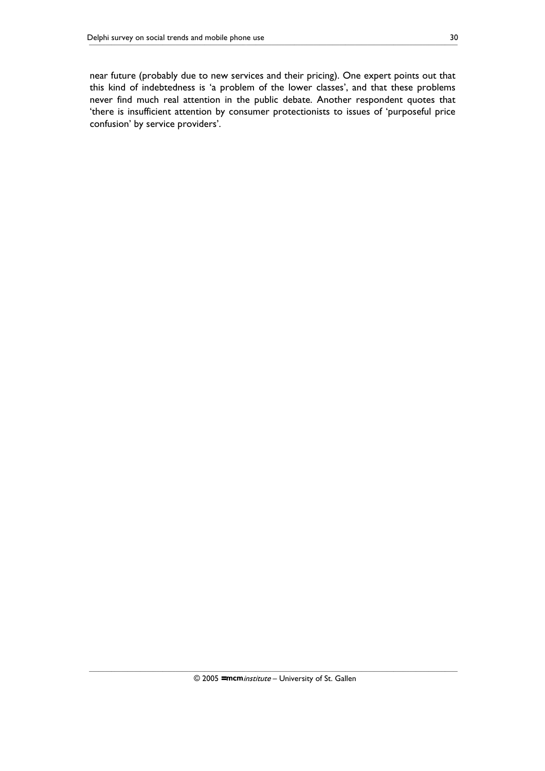near future (probably due to new services and their pricing). One expert points out that this kind of indebtedness is 'a problem of the lower classes', and that these problems never find much real attention in the public debate. Another respondent quotes that 'there is insufficient attention by consumer protectionists to issues of 'purposeful price confusion' by service providers'.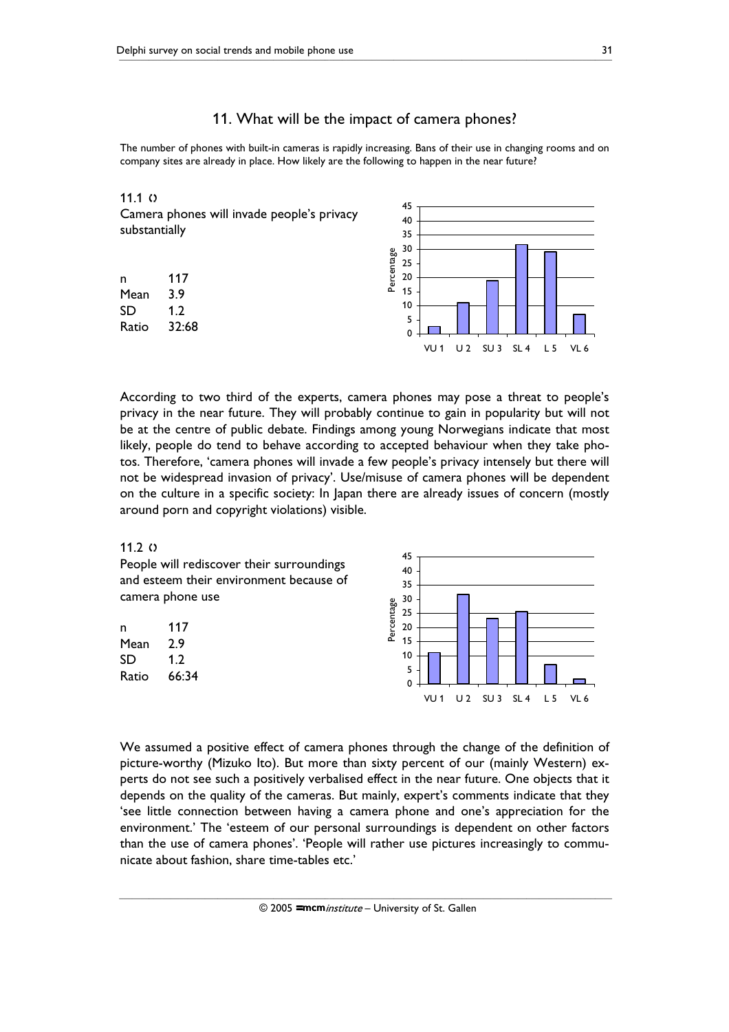## 11. What will be the impact of camera phones?

The number of phones with built-in cameras is rapidly increasing. Bans of their use in changing rooms and on company sites are already in place. How likely are the following to happen in the near future?

**11.1** ◊

Camera phones will invade people's privacy substantially

| | |
|---|---|
| n | 117 |
| Mean | 3.9 |
| SD | 1.2 |
| Ratio | 32:68 |

According to two third of the experts, camera phones may pose a threat to people's privacy in the near future. They will probably continue to gain in popularity but will not be at the centre of public debate. Findings among young Norwegians indicate that most likely, people do tend to behave according to accepted behaviour when they take photos. Therefore, 'camera phones will invade a few people's privacy intensely but there will not be widespread invasion of privacy'. Use/misuse of camera phones will be dependent on the culture in a specific society: In Japan there are already issues of concern (mostly around porn and copyright violations) visible.

**11.2** ◊

People will rediscover their surroundings and esteem their environment because of camera phone use

| | |
|---|---|
| n | 117 |
| Mean | 2.9 |
| SD | 1.2 |
| Ratio | 66:34 |

We assumed a positive effect of camera phones through the change of the definition of picture-worthy (Mizuko Ito). But more than sixty percent of our (mainly Western) experts do not see such a positively verbalised effect in the near future. One objects that it depends on the quality of the cameras. But mainly, expert's comments indicate that they 'see little connection between having a camera phone and one's appreciation for the environment.' The 'esteem of our personal surroundings is dependent on other factors than the use of camera phones'. 'People will rather use pictures increasingly to communicate about fashion, share time-tables etc.'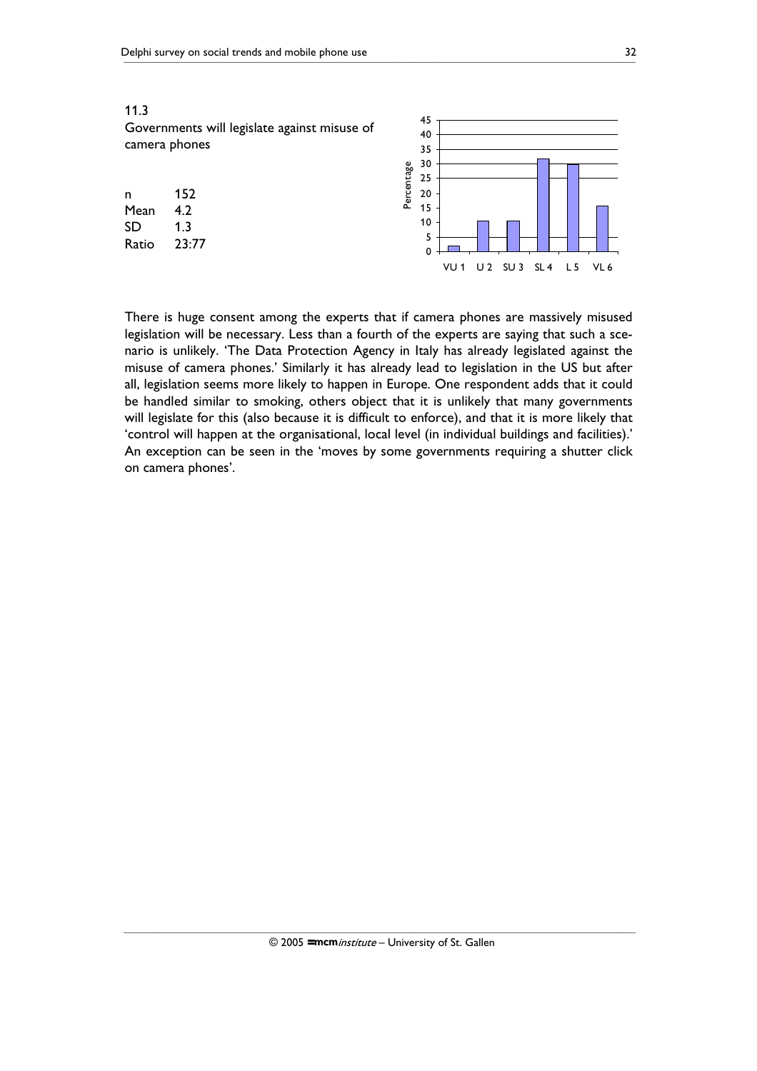11.3

Governments will legislate against misuse of camera phones

| | |
|---|---|
| n | 152 |
| Mean | 4.2 |
| SD | 1.3 |
| Ratio | 23:77 |

There is huge consent among the experts that if camera phones are massively misused legislation will be necessary. Less than a fourth of the experts are saying that such a scenario is unlikely. 'The Data Protection Agency in Italy has already legislated against the misuse of camera phones.' Similarly it has already lead to legislation in the US but after all, legislation seems more likely to happen in Europe. One respondent adds that it could be handled similar to smoking, others object that it is unlikely that many governments will legislate for this (also because it is difficult to enforce), and that it is more likely that 'control will happen at the organisational, local level (in individual buildings and facilities).' An exception can be seen in the 'moves by some governments requiring a shutter click on camera phones'.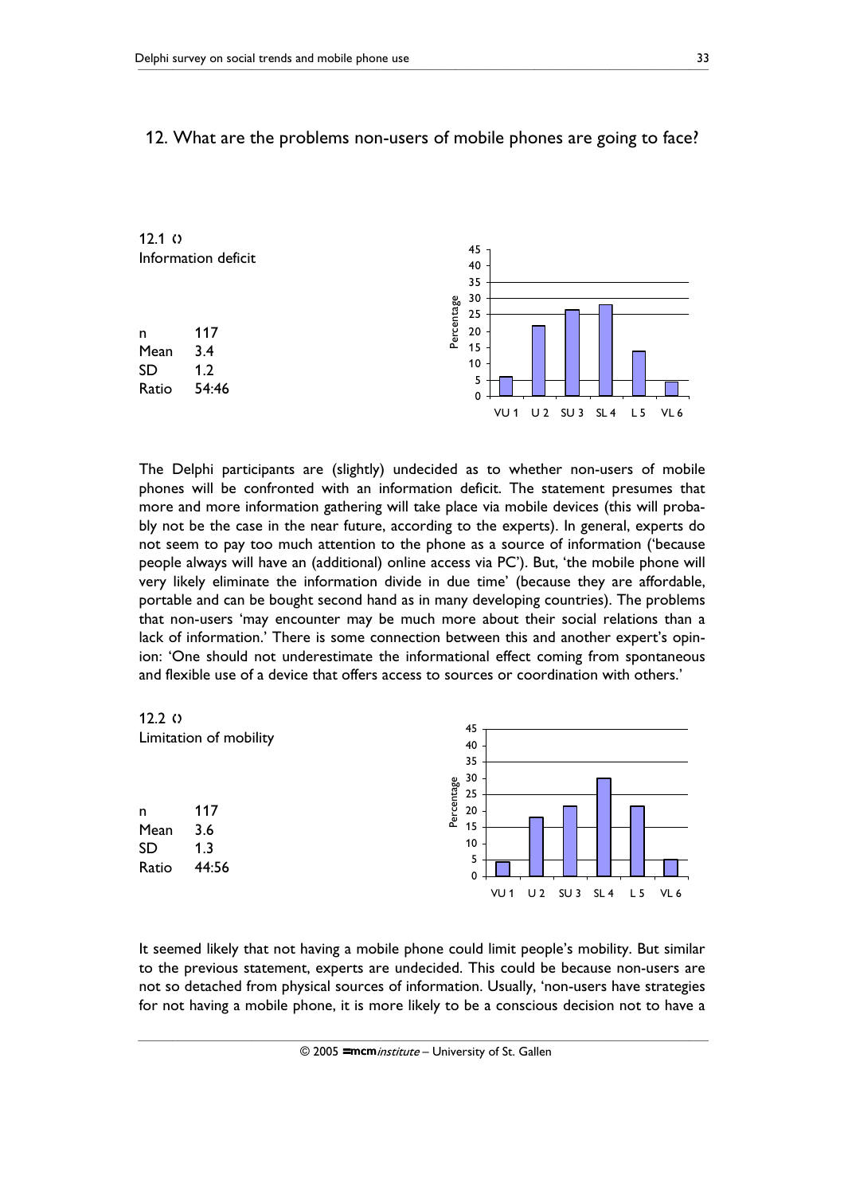## 12. What are the problems non-users of mobile phones are going to face?

12.1 ◊
Information deficit

| | |
|---|---|
| n | 117 |
| Mean | 3.4 |
| SD | 1.2 |
| Ratio | 54:46 |

The Delphi participants are (slightly) undecided as to whether non-users of mobile phones will be confronted with an information deficit. The statement presumes that more and more information gathering will take place via mobile devices (this will probably not be the case in the near future, according to the experts). In general, experts do not seem to pay too much attention to the phone as a source of information ('because people always will have an (additional) online access via PC'). But, 'the mobile phone will very likely eliminate the information divide in due time' (because they are affordable, portable and can be bought second hand as in many developing countries). The problems that non-users 'may encounter may be much more about their social relations than a lack of information.' There is some connection between this and another expert's opinion: 'One should not underestimate the informational effect coming from spontaneous and flexible use of a device that offers access to sources or coordination with others.'

12.2 ◊
Limitation of mobility

| | |
|---|---|
| n | 117 |
| Mean | 3.6 |
| SD | 1.3 |
| Ratio | 44:56 |

It seemed likely that not having a mobile phone could limit people's mobility. But similar to the previous statement, experts are undecided. This could be because non-users are not so detached from physical sources of information. Usually, 'non-users have strategies for not having a mobile phone, it is more likely to be a conscious decision not to have a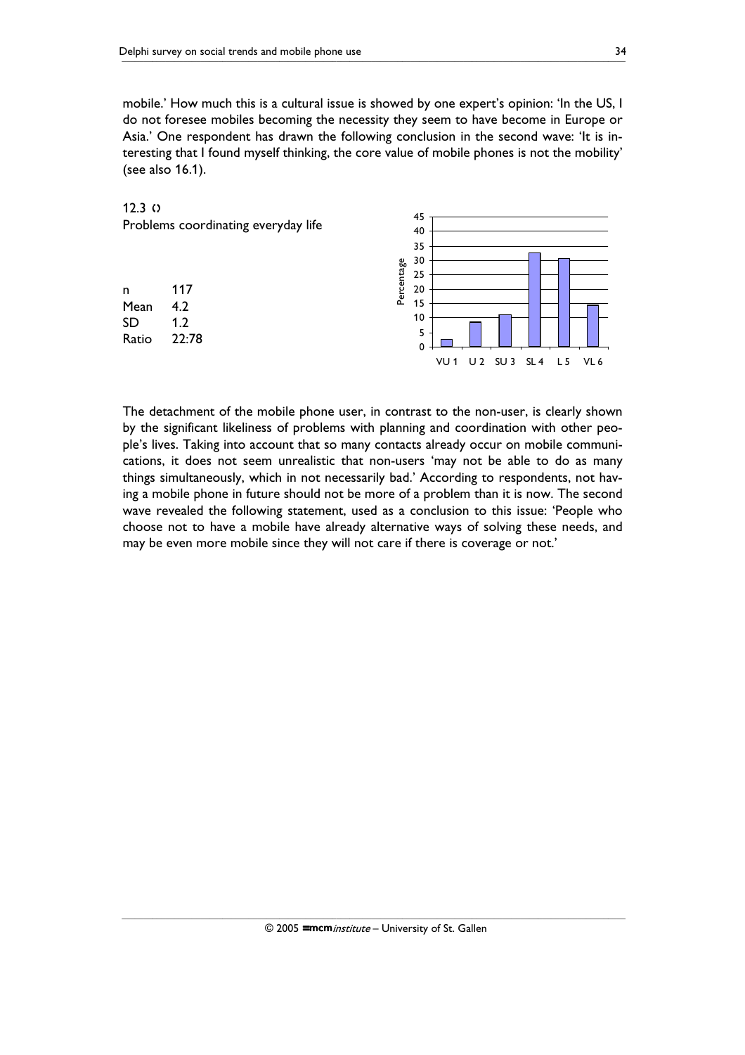mobile.' How much this is a cultural issue is showed by one expert's opinion: 'In the US, I do not foresee mobiles becoming the necessity they seem to have become in Europe or Asia.' One respondent has drawn the following conclusion in the second wave: 'It is interesting that I found myself thinking, the core value of mobile phones is not the mobility' (see also 16.1).

12.3 ◊

Problems coordinating everyday life

| | |
|---|---|
| n | 117 |
| Mean | 4.2 |
| SD | 1.2 |
| Ratio | 22:78 |

The detachment of the mobile phone user, in contrast to the non-user, is clearly shown by the significant likeliness of problems with planning and coordination with other people's lives. Taking into account that so many contacts already occur on mobile communications, it does not seem unrealistic that non-users 'may not be able to do as many things simultaneously, which in not necessarily bad.' According to respondents, not having a mobile phone in future should not be more of a problem than it is now. The second wave revealed the following statement, used as a conclusion to this issue: 'People who choose not to have a mobile have already alternative ways of solving these needs, and may be even more mobile since they will not care if there is coverage or not.'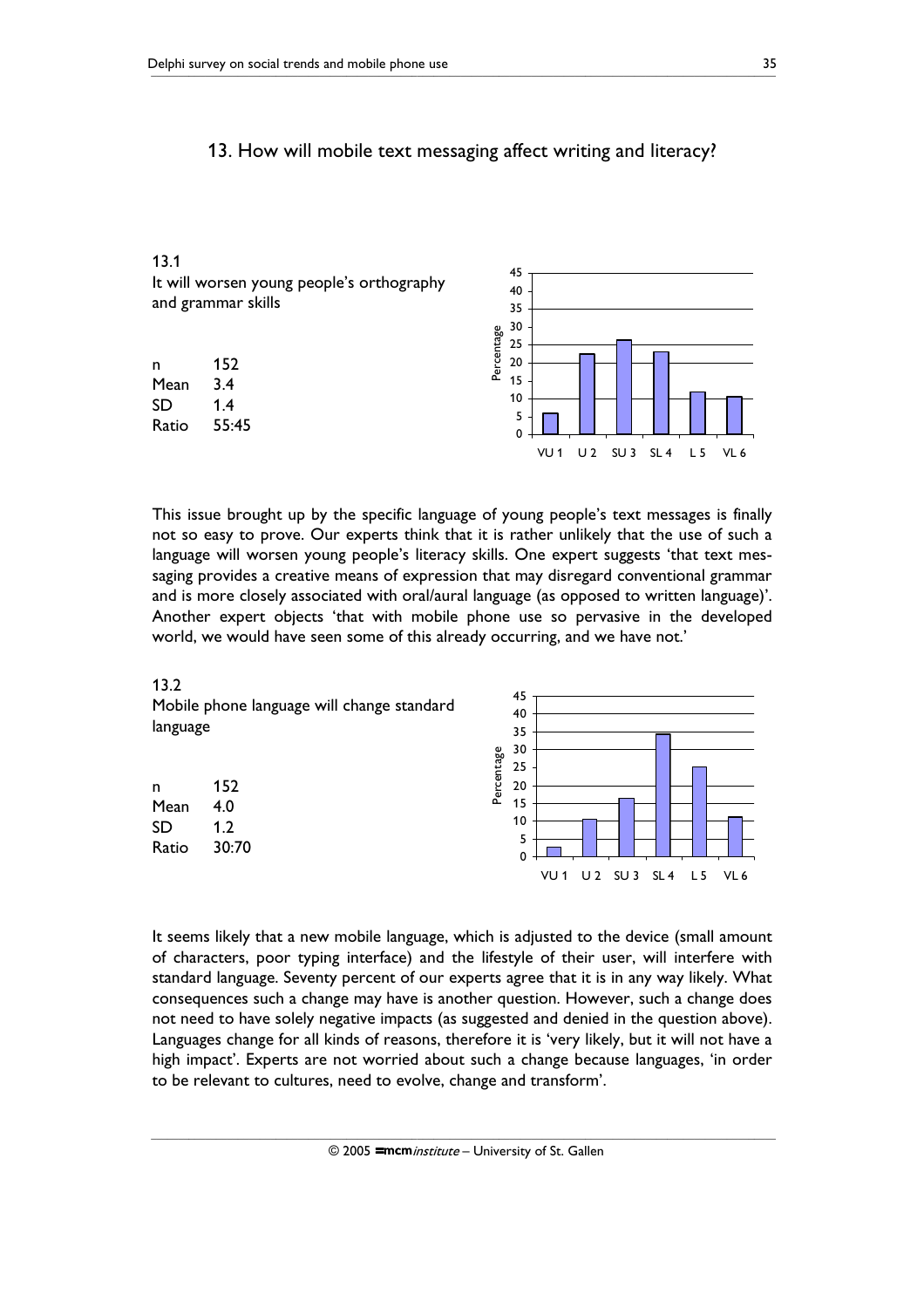## 13. How will mobile text messaging affect writing and literacy?

13.1
It will worsen young people's orthography and grammar skills

| | |
|---|---|
| n | 152 |
| Mean | 3.4 |
| SD | 1.4 |
| Ratio | 55:45 |

This issue brought up by the specific language of young people's text messages is finally not so easy to prove. Our experts think that it is rather unlikely that the use of such a language will worsen young people's literacy skills. One expert suggests 'that text messaging provides a creative means of expression that may disregard conventional grammar and is more closely associated with oral/aural language (as opposed to written language)'. Another expert objects 'that with mobile phone use so pervasive in the developed world, we would have seen some of this already occurring, and we have not.'

13.2
Mobile phone language will change standard language

| | |
|---|---|
| n | 152 |
| Mean | 4.0 |
| SD | 1.2 |
| Ratio | 30:70 |

It seems likely that a new mobile language, which is adjusted to the device (small amount of characters, poor typing interface) and the lifestyle of their user, will interfere with standard language. Seventy percent of our experts agree that it is in any way likely. What consequences such a change may have is another question. However, such a change does not need to have solely negative impacts (as suggested and denied in the question above). Languages change for all kinds of reasons, therefore it is 'very likely, but it will not have a high impact'. Experts are not worried about such a change because languages, 'in order to be relevant to cultures, need to evolve, change and transform'.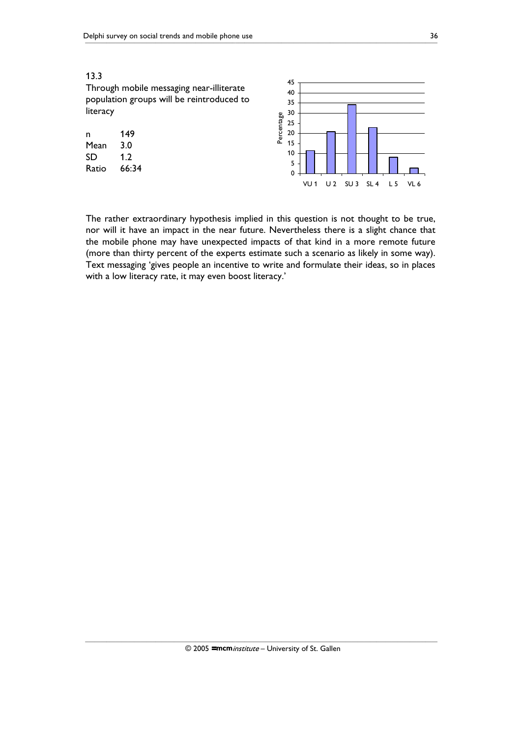13.3

Through mobile messaging near-illiterate population groups will be reintroduced to literacy

| n | 149 |
|---|---|
| Mean | 3.0 |
| SD | 1.2 |
| Ratio | 66:34 |

The rather extraordinary hypothesis implied in this question is not thought to be true, nor will it have an impact in the near future. Nevertheless there is a slight chance that the mobile phone may have unexpected impacts of that kind in a more remote future (more than thirty percent of the experts estimate such a scenario as likely in some way). Text messaging 'gives people an incentive to write and formulate their ideas, so in places with a low literacy rate, it may even boost literacy.'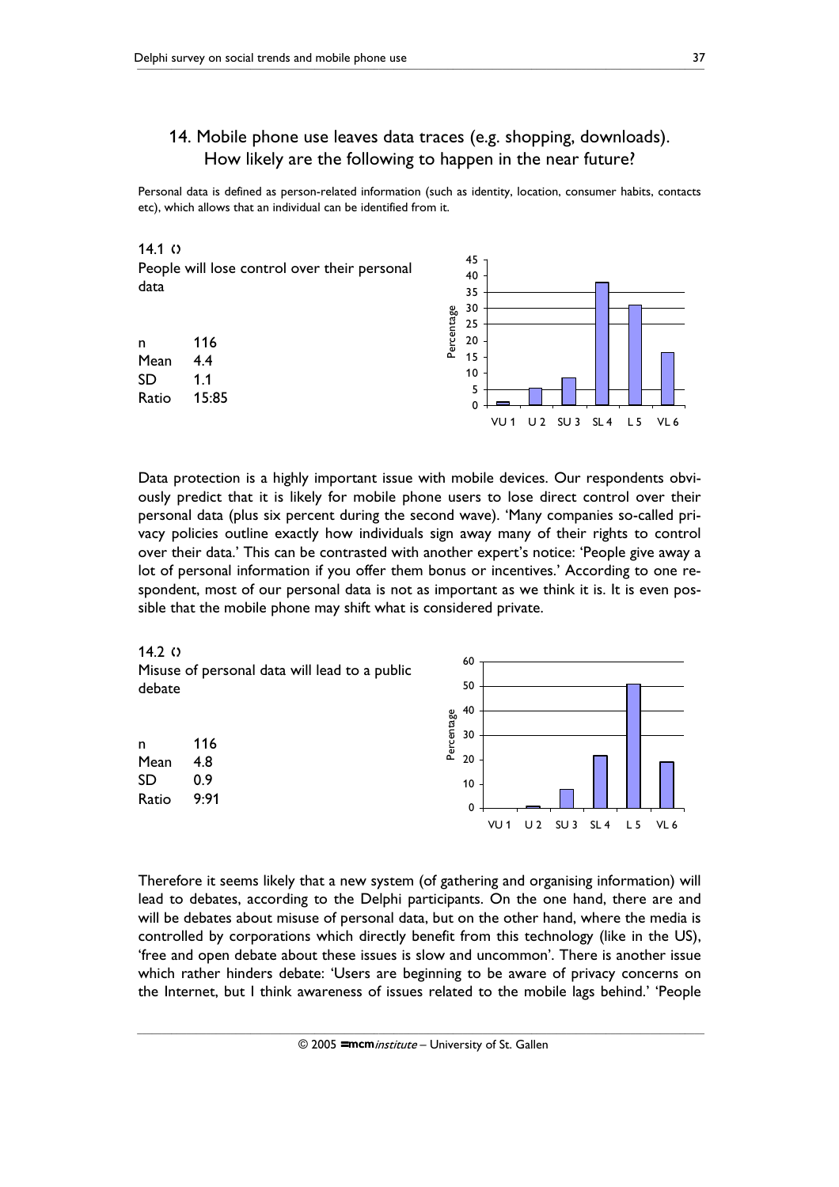## 14. Mobile phone use leaves data traces (e.g. shopping, downloads). How likely are the following to happen in the near future?

Personal data is defined as person-related information (such as identity, location, consumer habits, contacts etc), which allows that an individual can be identified from it.

**14.1 ‹›**
People will lose control over their personal data

| | |
|---|---|
| n | 116 |
| Mean | 4.4 |
| SD | 1.1 |
| Ratio | 15:85 |

Data protection is a highly important issue with mobile devices. Our respondents obviously predict that it is likely for mobile phone users to lose direct control over their personal data (plus six percent during the second wave). 'Many companies so-called privacy policies outline exactly how individuals sign away many of their rights to control over their data.' This can be contrasted with another expert's notice: 'People give away a lot of personal information if you offer them bonus or incentives.' According to one respondent, most of our personal data is not as important as we think it is. It is even possible that the mobile phone may shift what is considered private.

**14.2 ‹›**
Misuse of personal data will lead to a public debate

| | |
|---|---|
| n | 116 |
| Mean | 4.8 |
| SD | 0.9 |
| Ratio | 9:91 |

Therefore it seems likely that a new system (of gathering and organising information) will lead to debates, according to the Delphi participants. On the one hand, there are and will be debates about misuse of personal data, but on the other hand, where the media is controlled by corporations which directly benefit from this technology (like in the US), 'free and open debate about these issues is slow and uncommon'. There is another issue which rather hinders debate: 'Users are beginning to be aware of privacy concerns on the Internet, but I think awareness of issues related to the mobile lags behind.' 'People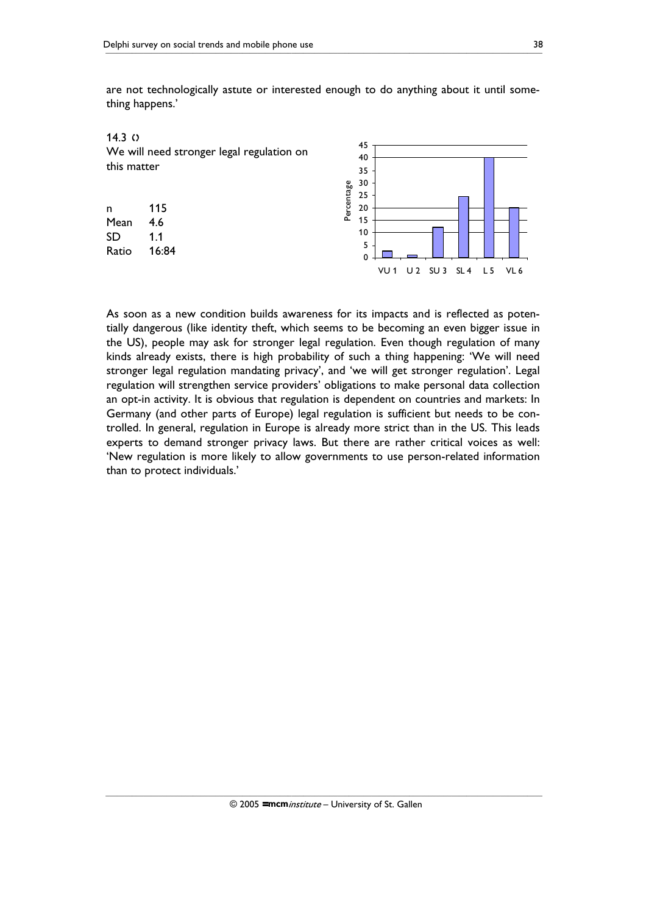are not technologically astute or interested enough to do anything about it until something happens.'

14.3 ‹›
We will need stronger legal regulation on this matter

| | |
|---|---|
| n | 115 |
| Mean | 4.6 |
| SD | 1.1 |
| Ratio | 16:84 |

As soon as a new condition builds awareness for its impacts and is reflected as potentially dangerous (like identity theft, which seems to be becoming an even bigger issue in the US), people may ask for stronger legal regulation. Even though regulation of many kinds already exists, there is high probability of such a thing happening: 'We will need stronger legal regulation mandating privacy', and 'we will get stronger regulation'. Legal regulation will strengthen service providers' obligations to make personal data collection an opt-in activity. It is obvious that regulation is dependent on countries and markets: In Germany (and other parts of Europe) legal regulation is sufficient but needs to be controlled. In general, regulation in Europe is already more strict than in the US. This leads experts to demand stronger privacy laws. But there are rather critical voices as well: 'New regulation is more likely to allow governments to use person-related information than to protect individuals.'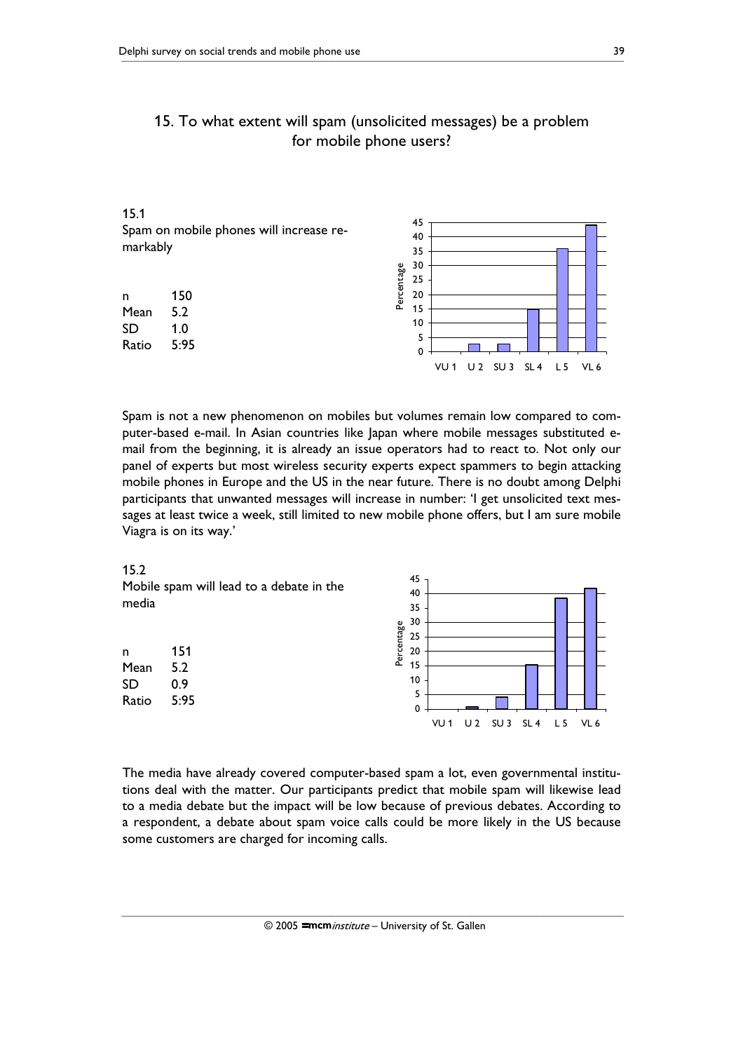## 15. To what extent will spam (unsolicited messages) be a problem for mobile phone users?

15.1
Spam on mobile phones will increase remarkably

| | |
|---|---|
| n | 150 |
| Mean | 5.2 |
| SD | 1.0 |
| Ratio | 5:95 |

Spam is not a new phenomenon on mobiles but volumes remain low compared to computer-based e-mail. In Asian countries like Japan where mobile messages substituted e-mail from the beginning, it is already an issue operators had to react to. Not only our panel of experts but most wireless security experts expect spammers to begin attacking mobile phones in Europe and the US in the near future. There is no doubt among Delphi participants that unwanted messages will increase in number: 'I get unsolicited text messages at least twice a week, still limited to new mobile phone offers, but I am sure mobile Viagra is on its way.'

15.2
Mobile spam will lead to a debate in the media

| | |
|---|---|
| n | 151 |
| Mean | 5.2 |
| SD | 0.9 |
| Ratio | 5:95 |

The media have already covered computer-based spam a lot, even governmental institutions deal with the matter. Our participants predict that mobile spam will likewise lead to a media debate but the impact will be low because of previous debates. According to a respondent, a debate about spam voice calls could be more likely in the US because some customers are charged for incoming calls.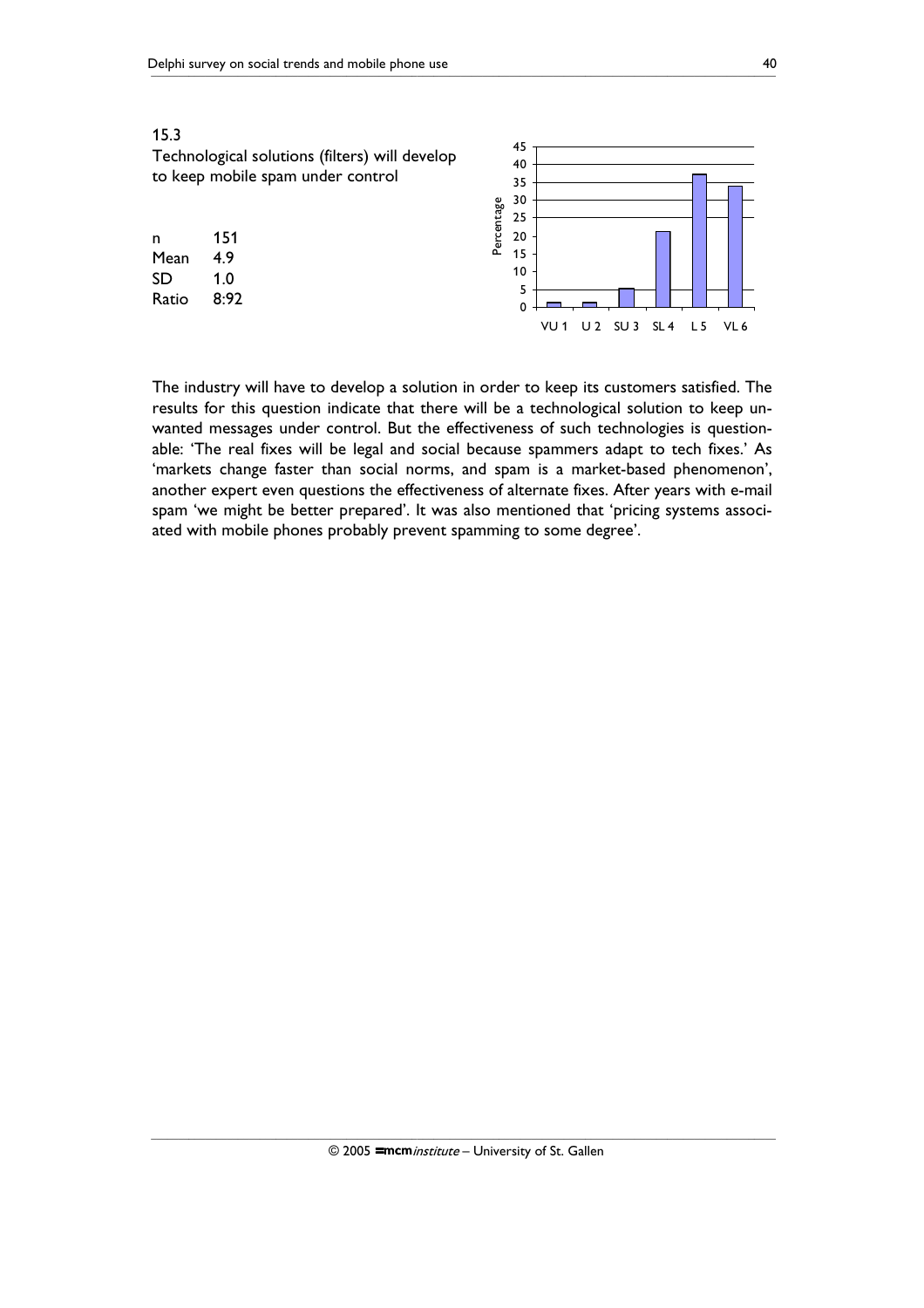15.3

Technological solutions (filters) will develop to keep mobile spam under control

| | |
|---|---|
| n | 151 |
| Mean | 4.9 |
| SD | 1.0 |
| Ratio | 8:92 |

The industry will have to develop a solution in order to keep its customers satisfied. The results for this question indicate that there will be a technological solution to keep unwanted messages under control. But the effectiveness of such technologies is questionable: 'The real fixes will be legal and social because spammers adapt to tech fixes.' As 'markets change faster than social norms, and spam is a market-based phenomenon', another expert even questions the effectiveness of alternate fixes. After years with e-mail spam 'we might be better prepared'. It was also mentioned that 'pricing systems associated with mobile phones probably prevent spamming to some degree'.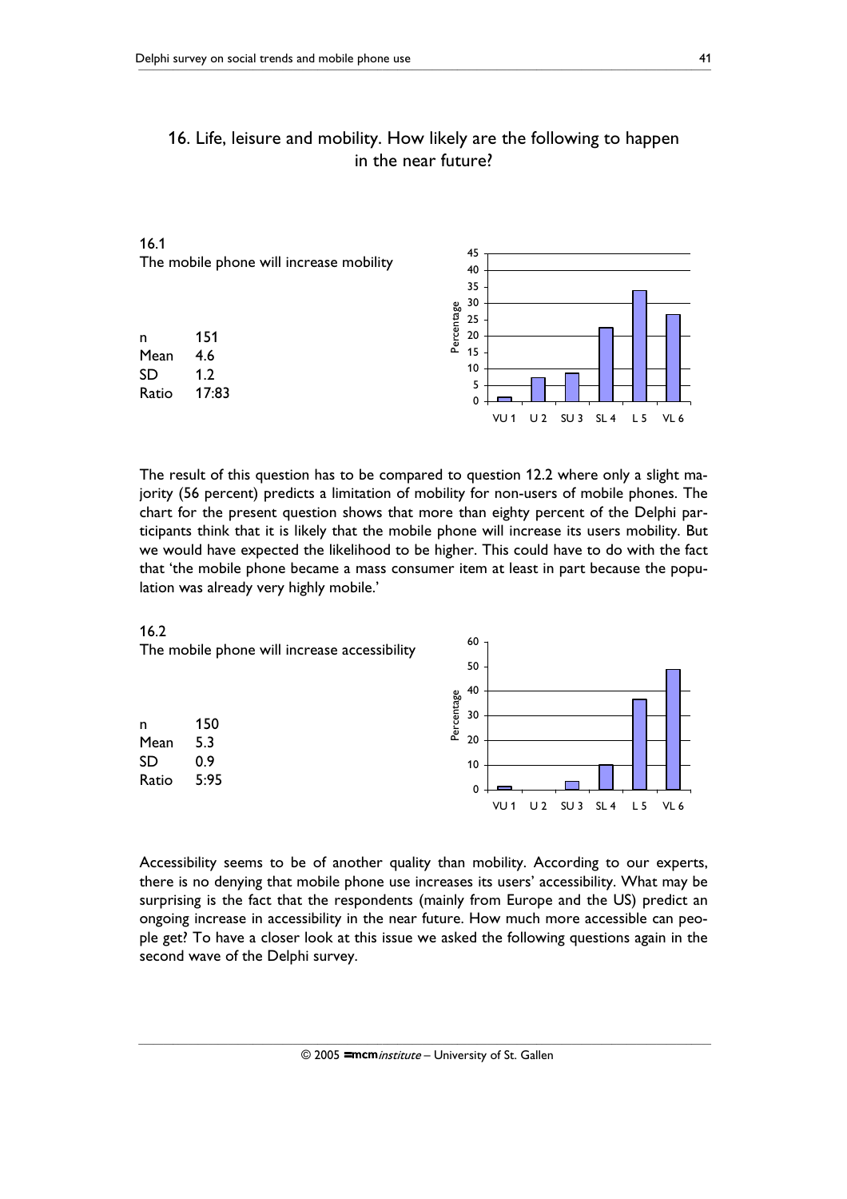## 16. Life, leisure and mobility. How likely are the following to happen in the near future?

16.1
The mobile phone will increase mobility

| | |
|---|---|
| n | 151 |
| Mean | 4.6 |
| SD | 1.2 |
| Ratio | 17:83 |

The result of this question has to be compared to question 12.2 where only a slight majority (56 percent) predicts a limitation of mobility for non-users of mobile phones. The chart for the present question shows that more than eighty percent of the Delphi participants think that it is likely that the mobile phone will increase its users mobility. But we would have expected the likelihood to be higher. This could have to do with the fact that 'the mobile phone became a mass consumer item at least in part because the population was already very highly mobile.'

16.2
The mobile phone will increase accessibility

| | |
|---|---|
| n | 150 |
| Mean | 5.3 |
| SD | 0.9 |
| Ratio | 5:95 |

Accessibility seems to be of another quality than mobility. According to our experts, there is no denying that mobile phone use increases its users' accessibility. What may be surprising is the fact that the respondents (mainly from Europe and the US) predict an ongoing increase in accessibility in the near future. How much more accessible can people get? To have a closer look at this issue we asked the following questions again in the second wave of the Delphi survey.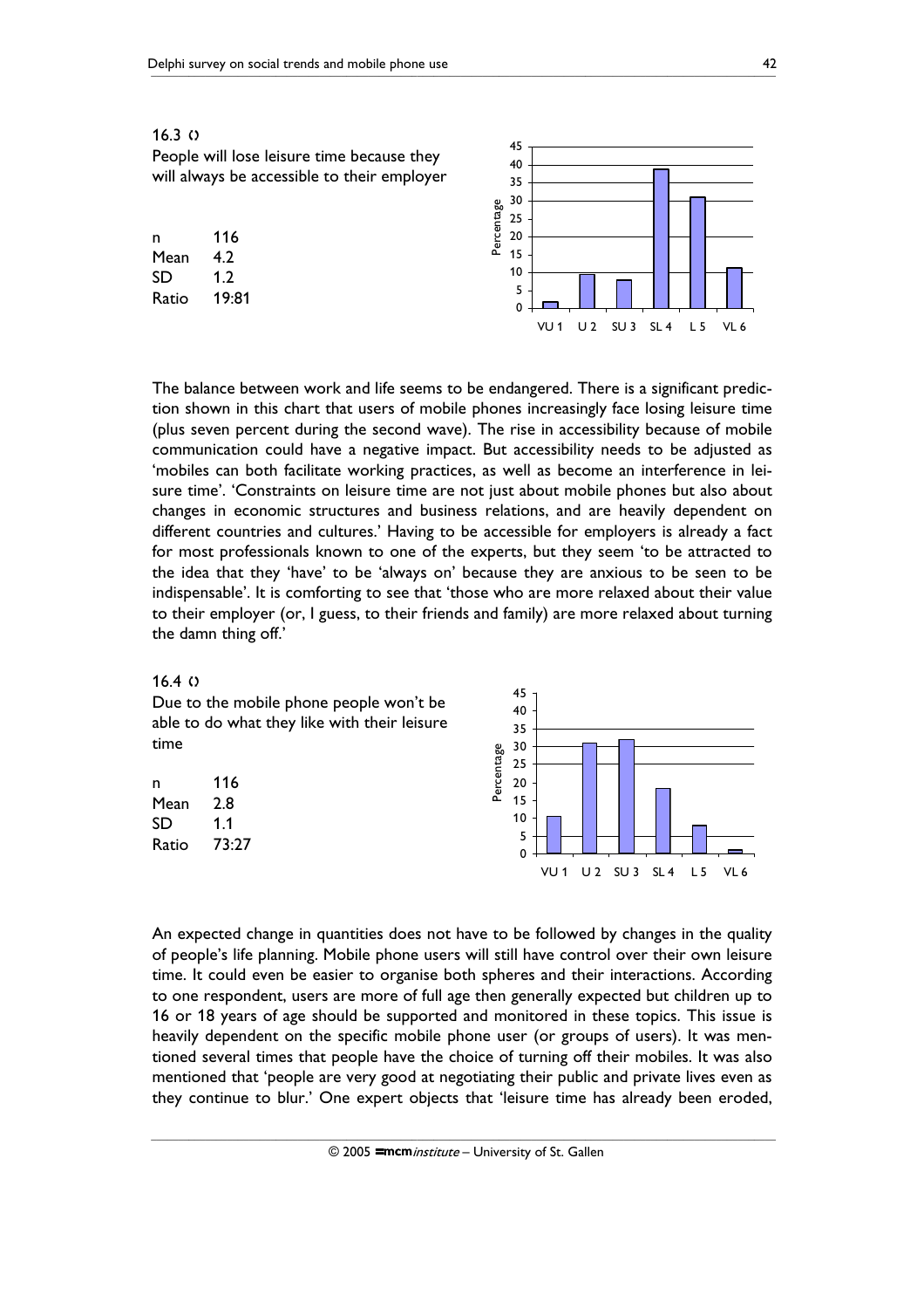16.3 ()

People will lose leisure time because they will always be accessible to their employer

| | |
|---|---|
| n | 116 |
| Mean | 4.2 |
| SD | 1.2 |
| Ratio | 19:81 |

The balance between work and life seems to be endangered. There is a significant prediction shown in this chart that users of mobile phones increasingly face losing leisure time (plus seven percent during the second wave). The rise in accessibility because of mobile communication could have a negative impact. But accessibility needs to be adjusted as 'mobiles can both facilitate working practices, as well as become an interference in leisure time'. 'Constraints on leisure time are not just about mobile phones but also about changes in economic structures and business relations, and are heavily dependent on different countries and cultures.' Having to be accessible for employers is already a fact for most professionals known to one of the experts, but they seem 'to be attracted to the idea that they 'have' to be 'always on' because they are anxious to be seen to be indispensable'. It is comforting to see that 'those who are more relaxed about their value to their employer (or, I guess, to their friends and family) are more relaxed about turning the damn thing off.'

16.4 ()

Due to the mobile phone people won't be able to do what they like with their leisure time

| | |
|---|---|
| n | 116 |
| Mean | 2.8 |
| SD | 1.1 |
| Ratio | 73:27 |

An expected change in quantities does not have to be followed by changes in the quality of people's life planning. Mobile phone users will still have control over their own leisure time. It could even be easier to organise both spheres and their interactions. According to one respondent, users are more of full age then generally expected but children up to 16 or 18 years of age should be supported and monitored in these topics. This issue is heavily dependent on the specific mobile phone user (or groups of users). It was mentioned several times that people have the choice of turning off their mobiles. It was also mentioned that 'people are very good at negotiating their public and private lives even as they continue to blur.' One expert objects that 'leisure time has already been eroded,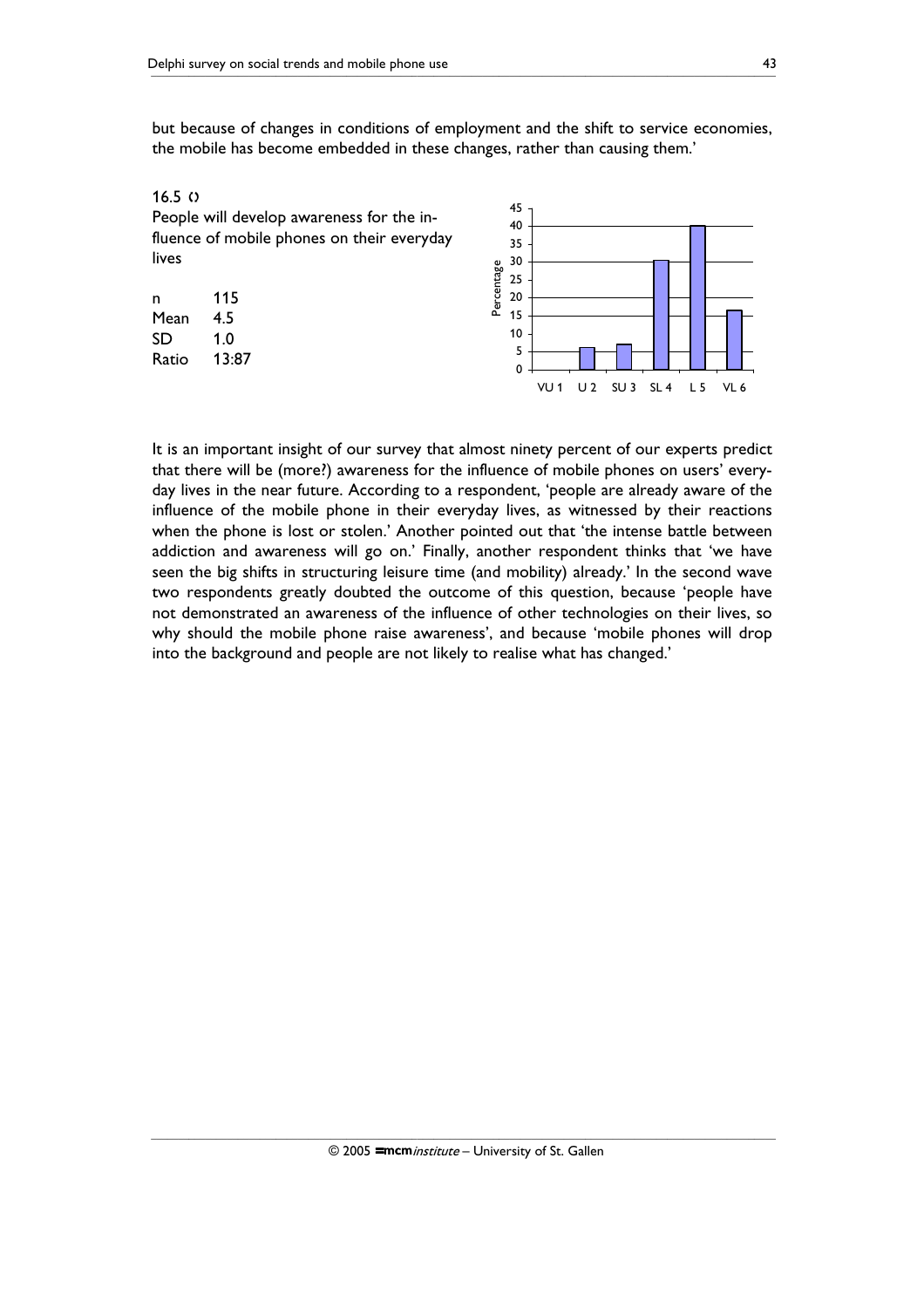but because of changes in conditions of employment and the shift to service economies, the mobile has become embedded in these changes, rather than causing them.'

16.5 ◊

People will develop awareness for the influence of mobile phones on their everyday lives

| | |
|---|---|
| n | 115 |
| Mean | 4.5 |
| SD | 1.0 |
| Ratio | 13:87 |

It is an important insight of our survey that almost ninety percent of our experts predict that there will be (more?) awareness for the influence of mobile phones on users' everyday lives in the near future. According to a respondent, 'people are already aware of the influence of the mobile phone in their everyday lives, as witnessed by their reactions when the phone is lost or stolen.' Another pointed out that 'the intense battle between addiction and awareness will go on.' Finally, another respondent thinks that 'we have seen the big shifts in structuring leisure time (and mobility) already.' In the second wave two respondents greatly doubted the outcome of this question, because 'people have not demonstrated an awareness of the influence of other technologies on their lives, so why should the mobile phone raise awareness', and because 'mobile phones will drop into the background and people are not likely to realise what has changed.'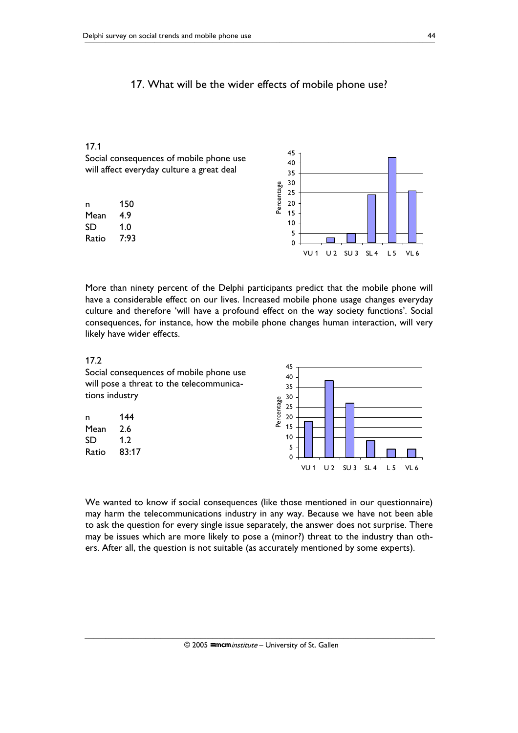## 17. What will be the wider effects of mobile phone use?

### 17.1

Social consequences of mobile phone use will affect everyday culture a great deal

| | |
|---|---|
| n | 150 |
| Mean | 4.9 |
| SD | 1.0 |
| Ratio | 7:93 |

More than ninety percent of the Delphi participants predict that the mobile phone will have a considerable effect on our lives. Increased mobile phone usage changes everyday culture and therefore 'will have a profound effect on the way society functions'. Social consequences, for instance, how the mobile phone changes human interaction, will very likely have wider effects.

### 17.2

Social consequences of mobile phone use will pose a threat to the telecommunications industry

| | |
|---|---|
| n | 144 |
| Mean | 2.6 |
| SD | 1.2 |
| Ratio | 83:17 |

We wanted to know if social consequences (like those mentioned in our questionnaire) may harm the telecommunications industry in any way. Because we have not been able to ask the question for every single issue separately, the answer does not surprise. There may be issues which are more likely to pose a (minor?) threat to the industry than others. After all, the question is not suitable (as accurately mentioned by some experts).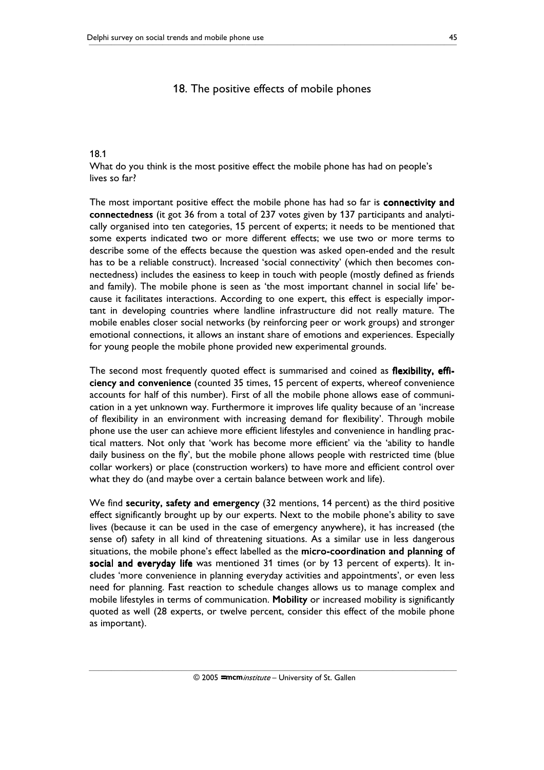# 18. The positive effects of mobile phones

### 18.1

What do you think is the most positive effect the mobile phone has had on people's lives so far?

The most important positive effect the mobile phone has had so far is **connectivity and connectedness** (it got 36 from a total of 237 votes given by 137 participants and analytically organised into ten categories, 15 percent of experts; it needs to be mentioned that some experts indicated two or more different effects; we use two or more terms to describe some of the effects because the question was asked open-ended and the result has to be a reliable construct). Increased 'social connectivity' (which then becomes connectedness) includes the easiness to keep in touch with people (mostly defined as friends and family). The mobile phone is seen as 'the most important channel in social life' because it facilitates interactions. According to one expert, this effect is especially important in developing countries where landline infrastructure did not really mature. The mobile enables closer social networks (by reinforcing peer or work groups) and stronger emotional connections, it allows an instant share of emotions and experiences. Especially for young people the mobile phone provided new experimental grounds.

The second most frequently quoted effect is summarised and coined as **flexibility, efficiency and convenience** (counted 35 times, 15 percent of experts, whereof convenience accounts for half of this number). First of all the mobile phone allows ease of communication in a yet unknown way. Furthermore it improves life quality because of an 'increase of flexibility in an environment with increasing demand for flexibility'. Through mobile phone use the user can achieve more efficient lifestyles and convenience in handling practical matters. Not only that 'work has become more efficient' via the 'ability to handle daily business on the fly', but the mobile phone allows people with restricted time (blue collar workers) or place (construction workers) to have more and efficient control over what they do (and maybe over a certain balance between work and life).

We find **security, safety and emergency** (32 mentions, 14 percent) as the third positive effect significantly brought up by our experts. Next to the mobile phone's ability to save lives (because it can be used in the case of emergency anywhere), it has increased (the sense of) safety in all kind of threatening situations. As a similar use in less dangerous situations, the mobile phone's effect labelled as the **micro-coordination and planning of social and everyday life** was mentioned 31 times (or by 13 percent of experts). It includes 'more convenience in planning everyday activities and appointments', or even less need for planning. Fast reaction to schedule changes allows us to manage complex and mobile lifestyles in terms of communication. **Mobility** or increased mobility is significantly quoted as well (28 experts, or twelve percent, consider this effect of the mobile phone as important).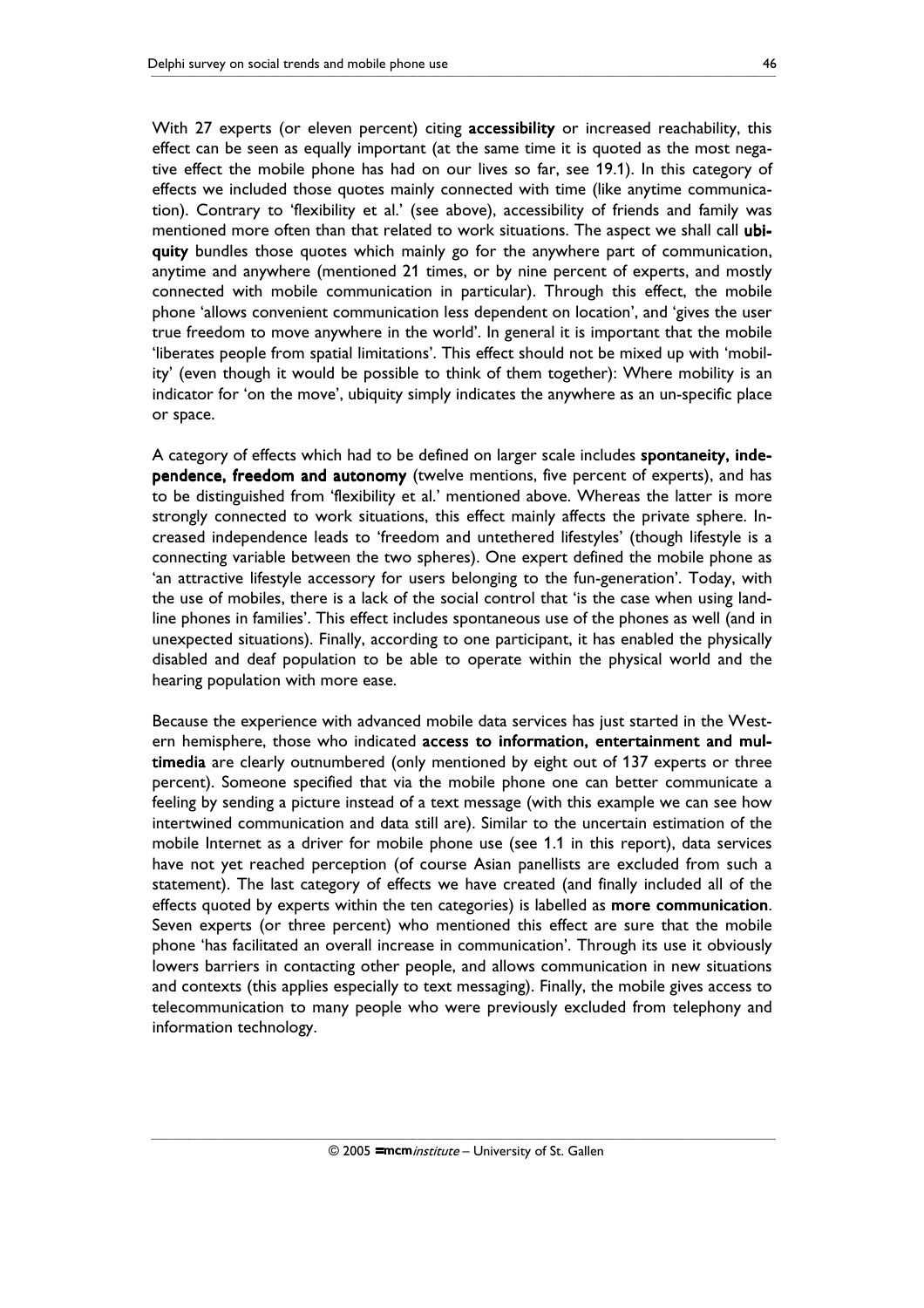With 27 experts (or eleven percent) citing **accessibility** or increased reachability, this effect can be seen as equally important (at the same time it is quoted as the most negative effect the mobile phone has had on our lives so far, see 19.1). In this category of effects we included those quotes mainly connected with time (like anytime communication). Contrary to 'flexibility et al.' (see above), accessibility of friends and family was mentioned more often than that related to work situations. The aspect we shall call **ubiquity** bundles those quotes which mainly go for the anywhere part of communication, anytime and anywhere (mentioned 21 times, or by nine percent of experts, and mostly connected with mobile communication in particular). Through this effect, the mobile phone 'allows convenient communication less dependent on location', and 'gives the user true freedom to move anywhere in the world'. In general it is important that the mobile 'liberates people from spatial limitations'. This effect should not be mixed up with 'mobility' (even though it would be possible to think of them together): Where mobility is an indicator for 'on the move', ubiquity simply indicates the anywhere as an un-specific place or space.

A category of effects which had to be defined on larger scale includes **spontaneity, independence, freedom and autonomy** (twelve mentions, five percent of experts), and has to be distinguished from 'flexibility et al.' mentioned above. Whereas the latter is more strongly connected to work situations, this effect mainly affects the private sphere. Increased independence leads to 'freedom and untethered lifestyles' (though lifestyle is a connecting variable between the two spheres). One expert defined the mobile phone as 'an attractive lifestyle accessory for users belonging to the fun-generation'. Today, with the use of mobiles, there is a lack of the social control that 'is the case when using landline phones in families'. This effect includes spontaneous use of the phones as well (and in unexpected situations). Finally, according to one participant, it has enabled the physically disabled and deaf population to be able to operate within the physical world and the hearing population with more ease.

Because the experience with advanced mobile data services has just started in the Western hemisphere, those who indicated **access to information, entertainment and multimedia** are clearly outnumbered (only mentioned by eight out of 137 experts or three percent). Someone specified that via the mobile phone one can better communicate a feeling by sending a picture instead of a text message (with this example we can see how intertwined communication and data still are). Similar to the uncertain estimation of the mobile Internet as a driver for mobile phone use (see 1.1 in this report), data services have not yet reached perception (of course Asian panellists are excluded from such a statement). The last category of effects we have created (and finally included all of the effects quoted by experts within the ten categories) is labelled as **more communication**. Seven experts (or three percent) who mentioned this effect are sure that the mobile phone 'has facilitated an overall increase in communication'. Through its use it obviously lowers barriers in contacting other people, and allows communication in new situations and contexts (this applies especially to text messaging). Finally, the mobile gives access to telecommunication to many people who were previously excluded from telephony and information technology.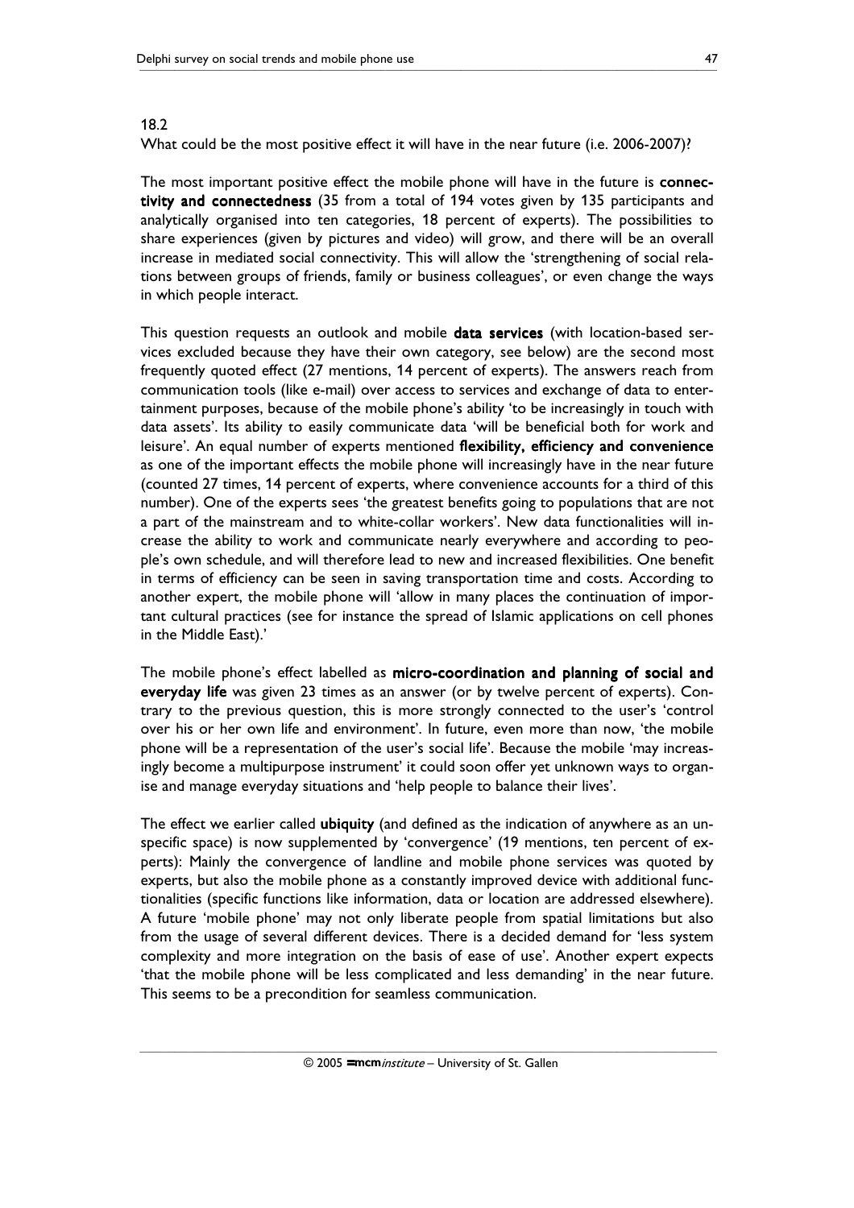18.2

What could be the most positive effect it will have in the near future (i.e. 2006-2007)?

The most important positive effect the mobile phone will have in the future is **connectivity and connectedness** (35 from a total of 194 votes given by 135 participants and analytically organised into ten categories, 18 percent of experts). The possibilities to share experiences (given by pictures and video) will grow, and there will be an overall increase in mediated social connectivity. This will allow the 'strengthening of social relations between groups of friends, family or business colleagues', or even change the ways in which people interact.

This question requests an outlook and mobile **data services** (with location-based services excluded because they have their own category, see below) are the second most frequently quoted effect (27 mentions, 14 percent of experts). The answers reach from communication tools (like e-mail) over access to services and exchange of data to entertainment purposes, because of the mobile phone's ability 'to be increasingly in touch with data assets'. Its ability to easily communicate data 'will be beneficial both for work and leisure'. An equal number of experts mentioned **flexibility, efficiency and convenience** as one of the important effects the mobile phone will increasingly have in the near future (counted 27 times, 14 percent of experts, where convenience accounts for a third of this number). One of the experts sees 'the greatest benefits going to populations that are not a part of the mainstream and to white-collar workers'. New data functionalities will increase the ability to work and communicate nearly everywhere and according to people's own schedule, and will therefore lead to new and increased flexibilities. One benefit in terms of efficiency can be seen in saving transportation time and costs. According to another expert, the mobile phone will 'allow in many places the continuation of important cultural practices (see for instance the spread of Islamic applications on cell phones in the Middle East).'

The mobile phone's effect labelled as **micro-coordination and planning of social and everyday life** was given 23 times as an answer (or by twelve percent of experts). Contrary to the previous question, this is more strongly connected to the user's 'control over his or her own life and environment'. In future, even more than now, 'the mobile phone will be a representation of the user's social life'. Because the mobile 'may increasingly become a multipurpose instrument' it could soon offer yet unknown ways to organise and manage everyday situations and 'help people to balance their lives'.

The effect we earlier called **ubiquity** (and defined as the indication of anywhere as an unspecific space) is now supplemented by 'convergence' (19 mentions, ten percent of experts): Mainly the convergence of landline and mobile phone services was quoted by experts, but also the mobile phone as a constantly improved device with additional functionalities (specific functions like information, data or location are addressed elsewhere). A future 'mobile phone' may not only liberate people from spatial limitations but also from the usage of several different devices. There is a decided demand for 'less system complexity and more integration on the basis of ease of use'. Another expert expects 'that the mobile phone will be less complicated and less demanding' in the near future. This seems to be a precondition for seamless communication.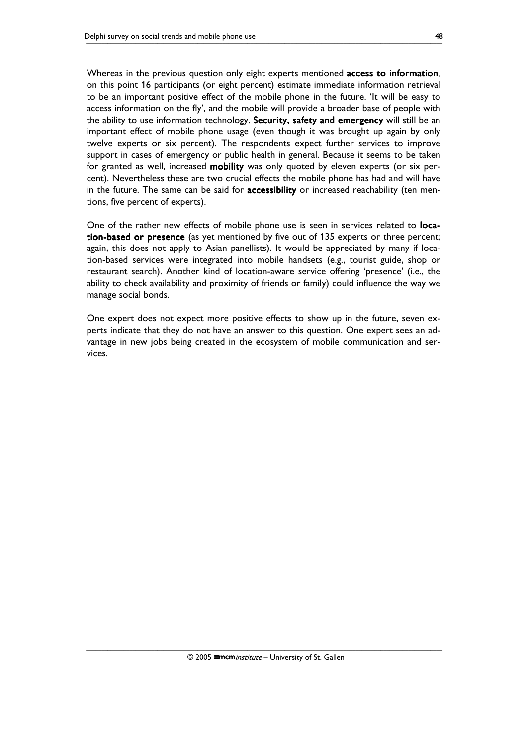Whereas in the previous question only eight experts mentioned **access to information**, on this point 16 participants (or eight percent) estimate immediate information retrieval to be an important positive effect of the mobile phone in the future. 'It will be easy to access information on the fly', and the mobile will provide a broader base of people with the ability to use information technology. **Security, safety and emergency** will still be an important effect of mobile phone usage (even though it was brought up again by only twelve experts or six percent). The respondents expect further services to improve support in cases of emergency or public health in general. Because it seems to be taken for granted as well, increased **mobility** was only quoted by eleven experts (or six percent). Nevertheless these are two crucial effects the mobile phone has had and will have in the future. The same can be said for **accessibility** or increased reachability (ten mentions, five percent of experts).

One of the rather new effects of mobile phone use is seen in services related to **location-based or presence** (as yet mentioned by five out of 135 experts or three percent; again, this does not apply to Asian panellists). It would be appreciated by many if location-based services were integrated into mobile handsets (e.g., tourist guide, shop or restaurant search). Another kind of location-aware service offering 'presence' (i.e., the ability to check availability and proximity of friends or family) could influence the way we manage social bonds.

One expert does not expect more positive effects to show up in the future, seven experts indicate that they do not have an answer to this question. One expert sees an advantage in new jobs being created in the ecosystem of mobile communication and services.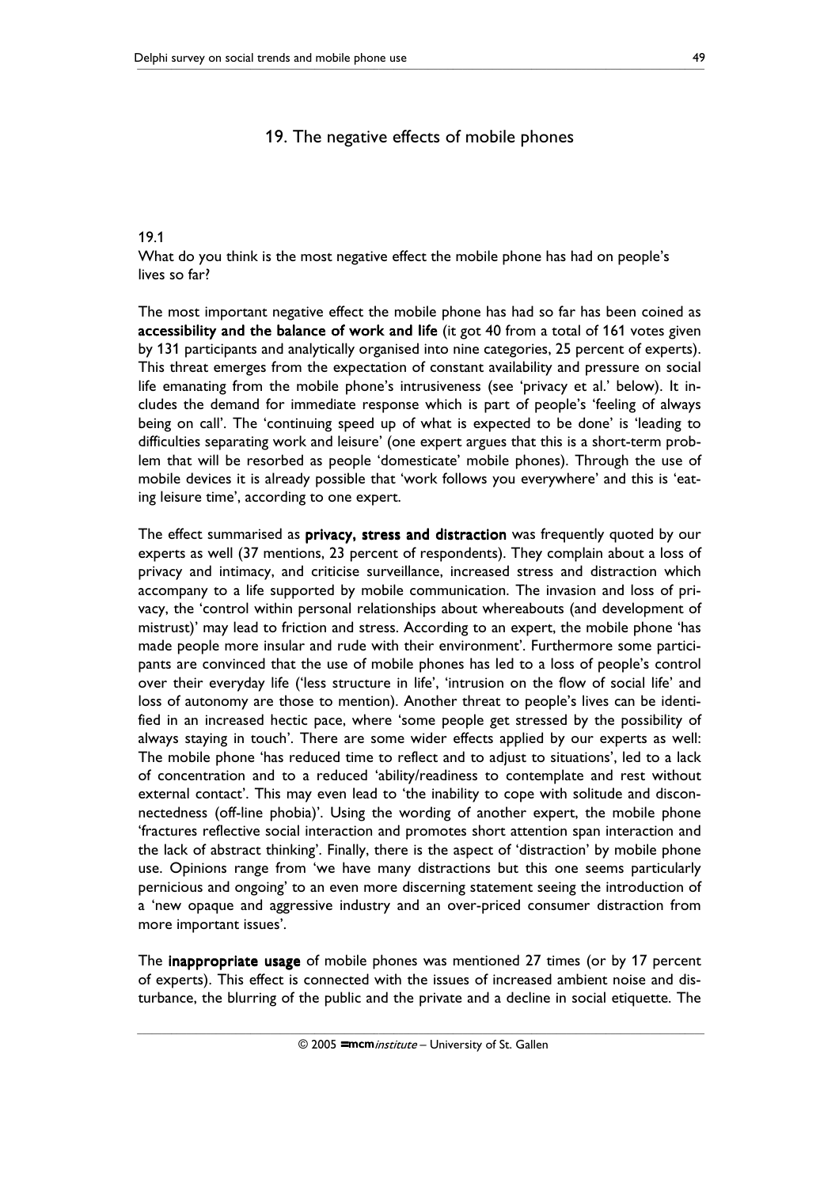# 19. The negative effects of mobile phones

19.1

What do you think is the most negative effect the mobile phone has had on people's lives so far?

The most important negative effect the mobile phone has had so far has been coined as **accessibility and the balance of work and life** (it got 40 from a total of 161 votes given by 131 participants and analytically organised into nine categories, 25 percent of experts). This threat emerges from the expectation of constant availability and pressure on social life emanating from the mobile phone's intrusiveness (see 'privacy et al.' below). It includes the demand for immediate response which is part of people's 'feeling of always being on call'. The 'continuing speed up of what is expected to be done' is 'leading to difficulties separating work and leisure' (one expert argues that this is a short-term problem that will be resorbed as people 'domesticate' mobile phones). Through the use of mobile devices it is already possible that 'work follows you everywhere' and this is 'eating leisure time', according to one expert.

The effect summarised as **privacy, stress and distraction** was frequently quoted by our experts as well (37 mentions, 23 percent of respondents). They complain about a loss of privacy and intimacy, and criticise surveillance, increased stress and distraction which accompany to a life supported by mobile communication. The invasion and loss of privacy, the 'control within personal relationships about whereabouts (and development of mistrust)' may lead to friction and stress. According to an expert, the mobile phone 'has made people more insular and rude with their environment'. Furthermore some participants are convinced that the use of mobile phones has led to a loss of people's control over their everyday life ('less structure in life', 'intrusion on the flow of social life' and loss of autonomy are those to mention). Another threat to people's lives can be identified in an increased hectic pace, where 'some people get stressed by the possibility of always staying in touch'. There are some wider effects applied by our experts as well: The mobile phone 'has reduced time to reflect and to adjust to situations', led to a lack of concentration and to a reduced 'ability/readiness to contemplate and rest without external contact'. This may even lead to 'the inability to cope with solitude and disconnectedness (off-line phobia)'. Using the wording of another expert, the mobile phone 'fractures reflective social interaction and promotes short attention span interaction and the lack of abstract thinking'. Finally, there is the aspect of 'distraction' by mobile phone use. Opinions range from 'we have many distractions but this one seems particularly pernicious and ongoing' to an even more discerning statement seeing the introduction of a 'new opaque and aggressive industry and an over-priced consumer distraction from more important issues'.

The **inappropriate usage** of mobile phones was mentioned 27 times (or by 17 percent of experts). This effect is connected with the issues of increased ambient noise and disturbance, the blurring of the public and the private and a decline in social etiquette. The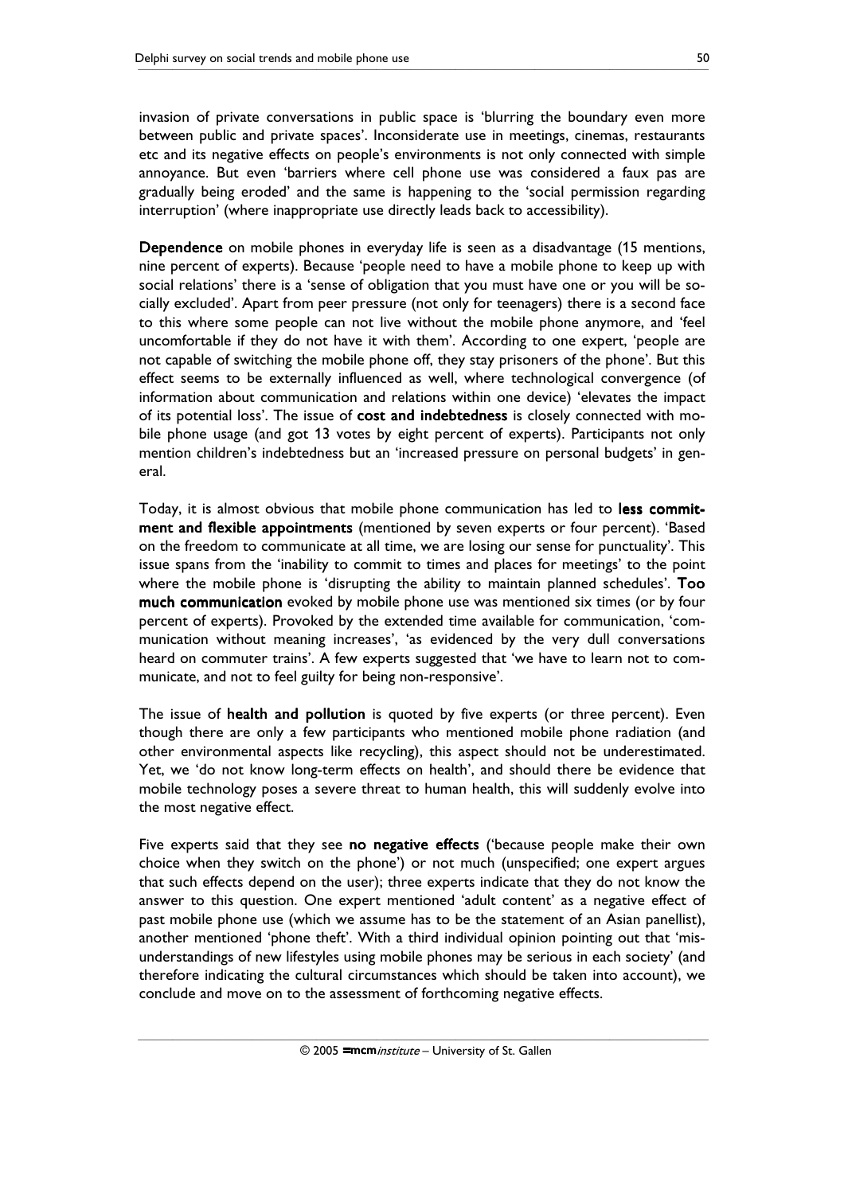invasion of private conversations in public space is 'blurring the boundary even more between public and private spaces'. Inconsiderate use in meetings, cinemas, restaurants etc and its negative effects on people's environments is not only connected with simple annoyance. But even 'barriers where cell phone use was considered a faux pas are gradually being eroded' and the same is happening to the 'social permission regarding interruption' (where inappropriate use directly leads back to accessibility).

**Dependence** on mobile phones in everyday life is seen as a disadvantage (15 mentions, nine percent of experts). Because 'people need to have a mobile phone to keep up with social relations' there is a 'sense of obligation that you must have one or you will be socially excluded'. Apart from peer pressure (not only for teenagers) there is a second face to this where some people can not live without the mobile phone anymore, and 'feel uncomfortable if they do not have it with them'. According to one expert, 'people are not capable of switching the mobile phone off, they stay prisoners of the phone'. But this effect seems to be externally influenced as well, where technological convergence (of information about communication and relations within one device) 'elevates the impact of its potential loss'. The issue of **cost and indebtedness** is closely connected with mobile phone usage (and got 13 votes by eight percent of experts). Participants not only mention children's indebtedness but an 'increased pressure on personal budgets' in general.

Today, it is almost obvious that mobile phone communication has led to **less commitment and flexible appointments** (mentioned by seven experts or four percent). 'Based on the freedom to communicate at all time, we are losing our sense for punctuality'. This issue spans from the 'inability to commit to times and places for meetings' to the point where the mobile phone is 'disrupting the ability to maintain planned schedules'. **Too much communication** evoked by mobile phone use was mentioned six times (or by four percent of experts). Provoked by the extended time available for communication, 'communication without meaning increases', 'as evidenced by the very dull conversations heard on commuter trains'. A few experts suggested that 'we have to learn not to communicate, and not to feel guilty for being non-responsive'.

The issue of **health and pollution** is quoted by five experts (or three percent). Even though there are only a few participants who mentioned mobile phone radiation (and other environmental aspects like recycling), this aspect should not be underestimated. Yet, we 'do not know long-term effects on health', and should there be evidence that mobile technology poses a severe threat to human health, this will suddenly evolve into the most negative effect.

Five experts said that they see **no negative effects** ('because people make their own choice when they switch on the phone') or not much (unspecified; one expert argues that such effects depend on the user); three experts indicate that they do not know the answer to this question. One expert mentioned 'adult content' as a negative effect of past mobile phone use (which we assume has to be the statement of an Asian panellist), another mentioned 'phone theft'. With a third individual opinion pointing out that 'misunderstandings of new lifestyles using mobile phones may be serious in each society' (and therefore indicating the cultural circumstances which should be taken into account), we conclude and move on to the assessment of forthcoming negative effects.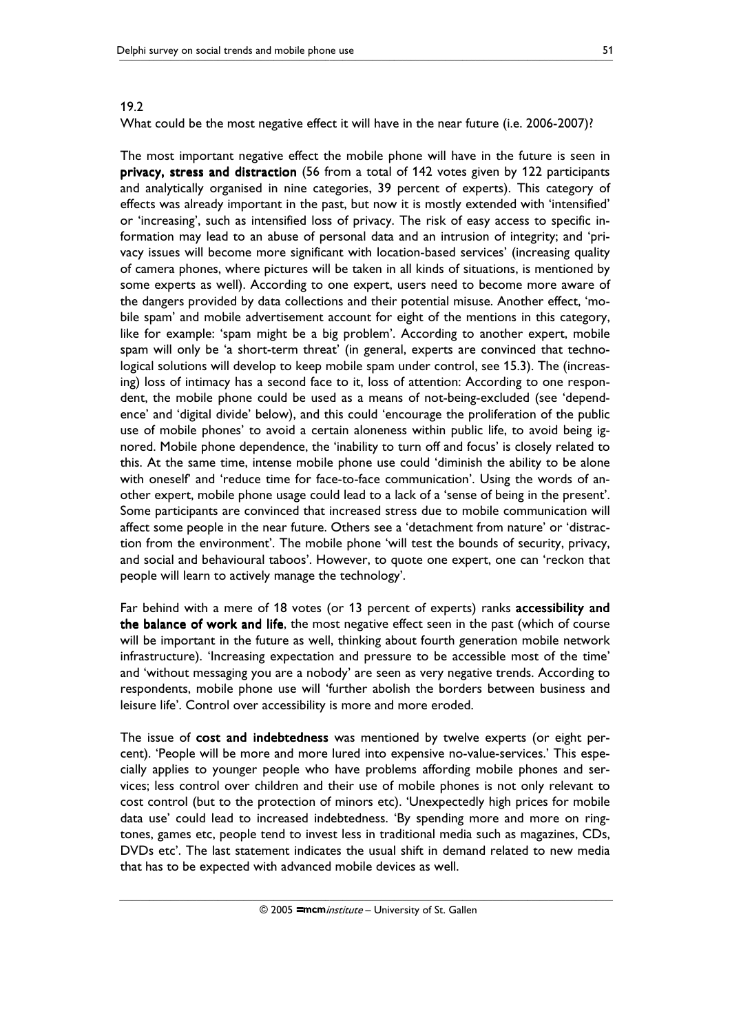19.2

What could be the most negative effect it will have in the near future (i.e. 2006-2007)?

The most important negative effect the mobile phone will have in the future is seen in **privacy, stress and distraction** (56 from a total of 142 votes given by 122 participants and analytically organised in nine categories, 39 percent of experts). This category of effects was already important in the past, but now it is mostly extended with 'intensified' or 'increasing', such as intensified loss of privacy. The risk of easy access to specific information may lead to an abuse of personal data and an intrusion of integrity; and 'privacy issues will become more significant with location-based services' (increasing quality of camera phones, where pictures will be taken in all kinds of situations, is mentioned by some experts as well). According to one expert, users need to become more aware of the dangers provided by data collections and their potential misuse. Another effect, 'mobile spam' and mobile advertisement account for eight of the mentions in this category, like for example: 'spam might be a big problem'. According to another expert, mobile spam will only be 'a short-term threat' (in general, experts are convinced that technological solutions will develop to keep mobile spam under control, see 15.3). The (increasing) loss of intimacy has a second face to it, loss of attention: According to one respondent, the mobile phone could be used as a means of not-being-excluded (see 'dependence' and 'digital divide' below), and this could 'encourage the proliferation of the public use of mobile phones' to avoid a certain aloneness within public life, to avoid being ignored. Mobile phone dependence, the 'inability to turn off and focus' is closely related to this. At the same time, intense mobile phone use could 'diminish the ability to be alone with oneself' and 'reduce time for face-to-face communication'. Using the words of another expert, mobile phone usage could lead to a lack of a 'sense of being in the present'. Some participants are convinced that increased stress due to mobile communication will affect some people in the near future. Others see a 'detachment from nature' or 'distraction from the environment'. The mobile phone 'will test the bounds of security, privacy, and social and behavioural taboos'. However, to quote one expert, one can 'reckon that people will learn to actively manage the technology'.

Far behind with a mere of 18 votes (or 13 percent of experts) ranks **accessibility and the balance of work and life**, the most negative effect seen in the past (which of course will be important in the future as well, thinking about fourth generation mobile network infrastructure). 'Increasing expectation and pressure to be accessible most of the time' and 'without messaging you are a nobody' are seen as very negative trends. According to respondents, mobile phone use will 'further abolish the borders between business and leisure life'. Control over accessibility is more and more eroded.

The issue of **cost and indebtedness** was mentioned by twelve experts (or eight percent). 'People will be more and more lured into expensive no-value-services.' This especially applies to younger people who have problems affording mobile phones and services; less control over children and their use of mobile phones is not only relevant to cost control (but to the protection of minors etc). 'Unexpectedly high prices for mobile data use' could lead to increased indebtedness. 'By spending more and more on ringtones, games etc, people tend to invest less in traditional media such as magazines, CDs, DVDs etc'. The last statement indicates the usual shift in demand related to new media that has to be expected with advanced mobile devices as well.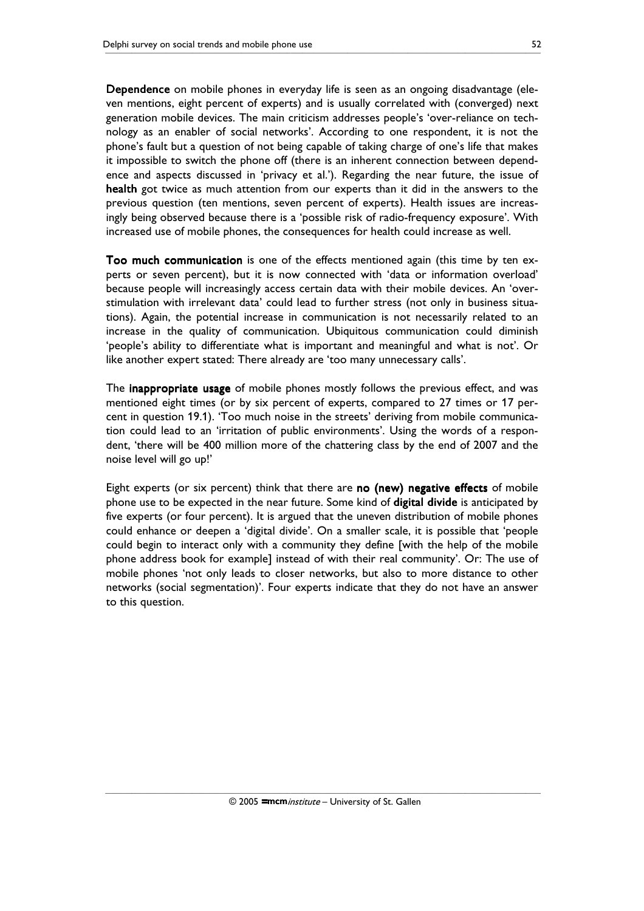**Dependence** on mobile phones in everyday life is seen as an ongoing disadvantage (eleven mentions, eight percent of experts) and is usually correlated with (converged) next generation mobile devices. The main criticism addresses people's 'over-reliance on technology as an enabler of social networks'. According to one respondent, it is not the phone's fault but a question of not being capable of taking charge of one's life that makes it impossible to switch the phone off (there is an inherent connection between dependence and aspects discussed in 'privacy et al.'). Regarding the near future, the issue of **health** got twice as much attention from our experts than it did in the answers to the previous question (ten mentions, seven percent of experts). Health issues are increasingly being observed because there is a 'possible risk of radio-frequency exposure'. With increased use of mobile phones, the consequences for health could increase as well.

**Too much communication** is one of the effects mentioned again (this time by ten experts or seven percent), but it is now connected with 'data or information overload' because people will increasingly access certain data with their mobile devices. An 'overstimulation with irrelevant data' could lead to further stress (not only in business situations). Again, the potential increase in communication is not necessarily related to an increase in the quality of communication. Ubiquitous communication could diminish 'people's ability to differentiate what is important and meaningful and what is not'. Or like another expert stated: There already are 'too many unnecessary calls'.

The **inappropriate usage** of mobile phones mostly follows the previous effect, and was mentioned eight times (or by six percent of experts, compared to 27 times or 17 percent in question 19.1). 'Too much noise in the streets' deriving from mobile communication could lead to an 'irritation of public environments'. Using the words of a respondent, 'there will be 400 million more of the chattering class by the end of 2007 and the noise level will go up!'

Eight experts (or six percent) think that there are **no (new) negative effects** of mobile phone use to be expected in the near future. Some kind of **digital divide** is anticipated by five experts (or four percent). It is argued that the uneven distribution of mobile phones could enhance or deepen a 'digital divide'. On a smaller scale, it is possible that 'people could begin to interact only with a community they define [with the help of the mobile phone address book for example] instead of with their real community'. Or: The use of mobile phones 'not only leads to closer networks, but also to more distance to other networks (social segmentation)'. Four experts indicate that they do not have an answer to this question.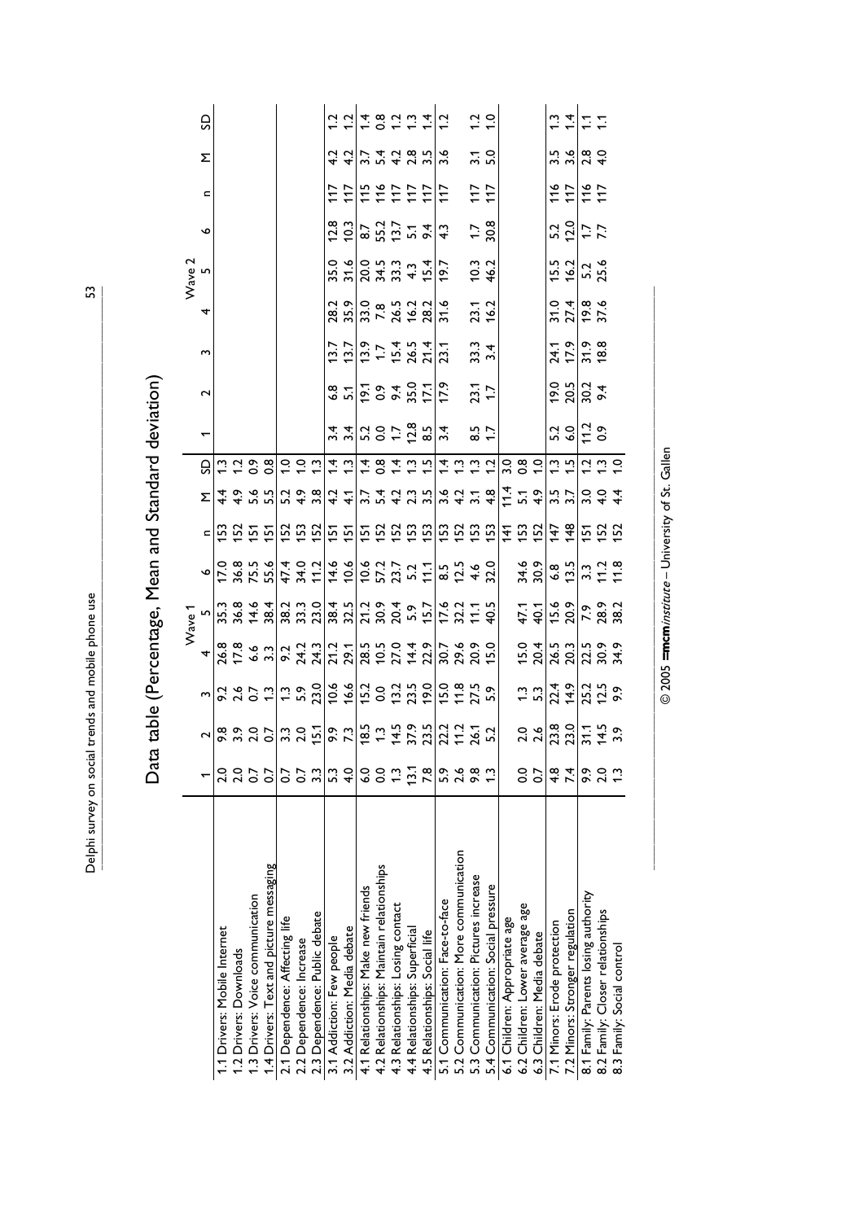# Data table (Percentage, Mean and Standard deviation)

| | Wave 1 | | | | | | | | | Wave 2 | | | | | | | | |
|---|---|---|---|---|---|---|---|---|---|---|---|---|---|---|---|---|---|---|
| | 1 | 2 | 3 | 4 | 5 | 6 | n | M | SD | 1 | 2 | 3 | 4 | 5 | 6 | n | M | SD |
| 1.1 Drivers: Mobile Internet | 2.0 | 9.8 | 9.2 | 26.8 | 35.3 | 17.0 | 153 | 4.4 | 1.3 | | | | | | | | | |
| 1.2 Drivers: Downloads | 2.0 | 3.9 | 2.6 | 17.8 | 36.8 | 36.8 | 152 | 4.9 | 1.2 | | | | | | | | | |
| 1.3 Drivers: Voice communication | 0.7 | 2.0 | 0.7 | 6.6 | 14.6 | 75.5 | 151 | 5.6 | 0.9 | | | | | | | | | |
| 1.4 Drivers: Text and picture messaging | 0.7 | 0.7 | 1.3 | 3.3 | 38.4 | 55.6 | 151 | 5.5 | 0.8 | | | | | | | | | |
| 2.1 Dependence: Affecting life | 0.7 | 3.3 | 1.3 | 9.2 | 38.2 | 47.4 | 152 | 5.2 | 1.0 | | | | | | | | | |
| 2.2 Dependence: Increase | 0.7 | 2.0 | 5.9 | 24.2 | 33.3 | 34.0 | 153 | 4.9 | 1.0 | | | | | | | | | |
| 2.3 Dependence: Public debate | 3.3 | 15.1 | 23.0 | 24.3 | 23.0 | 11.2 | 152 | 3.8 | 1.3 | | | | | | | | | |
| 3.1 Addiction: Few people | 5.3 | 9.9 | 10.6 | 21.2 | 38.4 | 14.6 | 151 | 4.2 | 1.4 | 3.4 | 6.8 | 13.7 | 28.2 | 35.0 | 12.8 | 117 | 4.2 | 1.2 |
| 3.2 Addiction: Media debate | 4.0 | 7.3 | 16.6 | 29.1 | 32.5 | 10.6 | 151 | 4.1 | 1.3 | 3.4 | 5.1 | 13.7 | 35.9 | 31.6 | 10.3 | 117 | 4.2 | 1.2 |
| 4.1 Relationships: Make new friends | 6.0 | 18.5 | 15.2 | 28.5 | 21.2 | 10.6 | 151 | 3.7 | 1.4 | 5.2 | 19.1 | 13.9 | 33.0 | 20.0 | 8.7 | 115 | 3.7 | 1.4 |
| 4.2 Relationships: Maintain relationships | 0.0 | 1.3 | 0.0 | 10.5 | 30.9 | 57.2 | 152 | 5.4 | 0.8 | 0.0 | 0.9 | 1.7 | 7.8 | 34.5 | 55.2 | 116 | 5.4 | 0.8 |
| 4.3 Relationships: Losing contact | 1.3 | 14.5 | 13.2 | 27.0 | 20.4 | 23.7 | 152 | 4.2 | 1.4 | 1.7 | 9.4 | 15.4 | 26.5 | 33.3 | 13.7 | 117 | 4.2 | 1.2 |
| 4.4 Relationships: Superficial | 13.1 | 37.9 | 23.5 | 14.4 | 5.9 | 5.2 | 153 | 2.3 | 1.3 | 12.8 | 35.0 | 26.5 | 16.2 | 4.3 | 5.1 | 117 | 2.8 | 1.3 |
| 4.5 Relationships: Social life | 7.8 | 23.5 | 19.0 | 22.9 | 15.7 | 11.1 | 153 | 3.5 | 1.5 | 8.5 | 17.1 | 21.4 | 28.2 | 15.4 | 9.4 | 117 | 3.5 | 1.4 |
| 5.1 Communication: Face-to-face | 5.9 | 22.2 | 15.0 | 30.7 | 17.6 | 8.5 | 153 | 3.6 | 1.4 | 3.4 | 17.9 | 23.1 | 31.6 | 19.7 | 4.3 | 117 | 3.6 | 1.2 |
| 5.2 Communication: More communication | 2.6 | 11.2 | 11.8 | 29.6 | 32.2 | 12.5 | 152 | 4.2 | 1.3 | | | | | | | | | |
| 5.3 Communication: Pictures increase | 9.8 | 26.1 | 27.5 | 20.9 | 11.1 | 4.6 | 153 | 3.1 | 1.3 | 8.5 | 23.1 | 33.3 | 23.1 | 10.3 | 1.7 | 117 | 3.1 | 1.2 |
| 5.4 Communication: Social pressure | 1.3 | 5.2 | 5.9 | 15.0 | 40.5 | 32.0 | 153 | 4.8 | 1.2 | 1.7 | 1.7 | 3.4 | 16.2 | 46.2 | 30.8 | 117 | 5.0 | 1.0 |
| 6.1 Children: Appropriate age | | | | | | | 141 | 11.4 | 3.0 | | | | | | | | | |
| 6.2 Children: Lower average age | 0.0 | 2.0 | 1.3 | 15.0 | 47.1 | 34.6 | 153 | 5.1 | 0.8 | | | | | | | | | |
| 6.3 Children: Media debate | 0.7 | 2.6 | 5.3 | 20.4 | 40.1 | 30.9 | 152 | 4.9 | 1.0 | | | | | | | | | |
| 7.1 Minors: Erode protection | 4.8 | 23.8 | 22.4 | 26.5 | 15.6 | 6.8 | 147 | 3.5 | 1.3 | 5.2 | 19.0 | 24.1 | 31.0 | 15.5 | 5.2 | 116 | 3.5 | 1.3 |
| 7.2 Minors: Stronger regulation | 7.4 | 23.0 | 14.9 | 20.3 | 20.9 | 13.5 | 148 | 3.7 | 1.5 | 6.0 | 20.5 | 17.9 | 27.4 | 16.2 | 12.0 | 117 | 3.6 | 1.4 |
| 8.1 Family: Parents losing authority | 9.9 | 31.1 | 25.2 | 22.5 | 7.9 | 3.3 | 151 | 3.0 | 1.2 | 11.2 | 30.2 | 31.9 | 19.8 | 5.2 | 1.7 | 116 | 2.8 | 1.1 |
| 8.2 Family: Closer relationships | 2.0 | 14.5 | 12.5 | 30.9 | 28.9 | 11.2 | 152 | 4.0 | 1.3 | 0.9 | 9.4 | 18.8 | 37.6 | 25.6 | 7.7 | 117 | 4.0 | 1.1 |
| 8.3 Family: Social control | 1.3 | 3.9 | 9.9 | 34.9 | 38.2 | 11.8 | 152 | 4.4 | 1.0 | | | | | | | | | |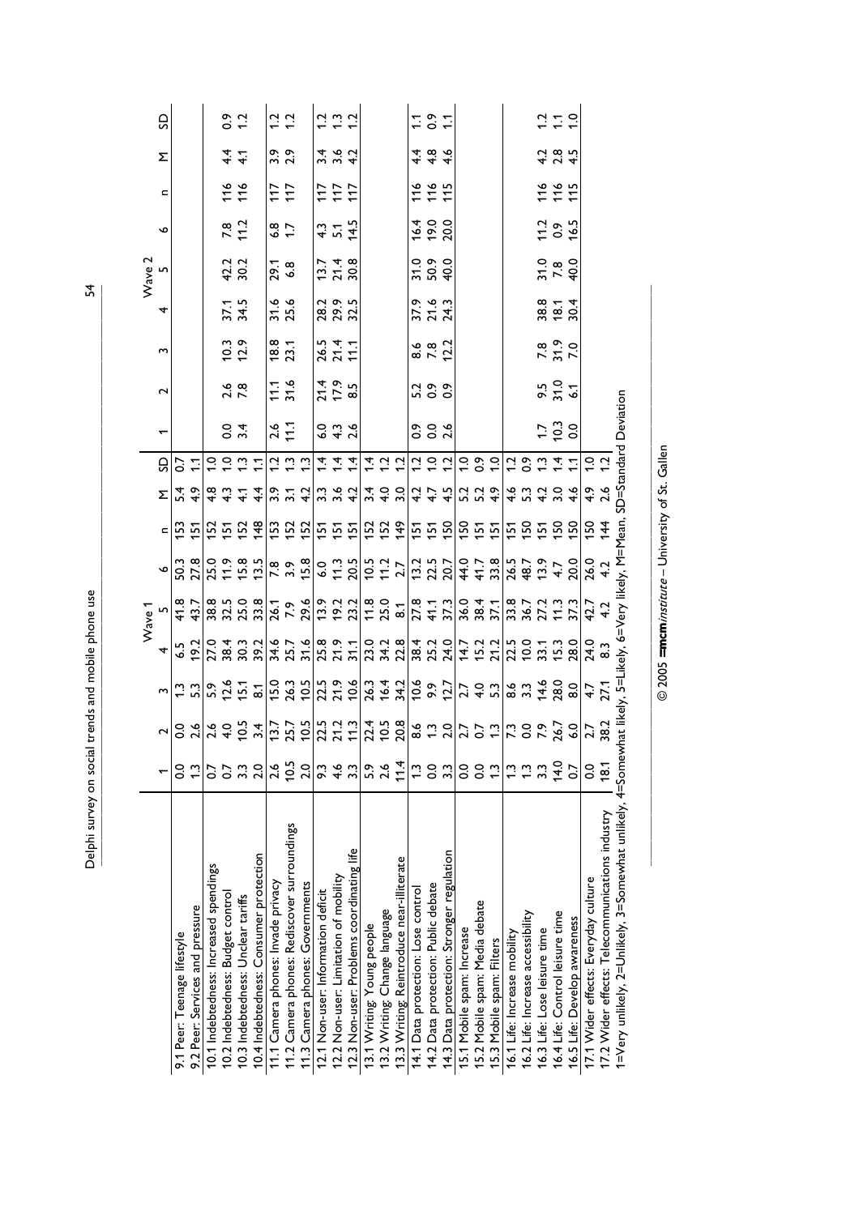| | Wave 1 | | | | | | | | | Wave 2 | | | | | | | | |
|---|---|---|---|---|---|---|---|---|---|---|---|---|---|---|---|---|---|---|
| | 1 | 2 | 3 | 4 | 5 | 6 | n | M | SD | 1 | 2 | 3 | 4 | 5 | 6 | n | M | SD |
| 9.1 Peer: Teenage lifestyle | 0.0 | 0.0 | 1.3 | 6.5 | 41.8 | 50.3 | 153 | 5.4 | 0.7 | | | | | | | | | |
| 9.2 Peer: Services and pressure | 1.3 | 2.6 | 5.3 | 19.2 | 43.7 | 27.8 | 151 | 4.9 | 1.1 | | | | | | | | | |
| 10.1 Indebtedness: Increased spendings | 0.7 | 2.6 | 5.9 | 27.0 | 38.8 | 25.0 | 152 | 4.8 | 1.0 | | | | | | | | | |
| 10.2 Indebtedness: Budget control | 0.7 | 4.0 | 12.6 | 38.4 | 32.5 | 11.9 | 151 | 4.3 | 1.0 | 0.0 | 2.6 | 10.3 | 37.1 | 42.2 | 7.8 | 116 | 4.4 | 0.9 |
| 10.3 Indebtedness: Unclear tariffs | 3.3 | 10.5 | 15.1 | 30.3 | 25.0 | 15.8 | 152 | 4.1 | 1.3 | 3.4 | 7.8 | 12.9 | 34.5 | 30.2 | 11.2 | 116 | 4.1 | 1.2 |
| 10.4 Indebtedness: Consumer protection | 2.0 | 3.4 | 8.1 | 39.2 | 33.8 | 13.5 | 148 | 4.4 | 1.1 | | | | | | | | | |
| 11.1 Camera phones: Invade privacy | 2.6 | 13.7 | 15.0 | 34.6 | 26.1 | 7.8 | 153 | 3.9 | 1.2 | 2.6 | 11.1 | 18.8 | 31.6 | 29.1 | 6.8 | 117 | 3.9 | 1.2 |
| 11.2 Camera phones: Rediscover surroundings | 10.5 | 25.7 | 26.3 | 25.7 | 7.9 | 3.9 | 152 | 3.1 | 1.3 | 11.1 | 31.6 | 23.1 | 25.6 | 6.8 | 1.7 | 117 | 2.9 | 1.2 |
| 11.3 Camera phones: Governments | 2.0 | 10.5 | 10.5 | 31.6 | 29.6 | 15.8 | 152 | 4.2 | 1.3 | | | | | | | | | |
| 12.1 Non-user: Information deficit | 9.3 | 22.5 | 22.5 | 25.8 | 13.9 | 6.0 | 151 | 3.3 | 1.4 | 6.0 | 21.4 | 26.5 | 28.2 | 13.7 | 4.3 | 117 | 3.4 | 1.2 |
| 12.2 Non-user: Limitation of mobility | 4.6 | 21.2 | 21.9 | 21.9 | 19.2 | 11.3 | 151 | 3.6 | 1.4 | 4.3 | 17.9 | 21.4 | 29.9 | 21.4 | 5.1 | 117 | 3.6 | 1.3 |
| 12.3 Non-user: Problems coordinating life | 3.3 | 11.3 | 10.6 | 31.1 | 23.2 | 20.5 | 151 | 4.2 | 1.4 | 2.6 | 8.5 | 11.1 | 32.5 | 30.8 | 14.5 | 117 | 4.2 | 1.2 |
| 13.1 Writing: Young people | 5.9 | 22.4 | 26.3 | 23.0 | 11.8 | 10.5 | 152 | 3.4 | 1.4 | | | | | | | | | |
| 13.2 Writing: Change language | 2.6 | 10.5 | 16.4 | 34.2 | 25.0 | 11.2 | 152 | 4.0 | 1.2 | | | | | | | | | |
| 13.3 Writing: Reintroduce near-illiterate | 11.4 | 20.8 | 34.2 | 22.8 | 8.1 | 2.7 | 149 | 3.0 | 1.2 | | | | | | | | | |
| 14.1 Data protection: Lose control | 1.3 | 8.6 | 10.6 | 38.4 | 27.8 | 13.2 | 151 | 4.2 | 1.2 | 0.9 | 5.2 | 8.6 | 37.9 | 31.0 | 16.4 | 116 | 4.4 | 1.1 |
| 14.2 Data protection: Public debate | 0.0 | 1.3 | 9.9 | 25.2 | 41.1 | 22.5 | 151 | 4.7 | 1.0 | 0.0 | 0.9 | 7.8 | 21.6 | 50.9 | 19.0 | 116 | 4.8 | 0.9 |
| 14.3 Data protection: Stronger regulation | 3.3 | 2.0 | 12.7 | 24.0 | 37.3 | 20.7 | 150 | 4.5 | 1.2 | 2.6 | 0.9 | 12.2 | 24.3 | 40.0 | 20.0 | 115 | 4.6 | 1.1 |
| 15.1 Mobile spam: Increase | 0.0 | 2.7 | 2.7 | 14.7 | 36.0 | 44.0 | 150 | 5.2 | 1.0 | | | | | | | | | |
| 15.2 Mobile spam: Media debate | 0.0 | 0.7 | 4.0 | 15.2 | 38.4 | 41.7 | 151 | 5.2 | 0.9 | | | | | | | | | |
| 15.3 Mobile spam: Filters | 1.3 | 1.3 | 5.3 | 21.2 | 37.1 | 33.8 | 151 | 4.9 | 1.0 | | | | | | | | | |
| 16.1 Life: Increase mobility | 1.3 | 7.3 | 8.6 | 22.5 | 33.8 | 26.5 | 151 | 4.6 | 1.2 | | | | | | | | | |
| 16.2 Life: Increase accessibility | 1.3 | 0.0 | 3.3 | 10.0 | 36.7 | 48.7 | 150 | 5.3 | 0.9 | | | | | | | | | |
| 16.3 Life: Lose leisure time | 3.3 | 7.9 | 14.6 | 33.1 | 27.2 | 13.9 | 151 | 4.2 | 1.3 | 1.7 | 9.5 | 7.8 | 38.8 | 31.0 | 11.2 | 116 | 4.2 | 1.2 |
| 16.4 Life: Control leisure time | 14.0 | 26.7 | 28.0 | 15.3 | 11.3 | 4.7 | 150 | 3.0 | 1.4 | 10.3 | 31.0 | 31.9 | 18.1 | 7.8 | 0.9 | 116 | 2.8 | 1.1 |
| 16.5 Life: Develop awareness | 0.7 | 6.0 | 8.0 | 28.0 | 37.3 | 20.0 | 150 | 4.6 | 1.1 | 0.0 | 6.1 | 7.0 | 30.4 | 40.0 | 16.5 | 115 | 4.5 | 1.0 |
| 17.1 Wider effects: Everyday culture | 0.0 | 2.7 | 4.7 | 24.0 | 42.7 | 26.0 | 150 | 4.9 | 1.0 | | | | | | | | | |
| 17.2 Wider effects: Telecommunications industry | 18.1 | 38.2 | 27.1 | 8.3 | 4.2 | 4.2 | 144 | 2.6 | 1.2 | | | | | | | | | |

1=Very unlikely, 2=Unlikely, 3=Somewhat unlikely, 4=Somewhat likely, 5=Likely, 6=Very likely, M=Mean, SD=Standard Deviation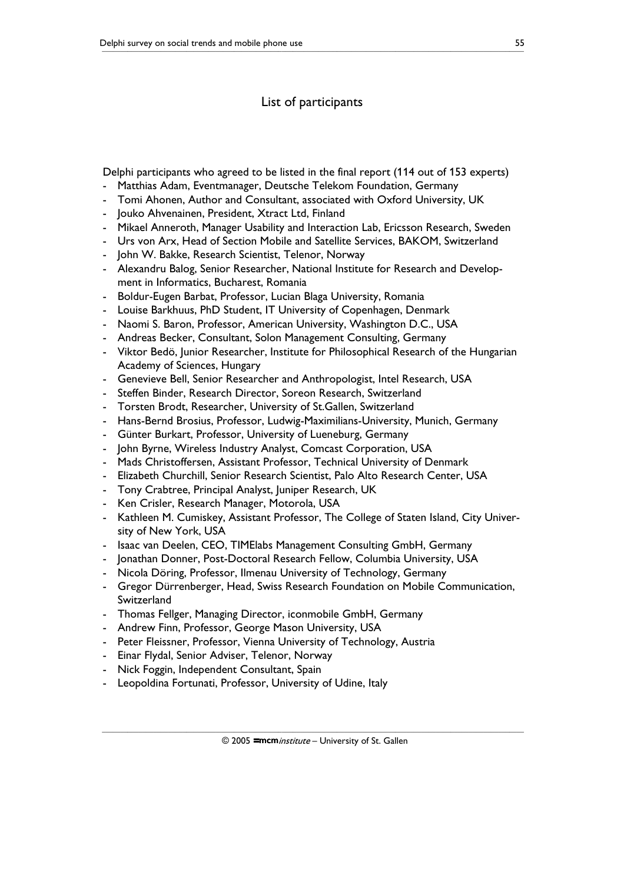# List of participants

Delphi participants who agreed to be listed in the final report (114 out of 153 experts)

- Matthias Adam, Eventmanager, Deutsche Telekom Foundation, Germany
- Tomi Ahonen, Author and Consultant, associated with Oxford University, UK
- Jouko Ahvenainen, President, Xtract Ltd, Finland
- Mikael Anneroth, Manager Usability and Interaction Lab, Ericsson Research, Sweden
- Urs von Arx, Head of Section Mobile and Satellite Services, BAKOM, Switzerland
- John W. Bakke, Research Scientist, Telenor, Norway
- Alexandru Balog, Senior Researcher, National Institute for Research and Development in Informatics, Bucharest, Romania
- Boldur-Eugen Barbat, Professor, Lucian Blaga University, Romania
- Louise Barkhuus, PhD Student, IT University of Copenhagen, Denmark
- Naomi S. Baron, Professor, American University, Washington D.C., USA
- Andreas Becker, Consultant, Solon Management Consulting, Germany
- Viktor Bedö, Junior Researcher, Institute for Philosophical Research of the Hungarian Academy of Sciences, Hungary
- Genevieve Bell, Senior Researcher and Anthropologist, Intel Research, USA
- Steffen Binder, Research Director, Soreon Research, Switzerland
- Torsten Brodt, Researcher, University of St.Gallen, Switzerland
- Hans-Bernd Brosius, Professor, Ludwig-Maximilians-University, Munich, Germany
- Günter Burkart, Professor, University of Lueneburg, Germany
- John Byrne, Wireless Industry Analyst, Comcast Corporation, USA
- Mads Christoffersen, Assistant Professor, Technical University of Denmark
- Elizabeth Churchill, Senior Research Scientist, Palo Alto Research Center, USA
- Tony Crabtree, Principal Analyst, Juniper Research, UK
- Ken Crisler, Research Manager, Motorola, USA
- Kathleen M. Cumiskey, Assistant Professor, The College of Staten Island, City University of New York, USA
- Isaac van Deelen, CEO, TIMElabs Management Consulting GmbH, Germany
- Jonathan Donner, Post-Doctoral Research Fellow, Columbia University, USA
- Nicola Döring, Professor, Ilmenau University of Technology, Germany
- Gregor Dürrenberger, Head, Swiss Research Foundation on Mobile Communication, Switzerland
- Thomas Fellger, Managing Director, iconmobile GmbH, Germany
- Andrew Finn, Professor, George Mason University, USA
- Peter Fleissner, Professor, Vienna University of Technology, Austria
- Einar Flydal, Senior Adviser, Telenor, Norway
- Nick Foggin, Independent Consultant, Spain
- Leopoldina Fortunati, Professor, University of Udine, Italy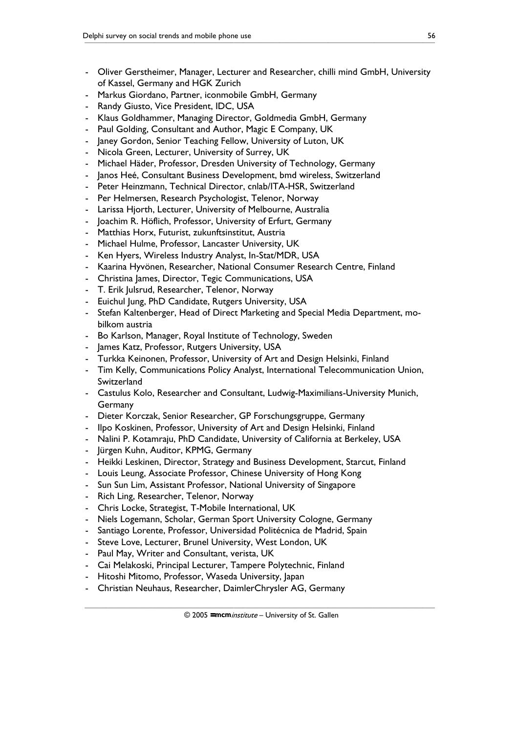- Oliver Gerstheimer, Manager, Lecturer and Researcher, chilli mind GmbH, University of Kassel, Germany and HGK Zurich
- Markus Giordano, Partner, iconmobile GmbH, Germany
- Randy Giusto, Vice President, IDC, USA
- Klaus Goldhammer, Managing Director, Goldmedia GmbH, Germany
- Paul Golding, Consultant and Author, Magic E Company, UK
- Janey Gordon, Senior Teaching Fellow, University of Luton, UK
- Nicola Green, Lecturer, University of Surrey, UK
- Michael Häder, Professor, Dresden University of Technology, Germany
- Janos Heé, Consultant Business Development, bmd wireless, Switzerland
- Peter Heinzmann, Technical Director, cnlab/ITA-HSR, Switzerland
- Per Helmersen, Research Psychologist, Telenor, Norway
- Larissa Hjorth, Lecturer, University of Melbourne, Australia
- Joachim R. Höflich, Professor, University of Erfurt, Germany
- Matthias Horx, Futurist, zukunftsinstitut, Austria
- Michael Hulme, Professor, Lancaster University, UK
- Ken Hyers, Wireless Industry Analyst, In-Stat/MDR, USA
- Kaarina Hyvönen, Researcher, National Consumer Research Centre, Finland
- Christina James, Director, Tegic Communications, USA
- T. Erik Julsrud, Researcher, Telenor, Norway
- Euichul Jung, PhD Candidate, Rutgers University, USA
- Stefan Kaltenberger, Head of Direct Marketing and Special Media Department, mobilkom austria
- Bo Karlson, Manager, Royal Institute of Technology, Sweden
- James Katz, Professor, Rutgers University, USA
- Turkka Keinonen, Professor, University of Art and Design Helsinki, Finland
- Tim Kelly, Communications Policy Analyst, International Telecommunication Union, Switzerland
- Castulus Kolo, Researcher and Consultant, Ludwig-Maximilians-University Munich, Germany
- Dieter Korczak, Senior Researcher, GP Forschungsgruppe, Germany
- Ilpo Koskinen, Professor, University of Art and Design Helsinki, Finland
- Nalini P. Kotamraju, PhD Candidate, University of California at Berkeley, USA
- Jürgen Kuhn, Auditor, KPMG, Germany
- Heikki Leskinen, Director, Strategy and Business Development, Starcut, Finland
- Louis Leung, Associate Professor, Chinese University of Hong Kong
- Sun Sun Lim, Assistant Professor, National University of Singapore
- Rich Ling, Researcher, Telenor, Norway
- Chris Locke, Strategist, T-Mobile International, UK
- Niels Logemann, Scholar, German Sport University Cologne, Germany
- Santiago Lorente, Professor, Universidad Politécnica de Madrid, Spain
- Steve Love, Lecturer, Brunel University, West London, UK
- Paul May, Writer and Consultant, verista, UK
- Cai Melakoski, Principal Lecturer, Tampere Polytechnic, Finland
- Hitoshi Mitomo, Professor, Waseda University, Japan
- Christian Neuhaus, Researcher, DaimlerChrysler AG, Germany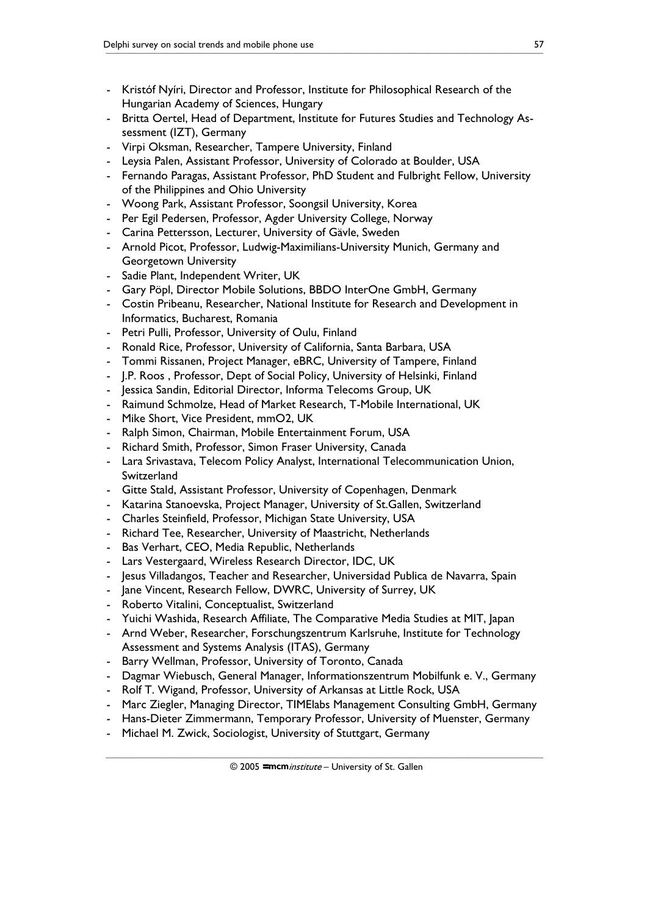- Kristóf Nyíri, Director and Professor, Institute for Philosophical Research of the Hungarian Academy of Sciences, Hungary
- Britta Oertel, Head of Department, Institute for Futures Studies and Technology Assessment (IZT), Germany
- Virpi Oksman, Researcher, Tampere University, Finland
- Leysia Palen, Assistant Professor, University of Colorado at Boulder, USA
- Fernando Paragas, Assistant Professor, PhD Student and Fulbright Fellow, University of the Philippines and Ohio University
- Woong Park, Assistant Professor, Soongsil University, Korea
- Per Egil Pedersen, Professor, Agder University College, Norway
- Carina Pettersson, Lecturer, University of Gävle, Sweden
- Arnold Picot, Professor, Ludwig-Maximilians-University Munich, Germany and Georgetown University
- Sadie Plant, Independent Writer, UK
- Gary Pöpl, Director Mobile Solutions, BBDO InterOne GmbH, Germany
- Costin Pribeanu, Researcher, National Institute for Research and Development in Informatics, Bucharest, Romania
- Petri Pulli, Professor, University of Oulu, Finland
- Ronald Rice, Professor, University of California, Santa Barbara, USA
- Tommi Rissanen, Project Manager, eBRC, University of Tampere, Finland
- J.P. Roos , Professor, Dept of Social Policy, University of Helsinki, Finland
- Jessica Sandin, Editorial Director, Informa Telecoms Group, UK
- Raimund Schmolze, Head of Market Research, T-Mobile International, UK
- Mike Short, Vice President, mmO2, UK
- Ralph Simon, Chairman, Mobile Entertainment Forum, USA
- Richard Smith, Professor, Simon Fraser University, Canada
- Lara Srivastava, Telecom Policy Analyst, International Telecommunication Union, Switzerland
- Gitte Stald, Assistant Professor, University of Copenhagen, Denmark
- Katarina Stanoevska, Project Manager, University of St.Gallen, Switzerland
- Charles Steinfield, Professor, Michigan State University, USA
- Richard Tee, Researcher, University of Maastricht, Netherlands
- Bas Verhart, CEO, Media Republic, Netherlands
- Lars Vestergaard, Wireless Research Director, IDC, UK
- Jesus Villadangos, Teacher and Researcher, Universidad Publica de Navarra, Spain
- Jane Vincent, Research Fellow, DWRC, University of Surrey, UK
- Roberto Vitalini, Conceptualist, Switzerland
- Yuichi Washida, Research Affiliate, The Comparative Media Studies at MIT, Japan
- Arnd Weber, Researcher, Forschungszentrum Karlsruhe, Institute for Technology Assessment and Systems Analysis (ITAS), Germany
- Barry Wellman, Professor, University of Toronto, Canada
- Dagmar Wiebusch, General Manager, Informationszentrum Mobilfunk e. V., Germany
- Rolf T. Wigand, Professor, University of Arkansas at Little Rock, USA
- Marc Ziegler, Managing Director, TIMElabs Management Consulting GmbH, Germany
- Hans-Dieter Zimmermann, Temporary Professor, University of Muenster, Germany
- Michael M. Zwick, Sociologist, University of Stuttgart, Germany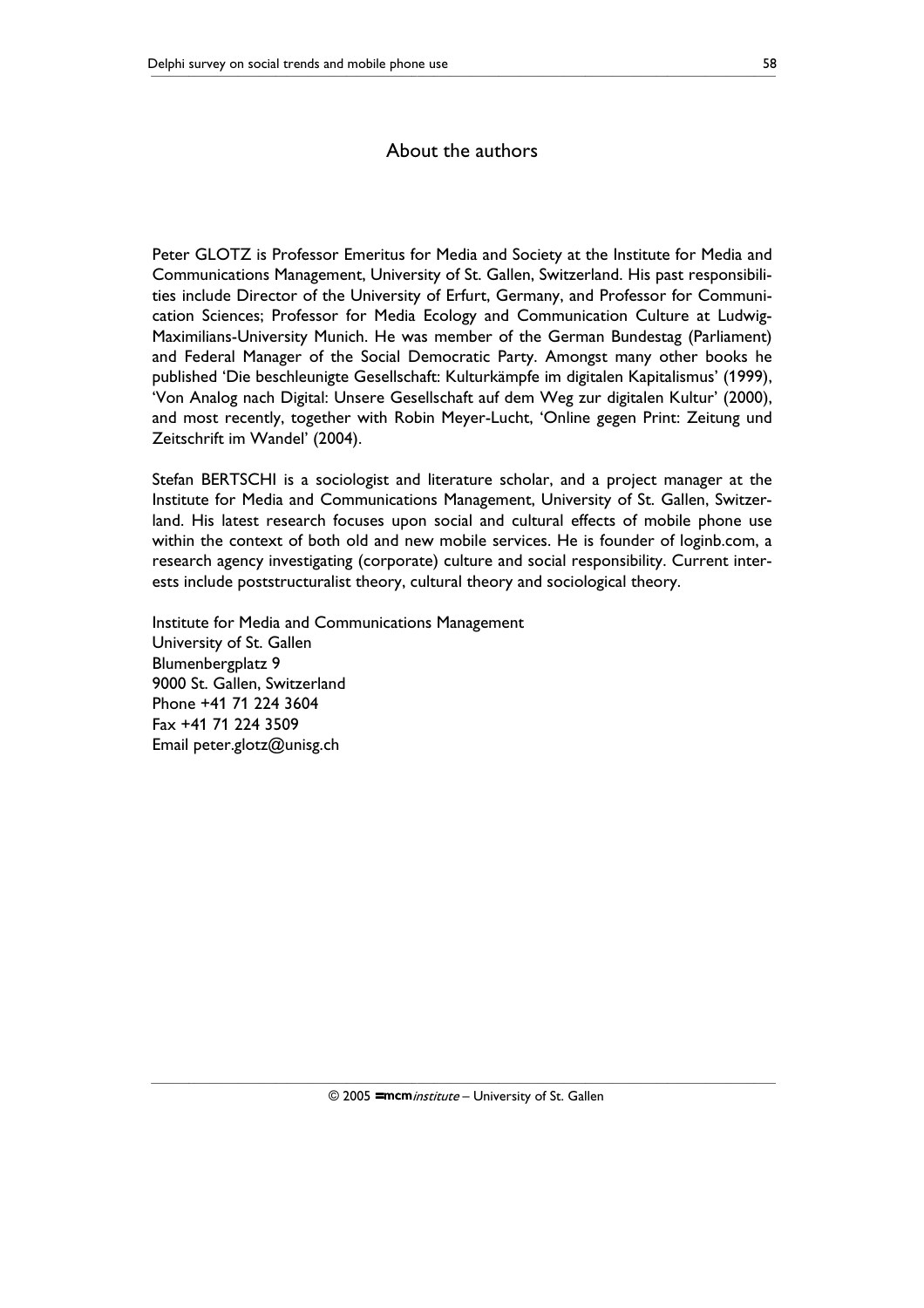## About the authors

Peter GLOTZ is Professor Emeritus for Media and Society at the Institute for Media and Communications Management, University of St. Gallen, Switzerland. His past responsibilities include Director of the University of Erfurt, Germany, and Professor for Communication Sciences; Professor for Media Ecology and Communication Culture at Ludwig-Maximilians-University Munich. He was member of the German Bundestag (Parliament) and Federal Manager of the Social Democratic Party. Amongst many other books he published 'Die beschleunigte Gesellschaft: Kulturkämpfe im digitalen Kapitalismus' (1999), 'Von Analog nach Digital: Unsere Gesellschaft auf dem Weg zur digitalen Kultur' (2000), and most recently, together with Robin Meyer-Lucht, 'Online gegen Print: Zeitung und Zeitschrift im Wandel' (2004).

Stefan BERTSCHI is a sociologist and literature scholar, and a project manager at the Institute for Media and Communications Management, University of St. Gallen, Switzerland. His latest research focuses upon social and cultural effects of mobile phone use within the context of both old and new mobile services. He is founder of loginb.com, a research agency investigating (corporate) culture and social responsibility. Current interests include poststructuralist theory, cultural theory and sociological theory.

Institute for Media and Communications Management
University of St. Gallen
Blumenbergplatz 9
9000 St. Gallen, Switzerland
Phone +41 71 224 3604
Fax +41 71 224 3509
Email peter.glotz@unisg.ch